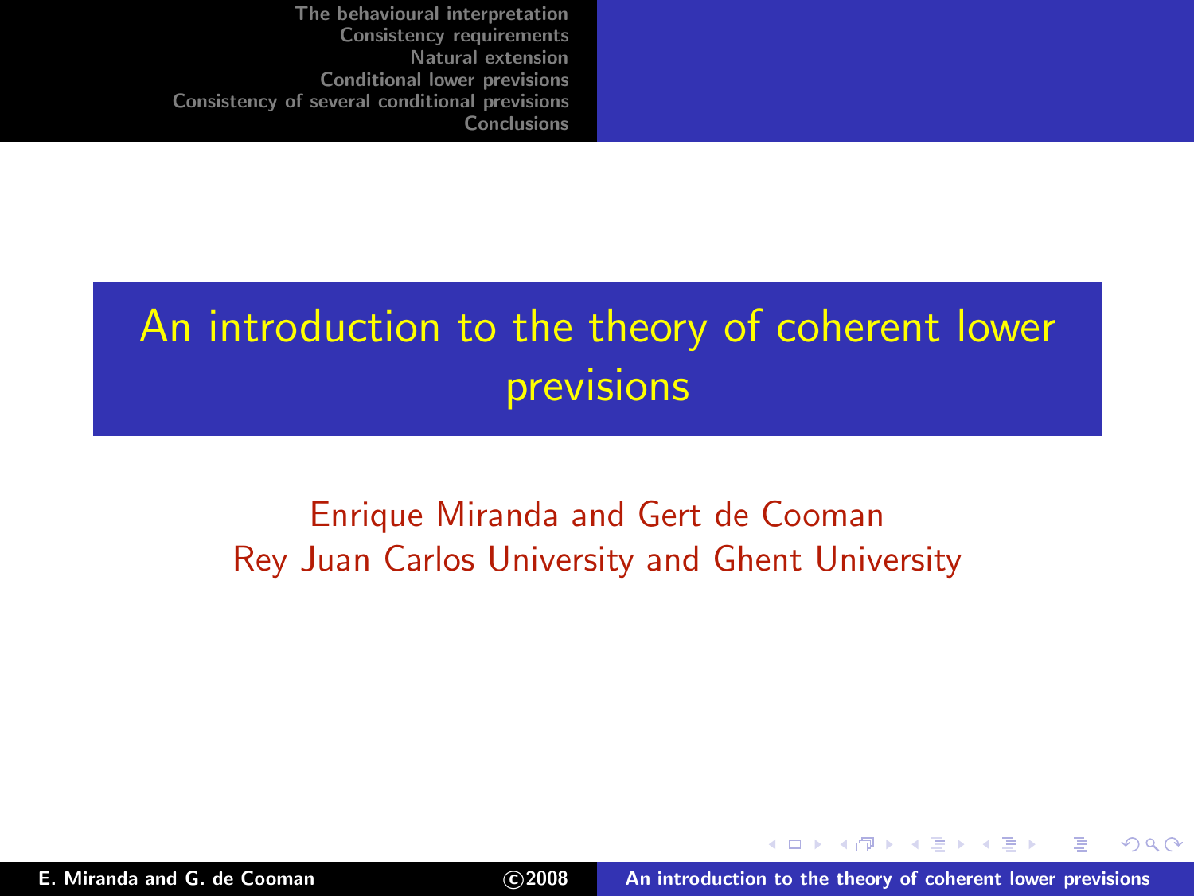# An introduction to the theory of coherent lower previsions

Enrique Miranda and Gert de Cooman
Rey Juan Carlos University and Ghent University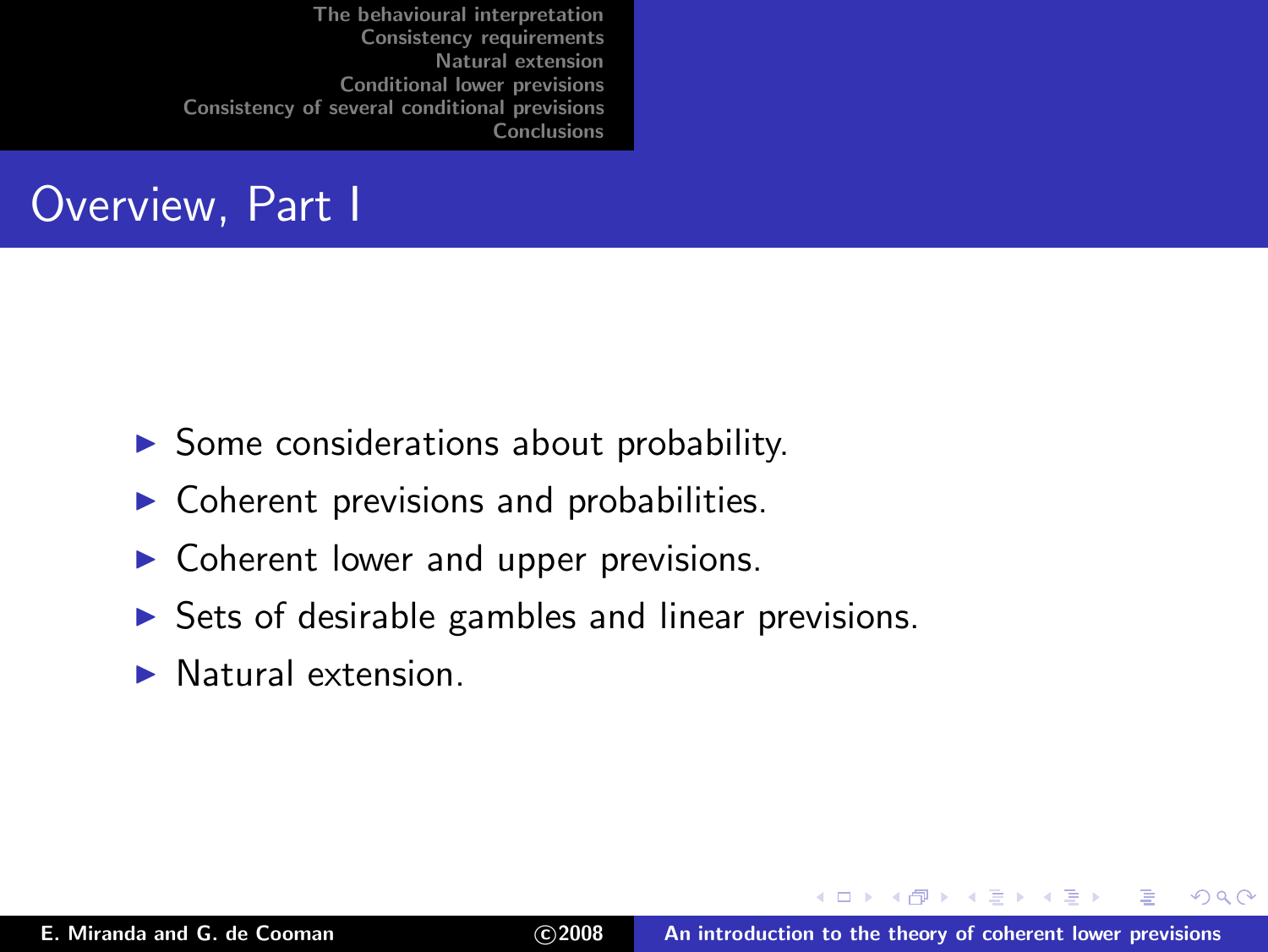# Overview, Part I

- Some considerations about probability.
- Coherent previsions and probabilities.
- Coherent lower and upper previsions.
- Sets of desirable gambles and linear previsions.
- Natural extension.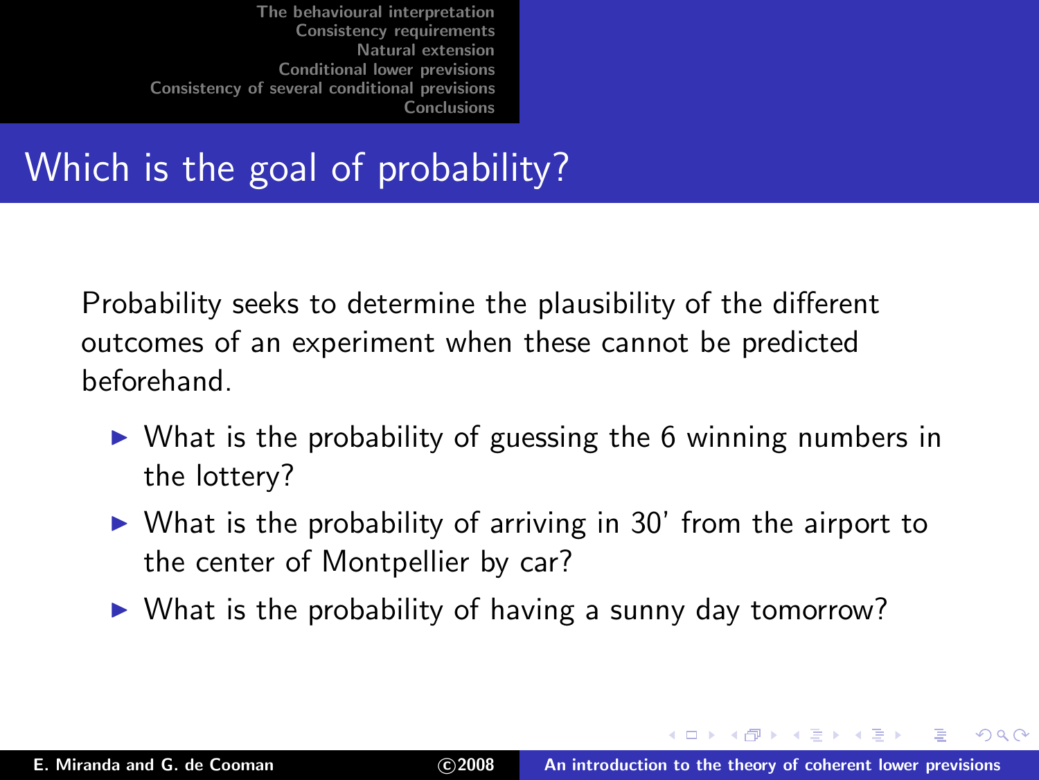## Which is the goal of probability?

Probability seeks to determine the plausibility of the different outcomes of an experiment when these cannot be predicted beforehand.

- What is the probability of guessing the 6 winning numbers in the lottery?
- What is the probability of arriving in 30' from the airport to the center of Montpellier by car?
- What is the probability of having a sunny day tomorrow?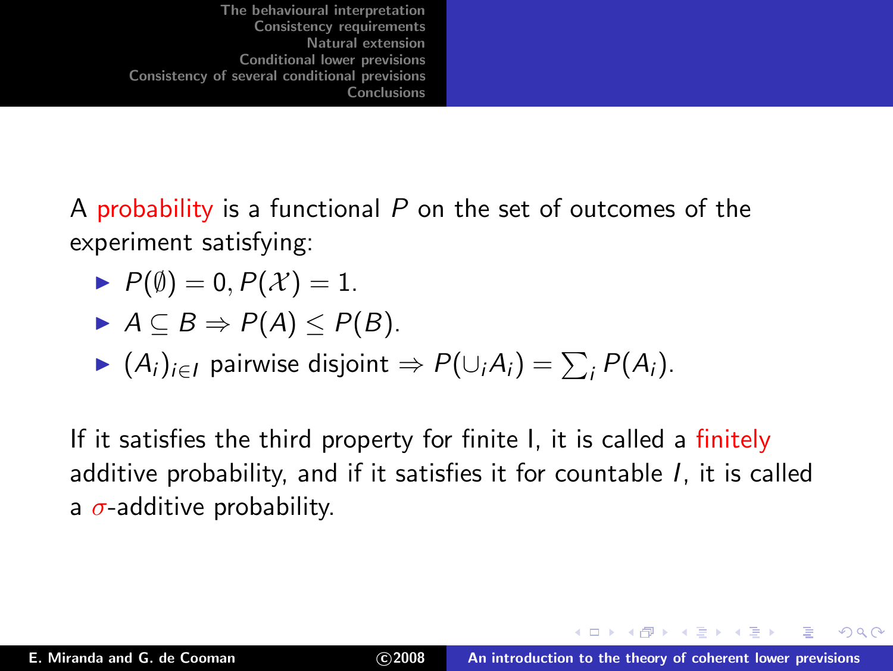A probability is a functional $P$ on the set of outcomes of the experiment satisfying:

- $P(\emptyset) = 0, P(\mathcal{X}) = 1$.
- $A \subseteq B \Rightarrow P(A) \leq P(B)$.
- $(A_i)_{i \in I}$ pairwise disjoint $\Rightarrow P(\cup_i A_i) = \sum_i P(A_i)$.

If it satisfies the third property for finite I, it is called a finitely additive probability, and if it satisfies it for countable $I$, it is called a $\sigma$-additive probability.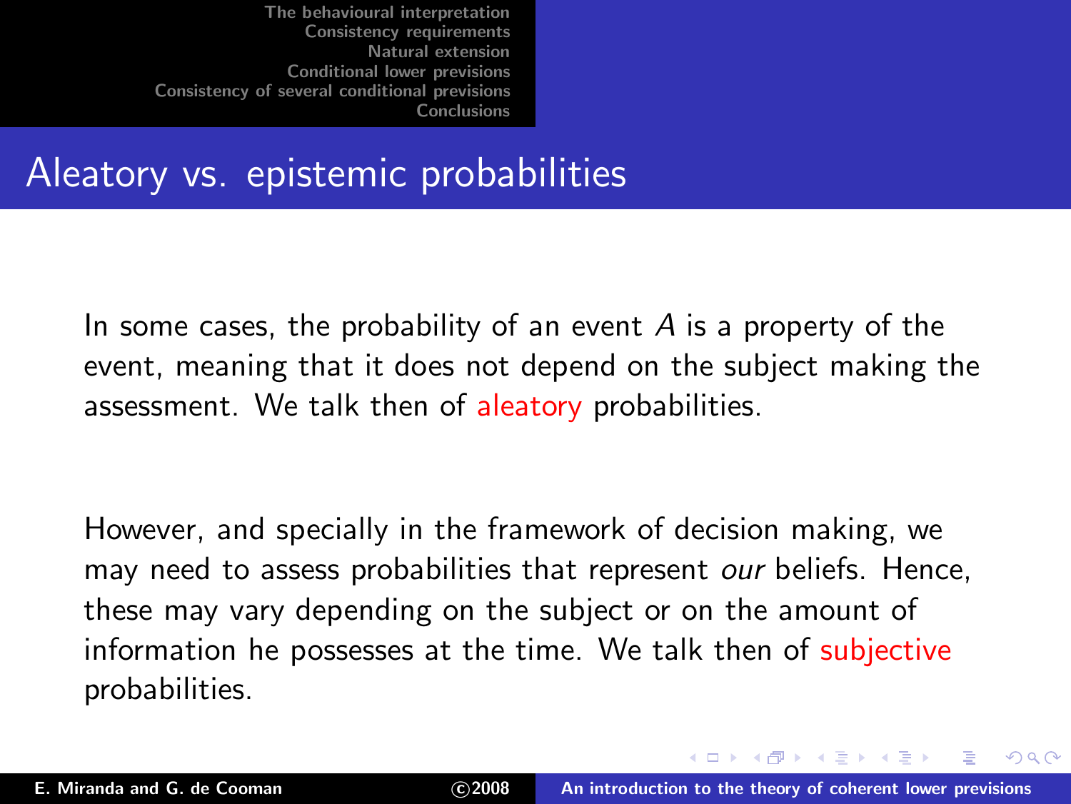## Aleatory vs. epistemic probabilities

In some cases, the probability of an event $A$ is a property of the event, meaning that it does not depend on the subject making the assessment. We talk then of aleatory probabilities.

However, and specially in the framework of decision making, we may need to assess probabilities that represent *our* beliefs. Hence, these may vary depending on the subject or on the amount of information he possesses at the time. We talk then of subjective probabilities.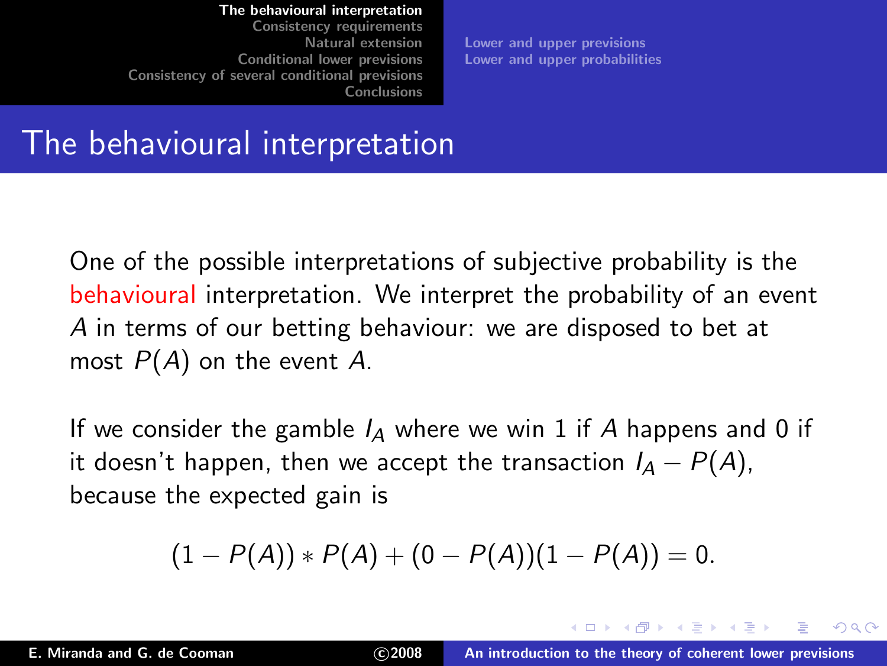# The behavioural interpretation

One of the possible interpretations of subjective probability is the behavioural interpretation. We interpret the probability of an event $A$ in terms of our betting behaviour: we are disposed to bet at most $P(A)$ on the event $A$.

If we consider the gamble $I_A$ where we win 1 if $A$ happens and 0 if it doesn't happen, then we accept the transaction $I_A - P(A)$, because the expected gain is

$$(1 - P(A)) * P(A) + (0 - P(A))(1 - P(A)) = 0.$$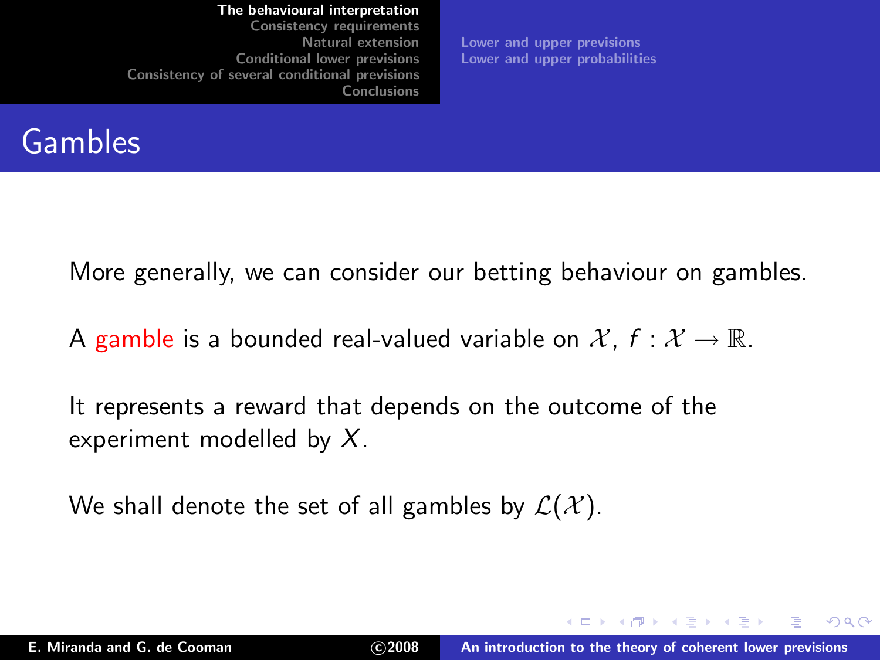## Gambles

More generally, we can consider our betting behaviour on gambles.

A gamble is a bounded real-valued variable on $\mathcal{X}$, $f : \mathcal{X} \to \mathbb{R}$.

It represents a reward that depends on the outcome of the experiment modelled by $X$.

We shall denote the set of all gambles by $\mathcal{L}(\mathcal{X})$.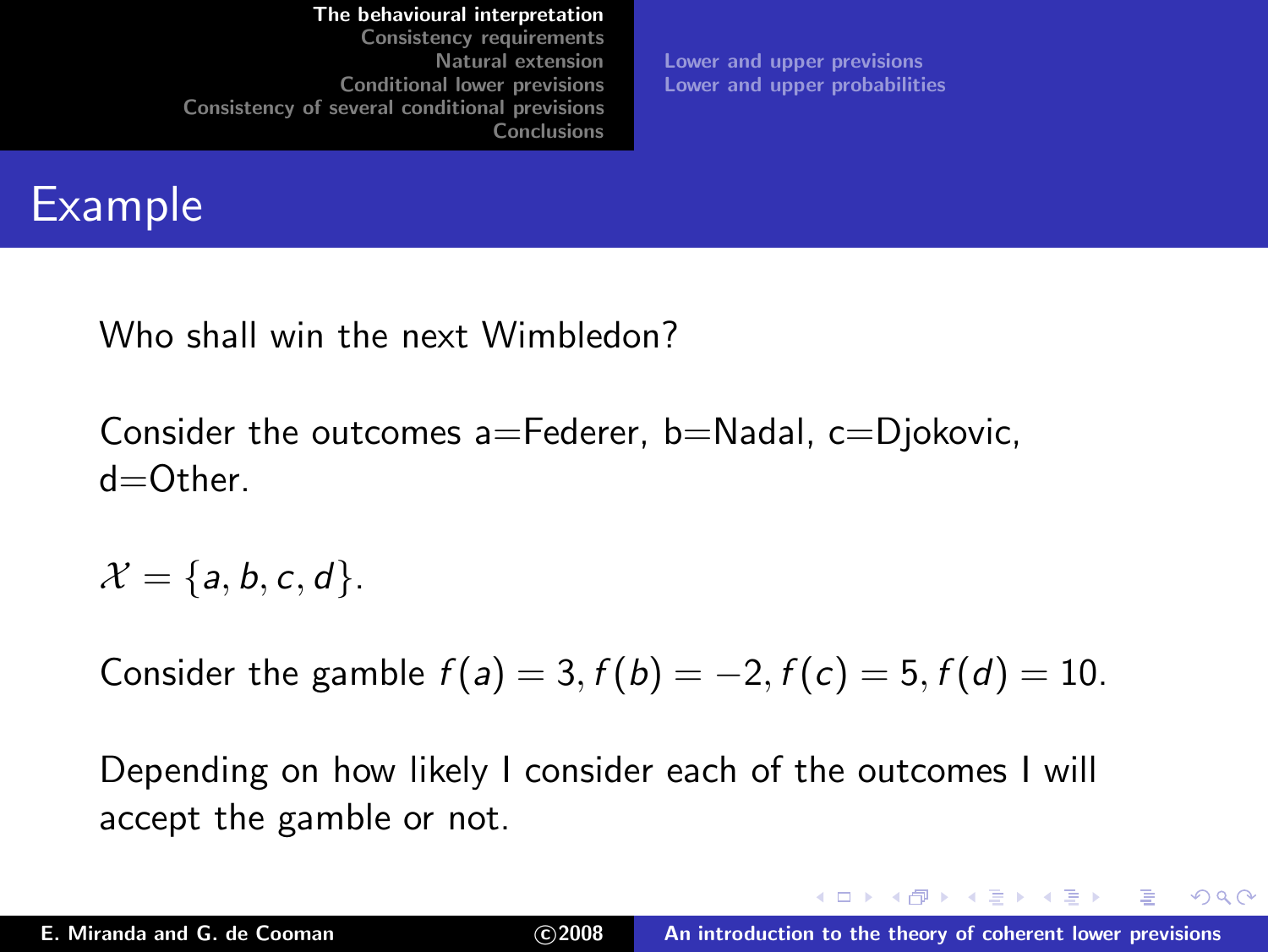## Example

Who shall win the next Wimbledon?

Consider the outcomes a=Federer, b=Nadal, c=Djokovic, d=Other.

$\mathcal{X} = \{a, b, c, d\}$.

Consider the gamble $f(a) = 3, f(b) = -2, f(c) = 5, f(d) = 10$.

Depending on how likely I consider each of the outcomes I will accept the gamble or not.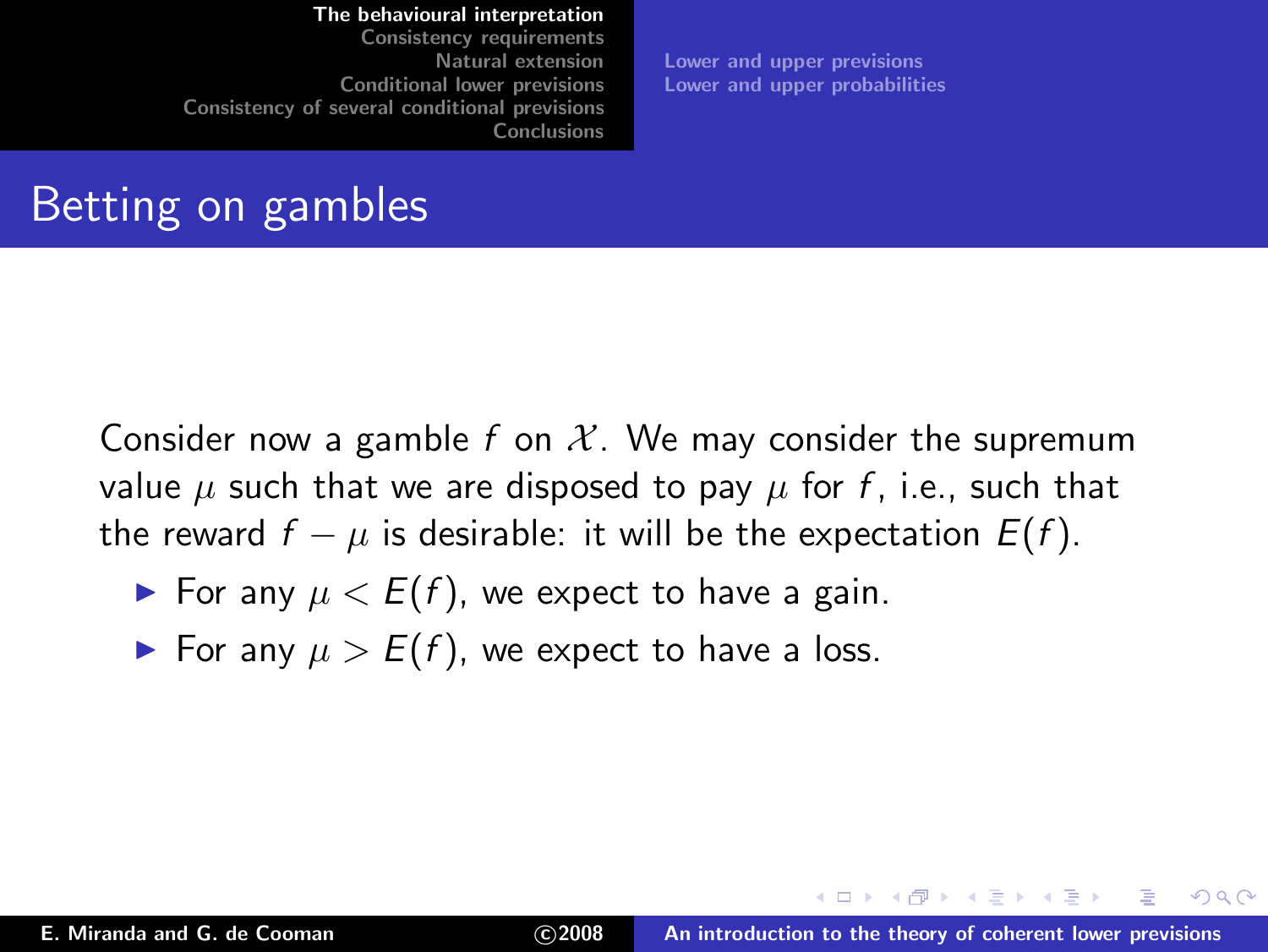# Betting on gambles

Consider now a gamble $f$ on $\mathcal{X}$. We may consider the supremum value $\mu$ such that we are disposed to pay $\mu$ for $f$, i.e., such that the reward $f - \mu$ is desirable: it will be the expectation $E(f)$.

- For any $\mu < E(f)$, we expect to have a gain.
- For any $\mu > E(f)$, we expect to have a loss.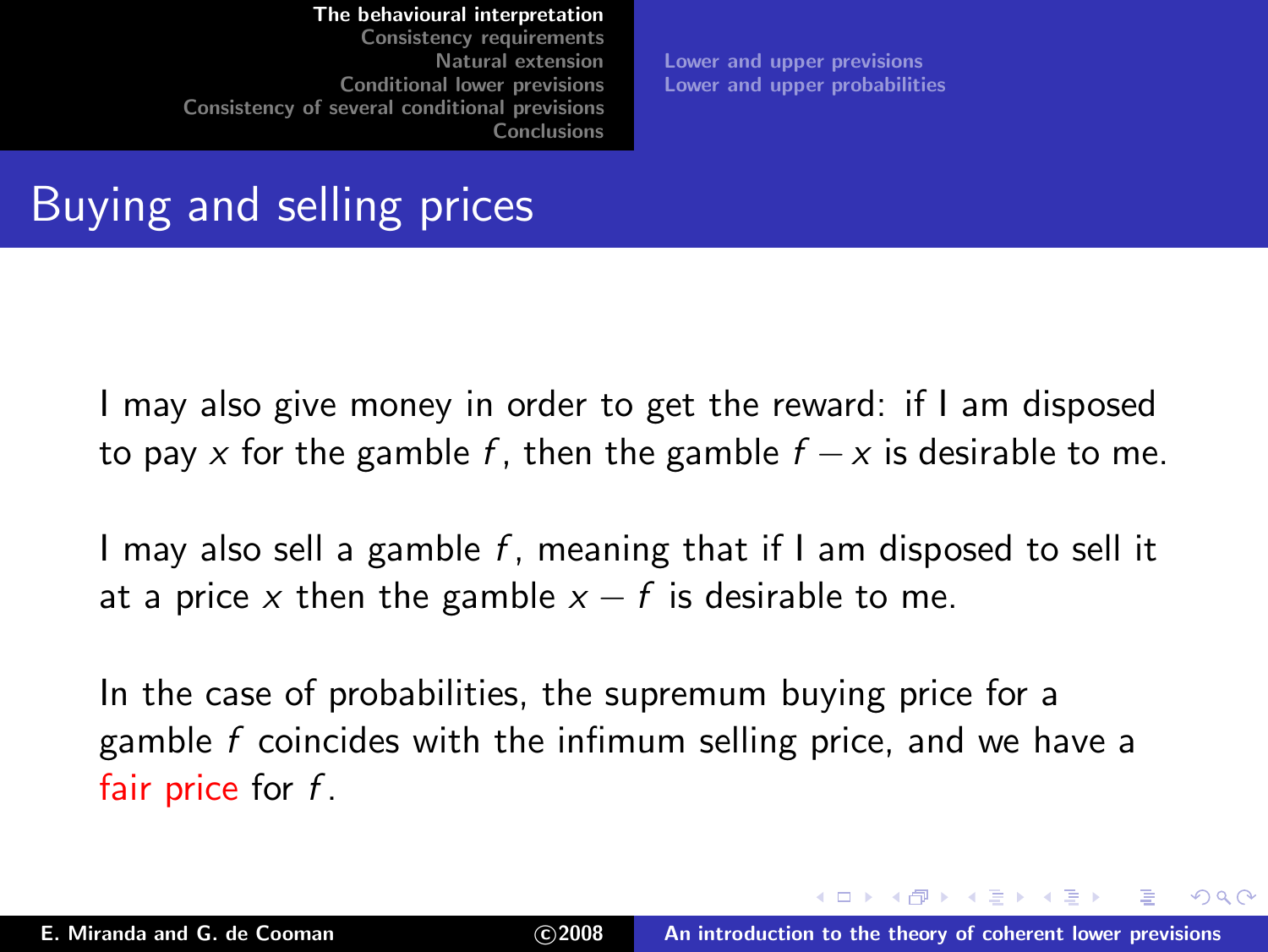## Buying and selling prices

I may also give money in order to get the reward: if I am disposed to pay $x$ for the gamble $f$, then the gamble $f - x$ is desirable to me.

I may also sell a gamble $f$, meaning that if I am disposed to sell it at a price $x$ then the gamble $x - f$ is desirable to me.

In the case of probabilities, the supremum buying price for a gamble $f$ coincides with the infimum selling price, and we have a fair price for $f$.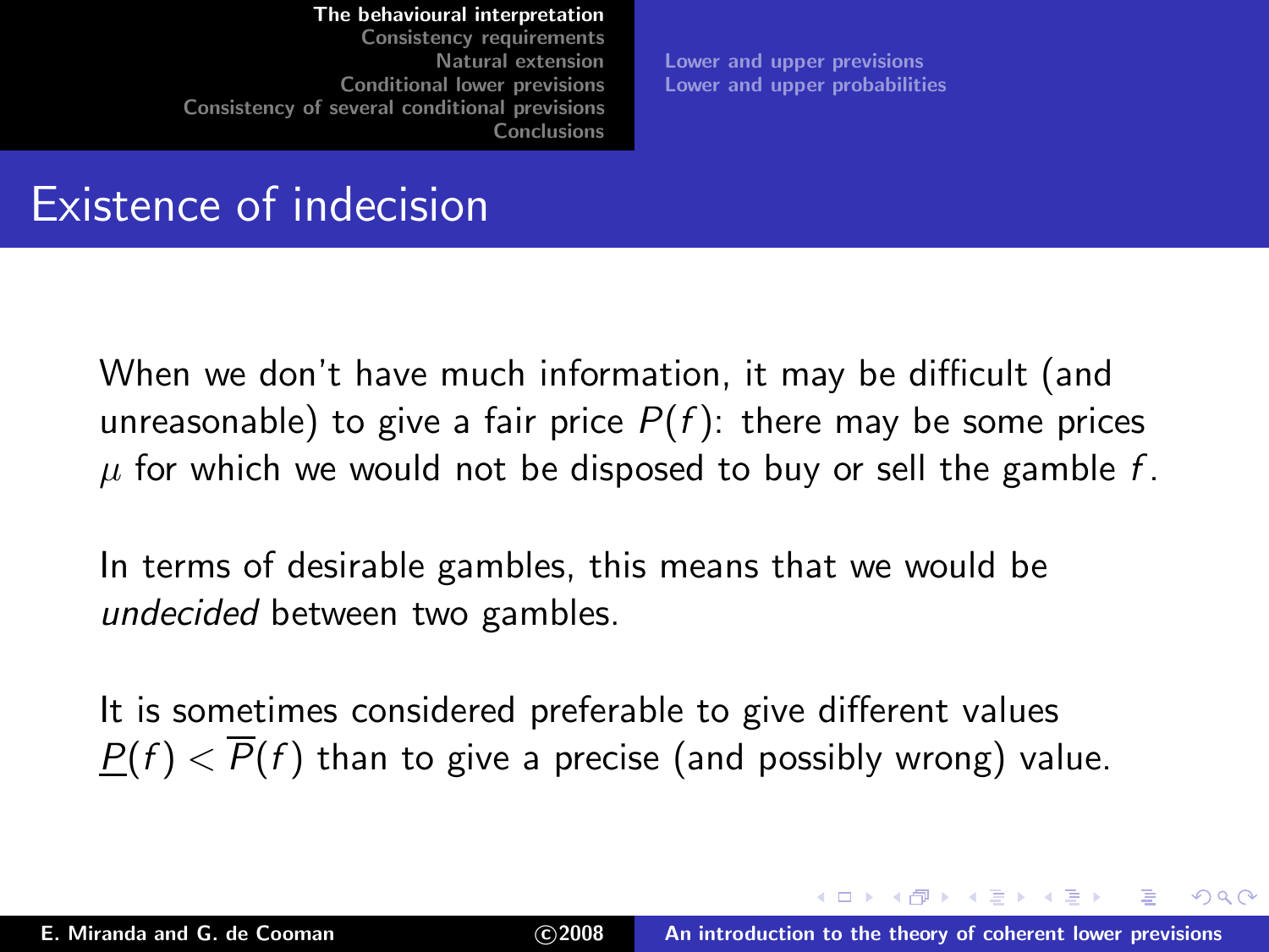# Existence of indecision

When we don't have much information, it may be difficult (and unreasonable) to give a fair price $P(f)$: there may be some prices $\mu$ for which we would not be disposed to buy or sell the gamble $f$.

In terms of desirable gambles, this means that we would be *undecided* between two gambles.

It is sometimes considered preferable to give different values $\underline{P}(f) < \overline{P}(f)$ than to give a precise (and possibly wrong) value.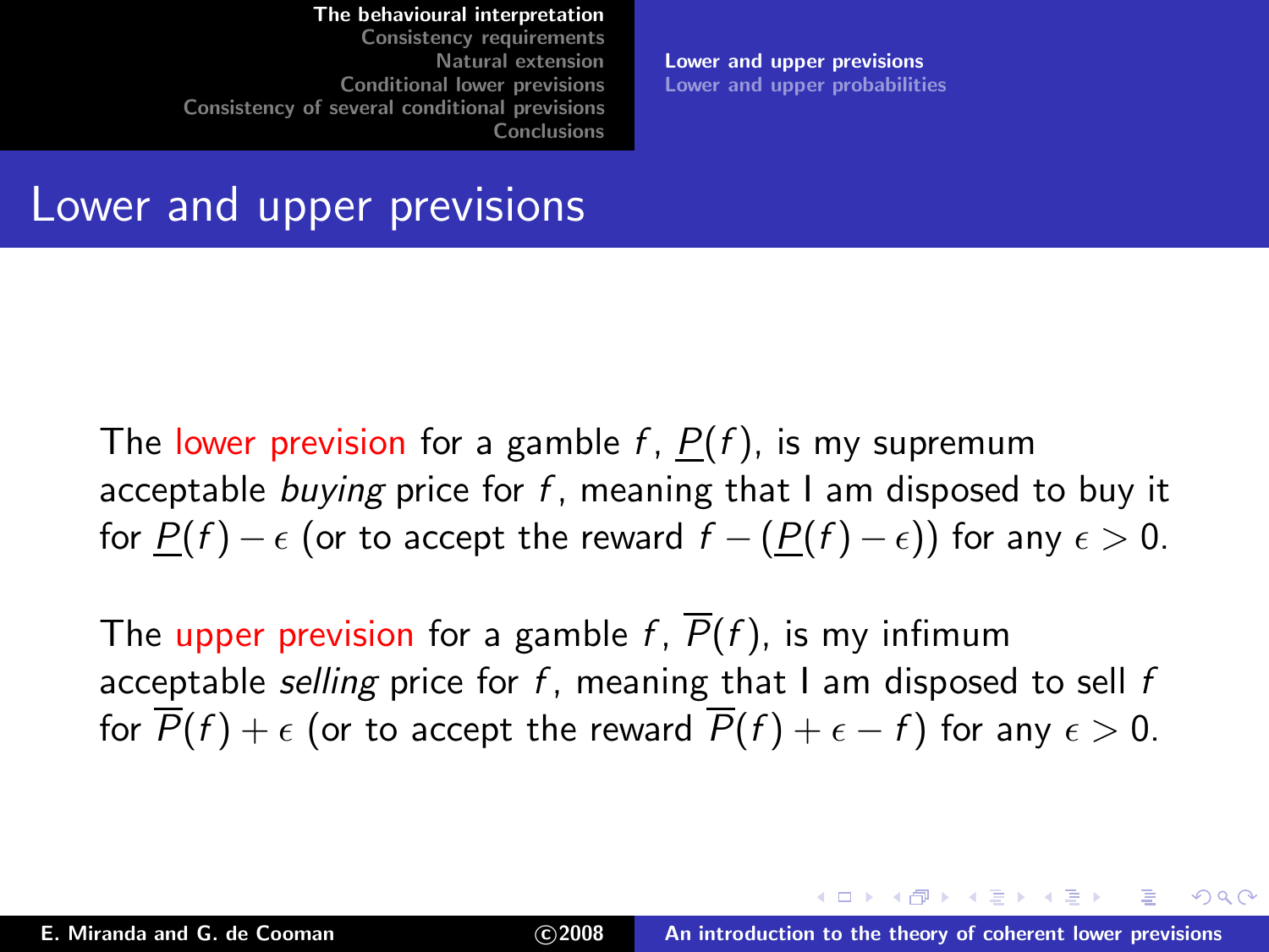# Lower and upper previsions

The lower prevision for a gamble $f$, $\underline{P}(f)$, is my supremum acceptable *buying* price for $f$, meaning that I am disposed to buy it for $\underline{P}(f) - \epsilon$ (or to accept the reward $f - (\underline{P}(f) - \epsilon)$) for any $\epsilon > 0$.

The upper prevision for a gamble $f$, $\overline{P}(f)$, is my infimum acceptable *selling* price for $f$, meaning that I am disposed to sell $f$ for $\overline{P}(f) + \epsilon$ (or to accept the reward $\overline{P}(f) + \epsilon - f$) for any $\epsilon > 0$.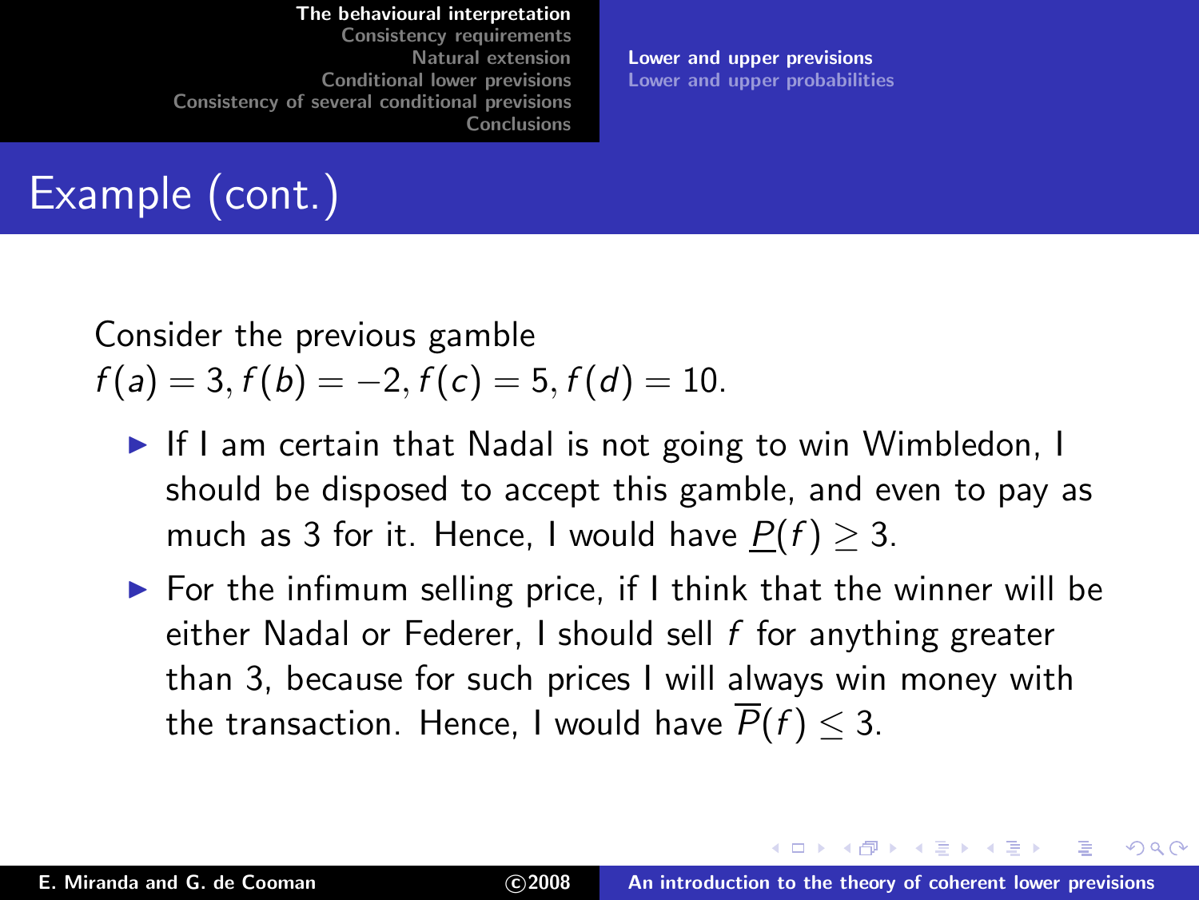# Example (cont.)

Consider the previous gamble
$f(a) = 3, f(b) = -2, f(c) = 5, f(d) = 10.$

- If I am certain that Nadal is not going to win Wimbledon, I should be disposed to accept this gamble, and even to pay as much as 3 for it. Hence, I would have $\underline{P}(f) \geq 3$.
- For the infimum selling price, if I think that the winner will be either Nadal or Federer, I should sell $f$ for anything greater than 3, because for such prices I will always win money with the transaction. Hence, I would have $\overline{P}(f) \leq 3$.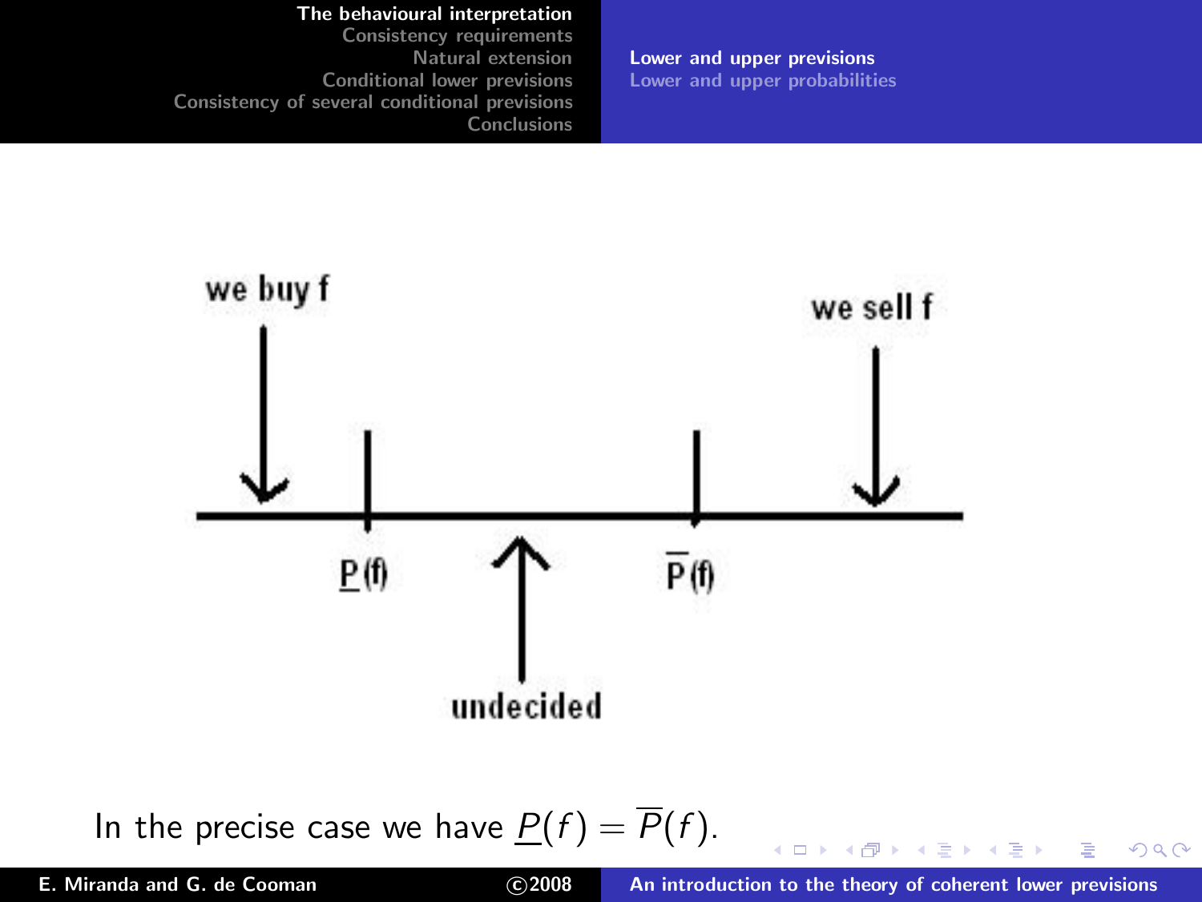we buy f

we sell f

$\underline{P}(f)$

$\overline{P}(f)$

undecided

In the precise case we have $\underline{P}(f) = \overline{P}(f)$.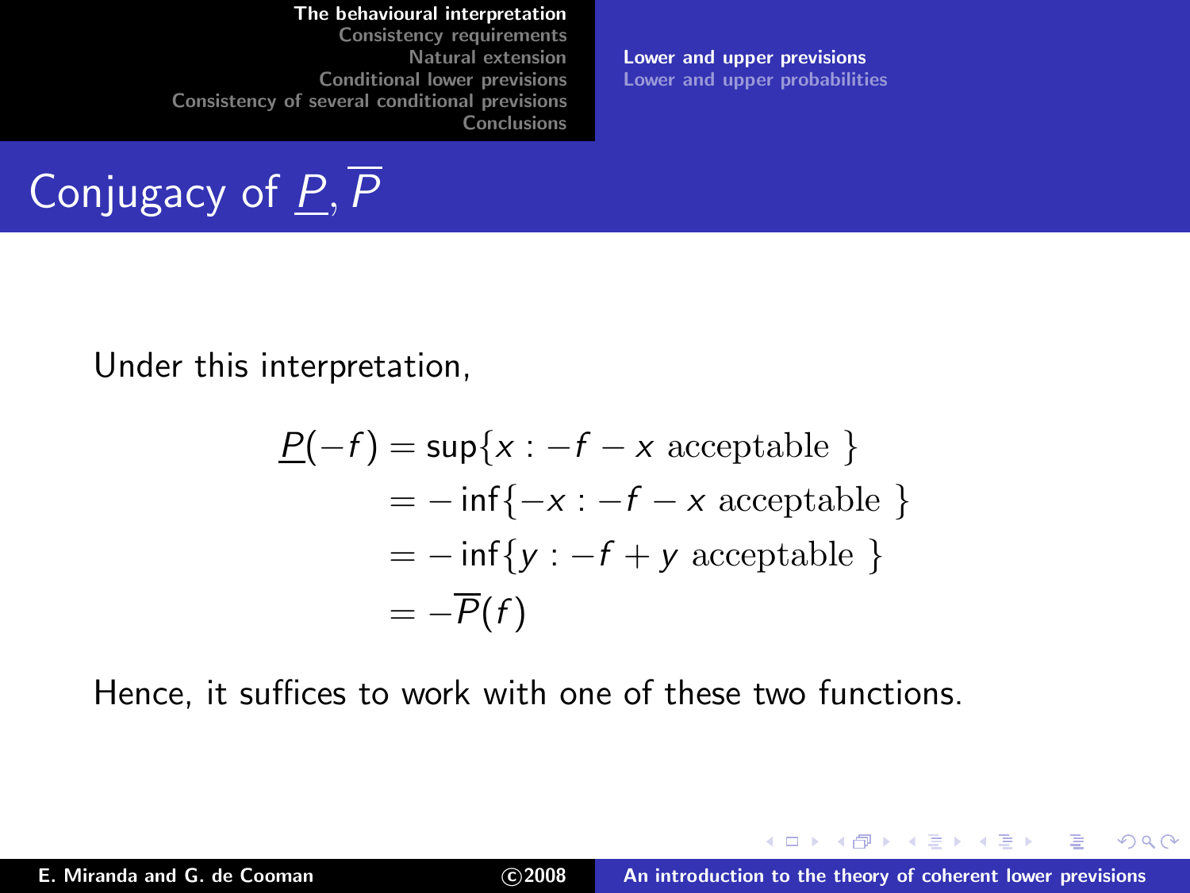# Conjugacy of $\underline{P}, \overline{P}$

Under this interpretation,

$$
\begin{aligned}
\underline{P}(-f) &= \sup\{x : -f - x \text{ acceptable }\} \\
&= -\inf\{-x : -f - x \text{ acceptable }\} \\
&= -\inf\{y : -f + y \text{ acceptable }\} \\
&= -\overline{P}(f)
\end{aligned}
$$

Hence, it suffices to work with one of these two functions.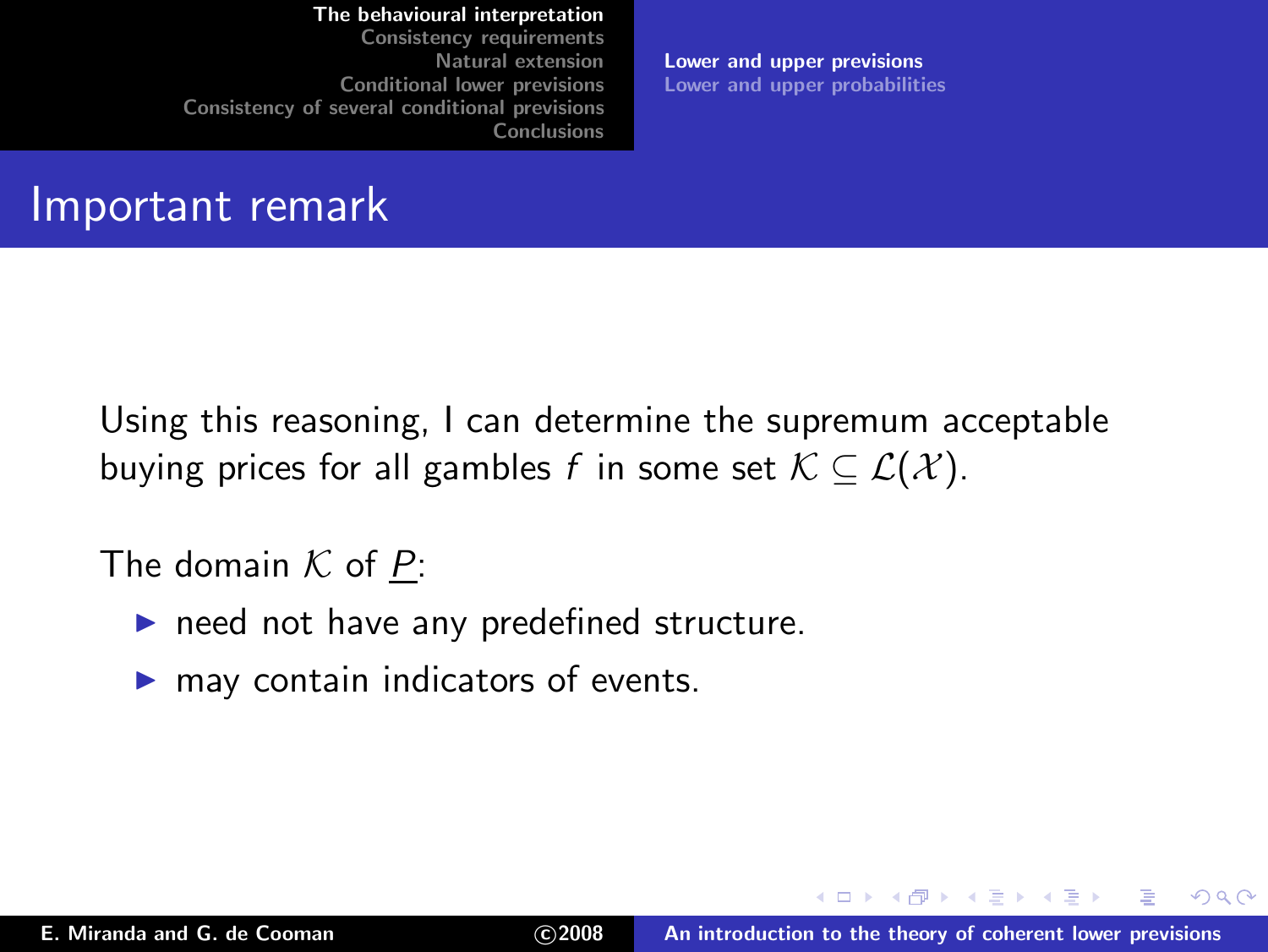## Important remark

Using this reasoning, I can determine the supremum acceptable buying prices for all gambles $f$ in some set $\mathcal{K} \subseteq \mathcal{L}(\mathcal{X})$.

The domain $\mathcal{K}$ of $\underline{P}$:

- need not have any predefined structure.
- may contain indicators of events.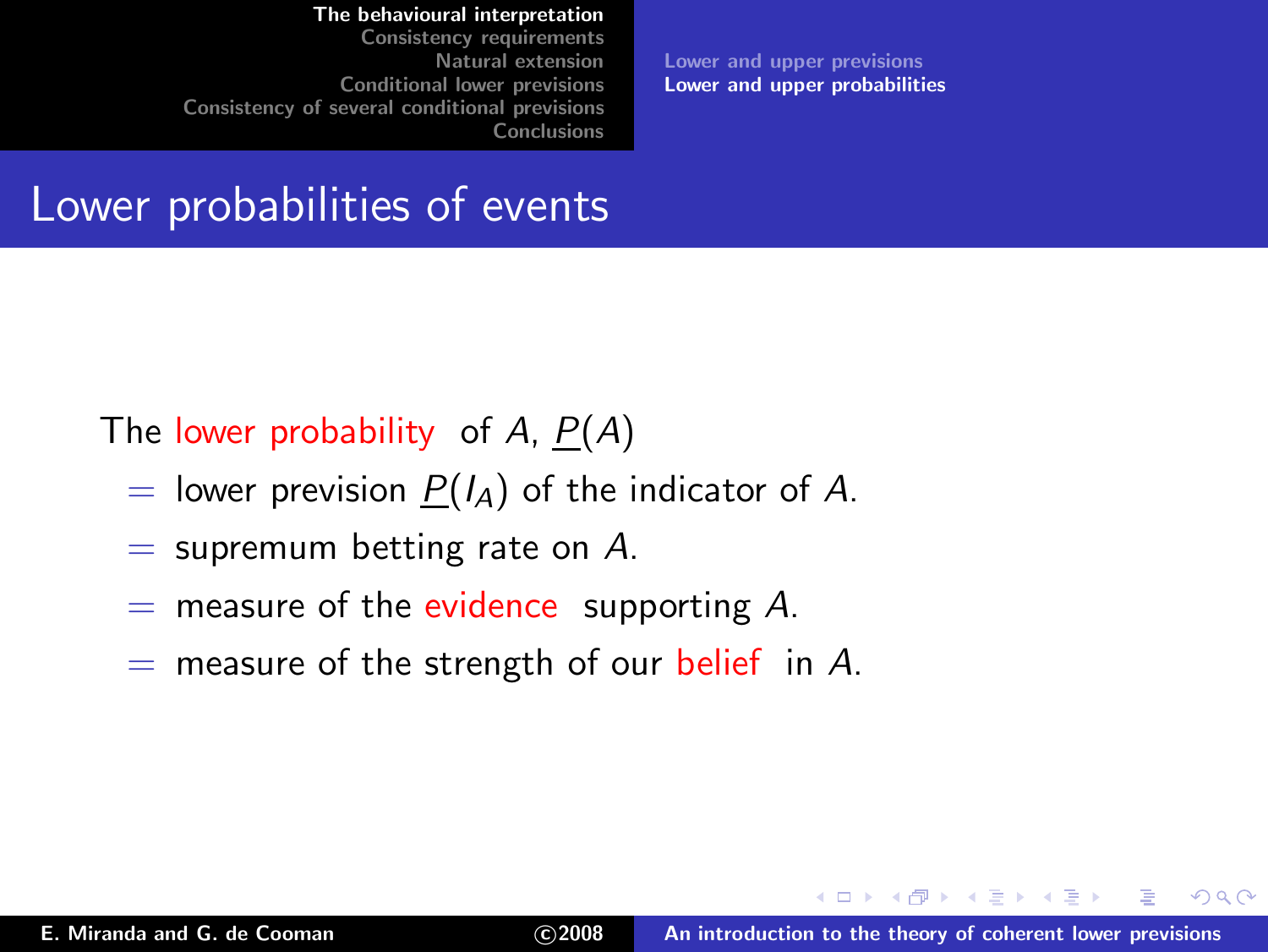# Lower probabilities of events

The lower probability of $A$, $\underline{P}(A)$

$=$ lower prevision $\underline{P}(I_A)$ of the indicator of $A$.

$=$ supremum betting rate on $A$.

$=$ measure of the evidence supporting $A$.

$=$ measure of the strength of our belief in $A$.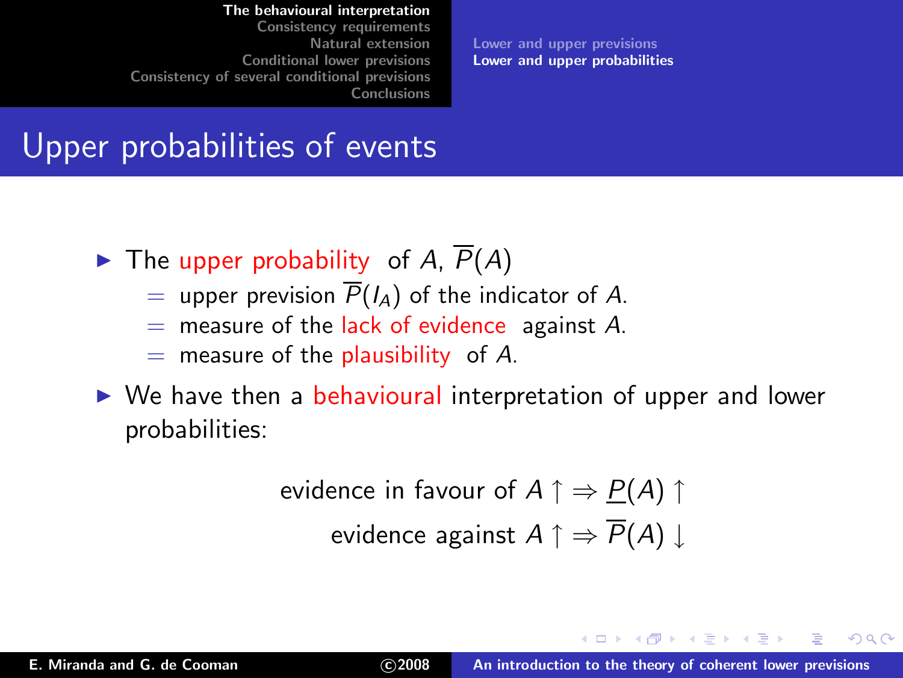## Upper probabilities of events

- The upper probability of $A$, $\overline{P}(A)$
  - $=$ upper prevision $\overline{P}(I_A)$ of the indicator of $A$.
  - $=$ measure of the lack of evidence against $A$.
  - $=$ measure of the plausibility of $A$.
- We have then a behavioural interpretation of upper and lower probabilities:

$$\text{evidence in favour of } A \uparrow \Rightarrow \underline{P}(A) \uparrow$$

$$\text{evidence against } A \uparrow \Rightarrow \overline{P}(A) \downarrow$$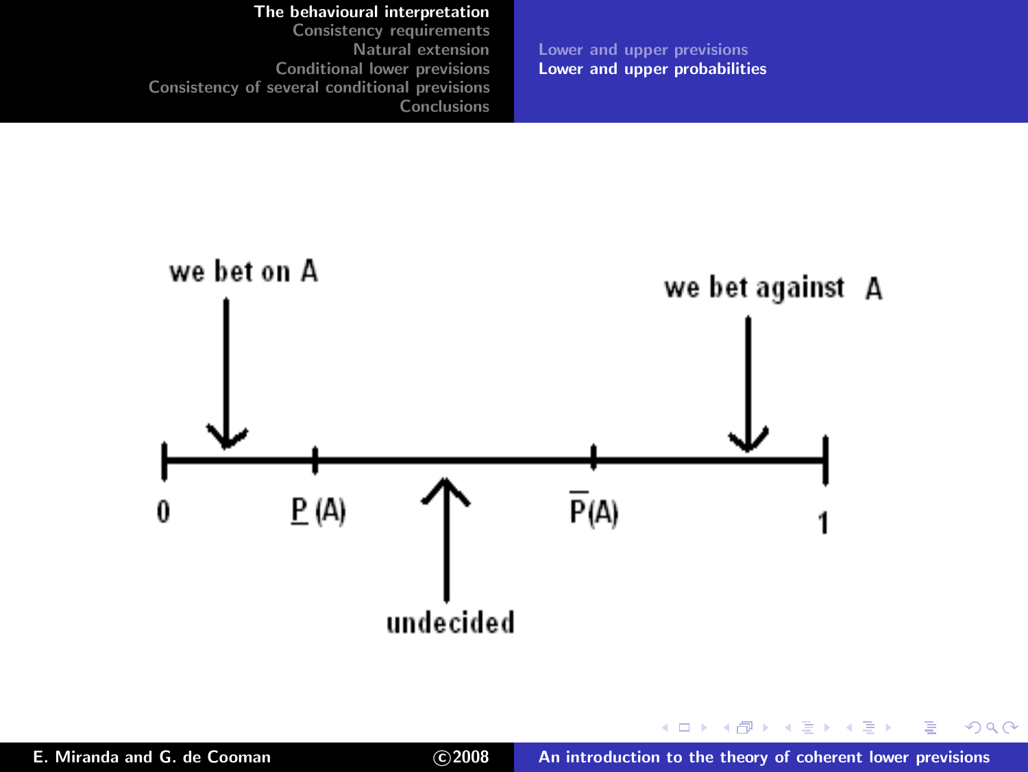we bet on A

we bet against A

0 $\underline{P}(A)$ $\overline{P}(A)$ 1

undecided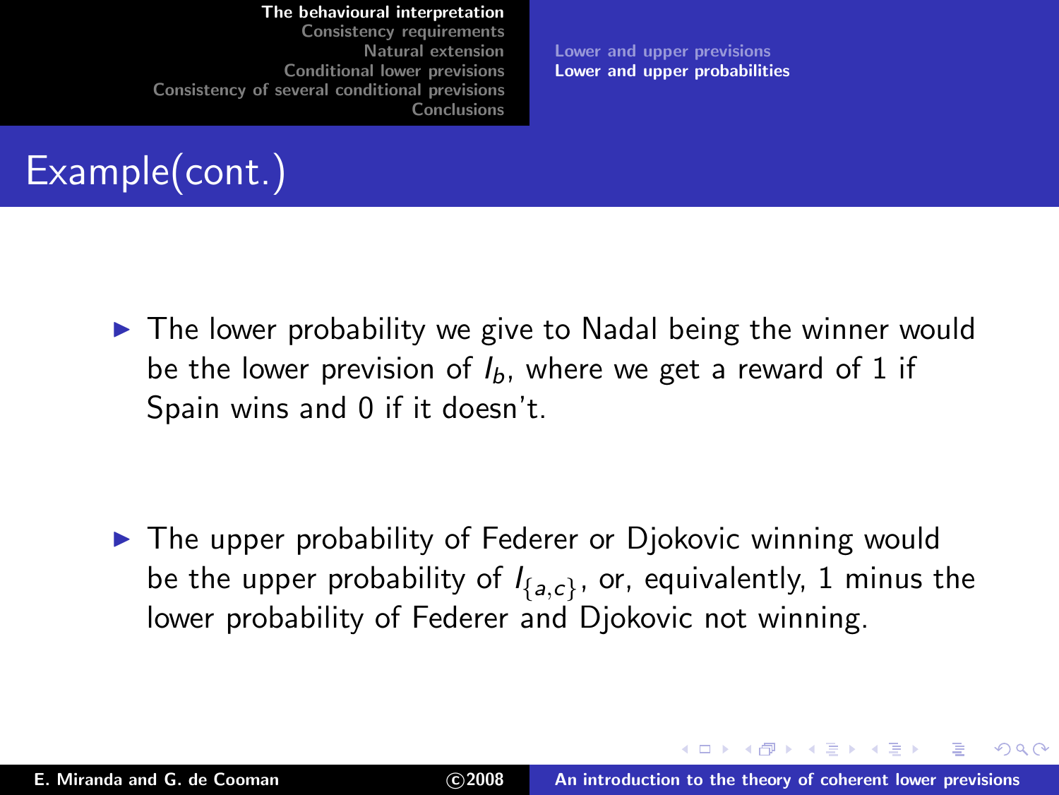# Example(cont.)

- The lower probability we give to Nadal being the winner would be the lower prevision of $I_b$, where we get a reward of 1 if Spain wins and 0 if it doesn't.

- The upper probability of Federer or Djokovic winning would be the upper probability of $I_{\{a,c\}}$, or, equivalently, 1 minus the lower probability of Federer and Djokovic not winning.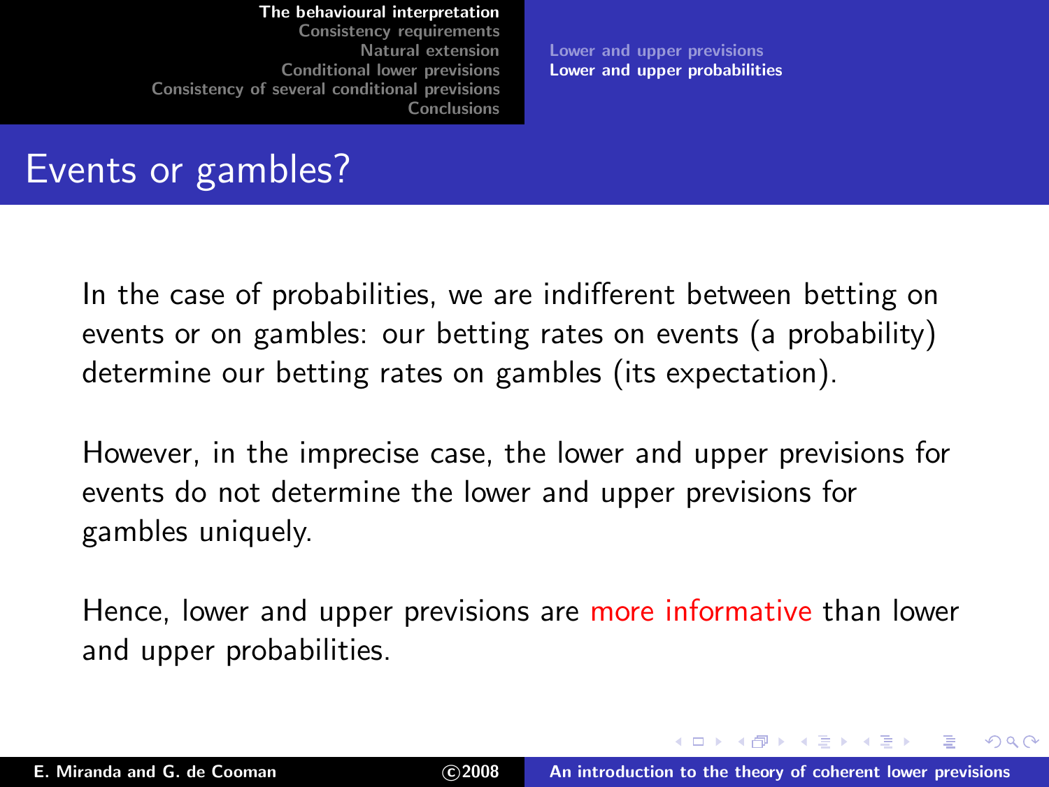# Events or gambles?

In the case of probabilities, we are indifferent between betting on events or on gambles: our betting rates on events (a probability) determine our betting rates on gambles (its expectation).

However, in the imprecise case, the lower and upper previsions for events do not determine the lower and upper previsions for gambles uniquely.

Hence, lower and upper previsions are more informative than lower and upper probabilities.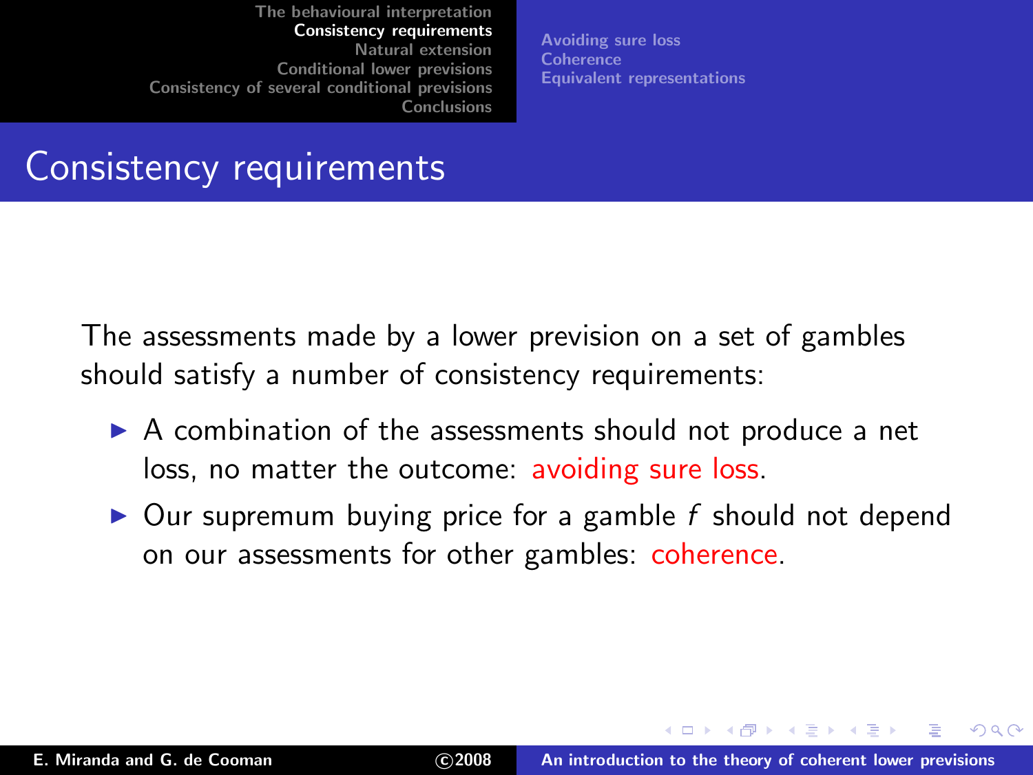# Consistency requirements

The assessments made by a lower prevision on a set of gambles should satisfy a number of consistency requirements:

- A combination of the assessments should not produce a net loss, no matter the outcome: avoiding sure loss.
- Our supremum buying price for a gamble $f$ should not depend on our assessments for other gambles: coherence.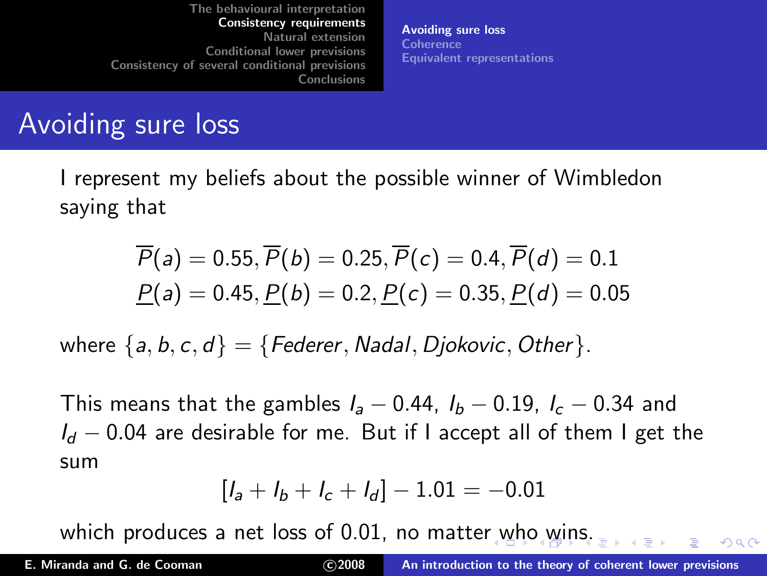# Avoiding sure loss

I represent my beliefs about the possible winner of Wimbledon saying that

$$\overline{P}(a) = 0.55, \overline{P}(b) = 0.25, \overline{P}(c) = 0.4, \overline{P}(d) = 0.1$$
$$\underline{P}(a) = 0.45, \underline{P}(b) = 0.2, \underline{P}(c) = 0.35, \underline{P}(d) = 0.05$$

where $\{a, b, c, d\} = \{Federer, Nadal, Djokovic, Other\}$.

This means that the gambles $I_a - 0.44$, $I_b - 0.19$, $I_c - 0.34$ and $I_d - 0.04$ are desirable for me. But if I accept all of them I get the sum

$$[I_a + I_b + I_c + I_d] - 1.01 = -0.01$$

which produces a net loss of 0.01, no matter who wins.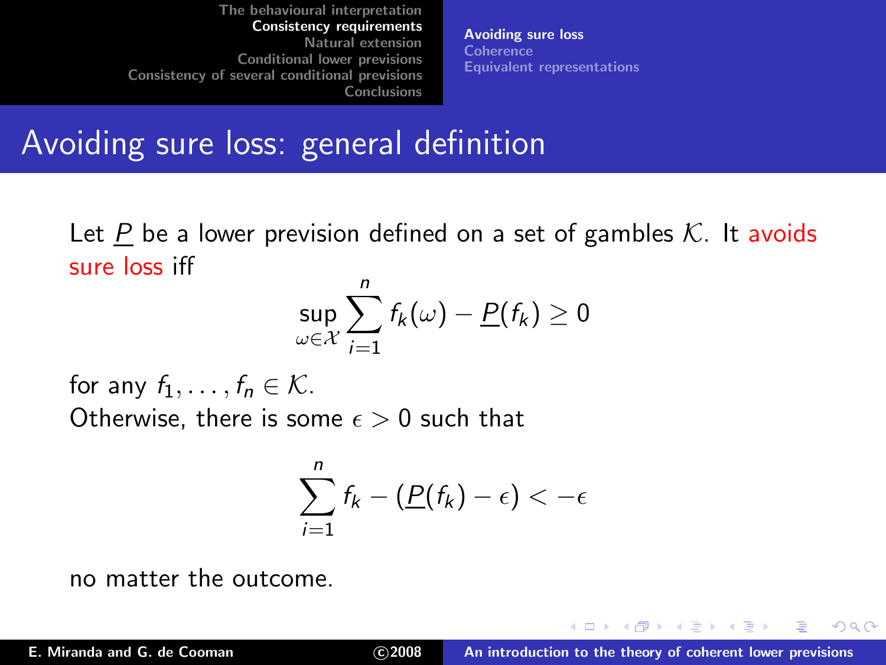# Avoiding sure loss: general definition

Let $\underline{P}$ be a lower prevision defined on a set of gambles $\mathcal{K}$. It avoids sure loss iff

$$\sup_{\omega \in \mathcal{X}} \sum_{i=1}^{n} f_k(\omega) - \underline{P}(f_k) \geq 0$$

for any $f_1, \ldots, f_n \in \mathcal{K}$.

Otherwise, there is some $\epsilon > 0$ such that

$$\sum_{i=1}^{n} f_k - (\underline{P}(f_k) - \epsilon) < -\epsilon$$

no matter the outcome.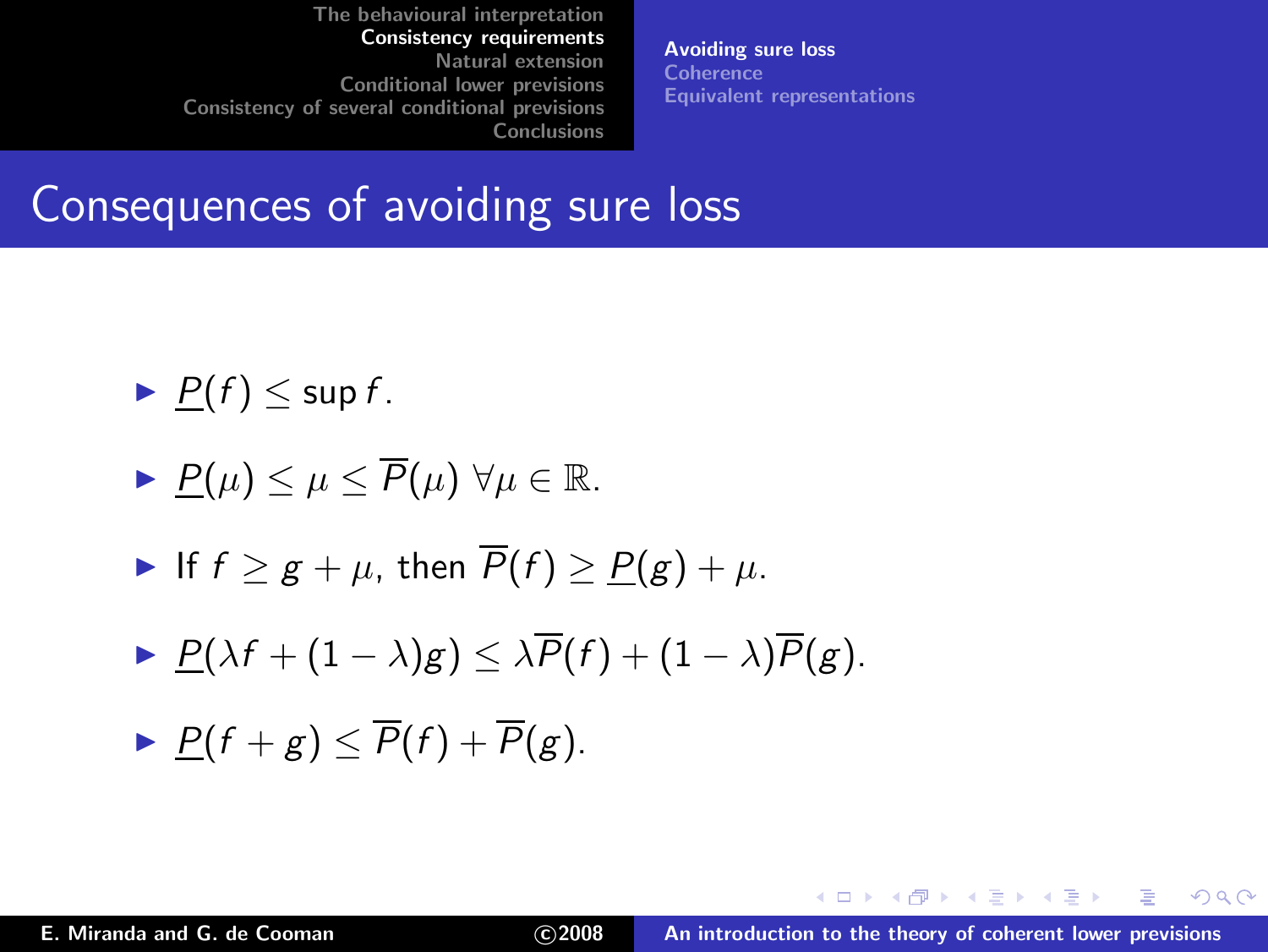# Consequences of avoiding sure loss

- $\underline{P}(f) \leq \sup f$.
- $\underline{P}(\mu) \leq \mu \leq \overline{P}(\mu)\ \forall \mu \in \mathbb{R}$.
- If $f \geq g + \mu$, then $\overline{P}(f) \geq \underline{P}(g) + \mu$.
- $\underline{P}(\lambda f + (1 - \lambda)g) \leq \lambda \overline{P}(f) + (1 - \lambda)\overline{P}(g)$.
- $\underline{P}(f + g) \leq \overline{P}(f) + \overline{P}(g)$.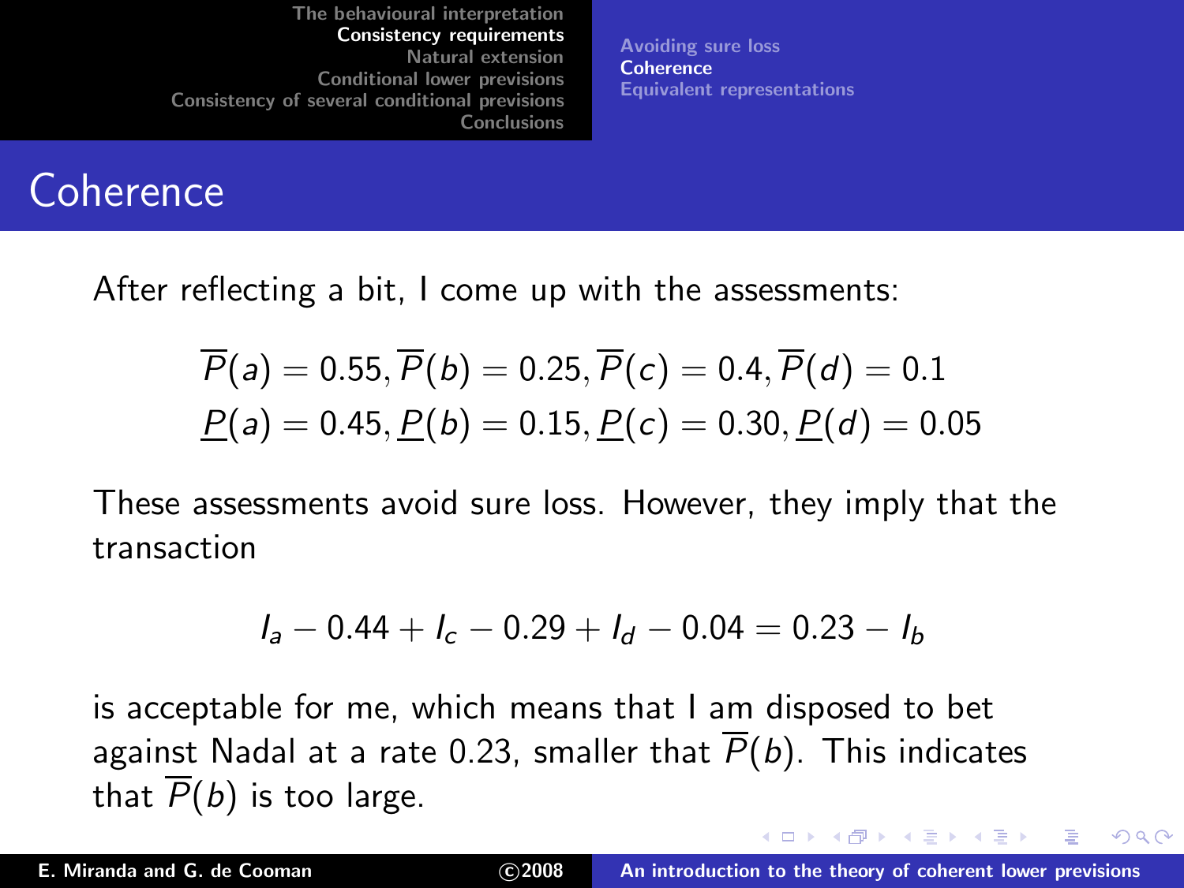# Coherence

After reflecting a bit, I come up with the assessments:

$$\overline{P}(a) = 0.55, \overline{P}(b) = 0.25, \overline{P}(c) = 0.4, \overline{P}(d) = 0.1$$
$$\underline{P}(a) = 0.45, \underline{P}(b) = 0.15, \underline{P}(c) = 0.30, \underline{P}(d) = 0.05$$

These assessments avoid sure loss. However, they imply that the transaction

$$I_a - 0.44 + I_c - 0.29 + I_d - 0.04 = 0.23 - I_b$$

is acceptable for me, which means that I am disposed to bet against Nadal at a rate 0.23, smaller that $\overline{P}(b)$. This indicates that $\overline{P}(b)$ is too large.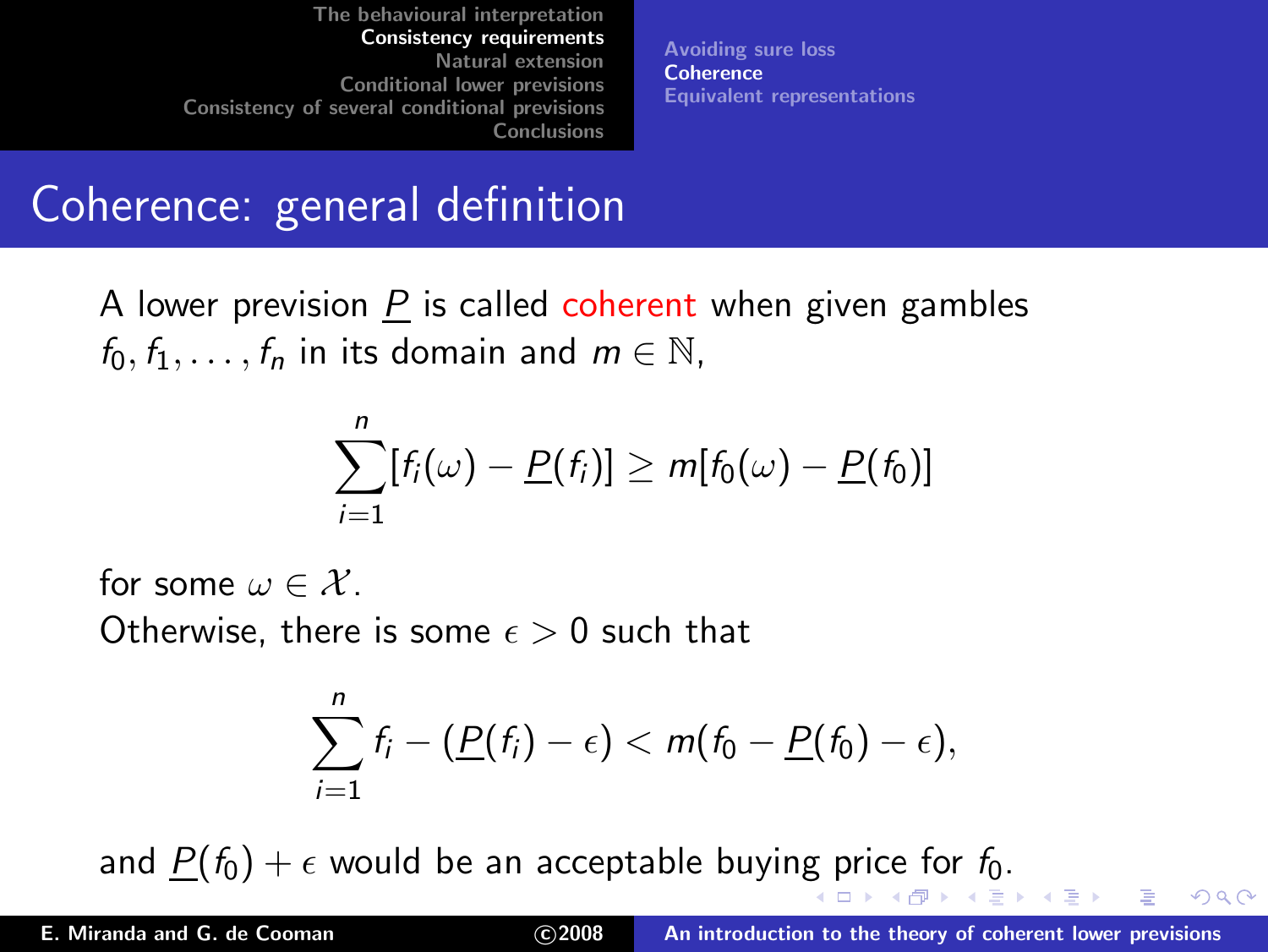## Coherence: general definition

A lower prevision $\underline{P}$ is called coherent when given gambles $f_0, f_1, \ldots, f_n$ in its domain and $m \in \mathbb{N}$,

$$\sum_{i=1}^{n} [f_i(\omega) - \underline{P}(f_i)] \geq m[f_0(\omega) - \underline{P}(f_0)]$$

for some $\omega \in \mathcal{X}$.
Otherwise, there is some $\epsilon > 0$ such that

$$\sum_{i=1}^{n} f_i - (\underline{P}(f_i) - \epsilon) < m(f_0 - \underline{P}(f_0) - \epsilon),$$

and $\underline{P}(f_0) + \epsilon$ would be an acceptable buying price for $f_0$.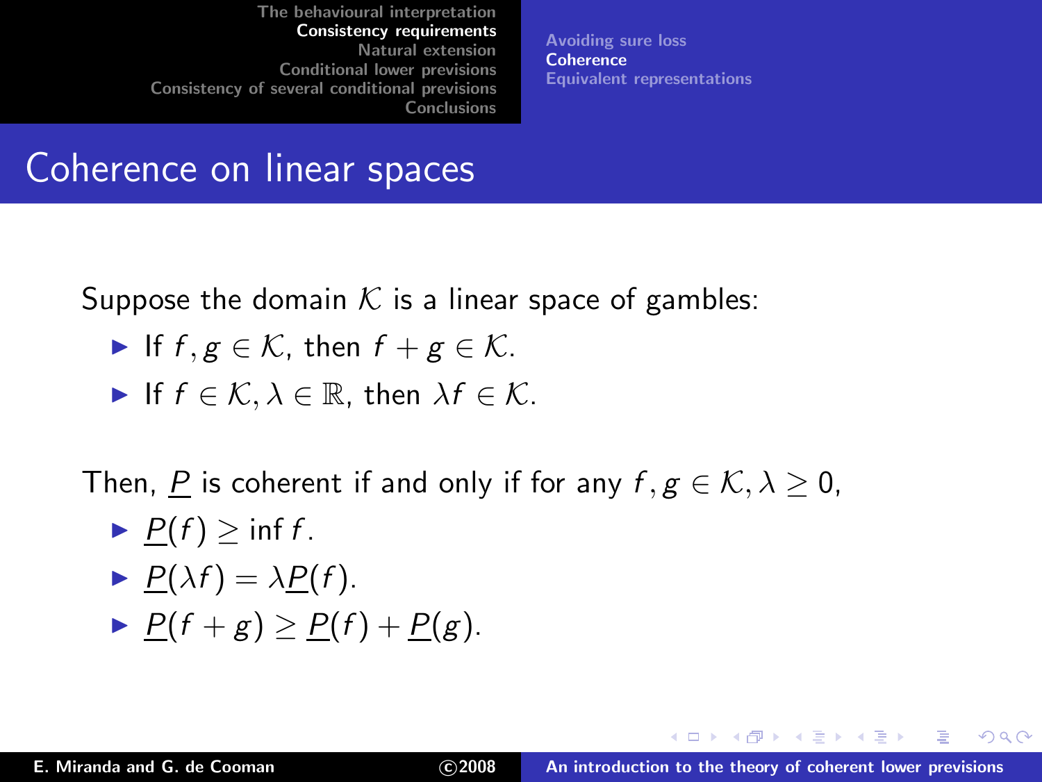# Coherence on linear spaces

Suppose the domain $\mathcal{K}$ is a linear space of gambles:

- If $f, g \in \mathcal{K}$, then $f + g \in \mathcal{K}$.
- If $f \in \mathcal{K}, \lambda \in \mathbb{R}$, then $\lambda f \in \mathcal{K}$.

Then, $\underline{P}$ is coherent if and only if for any $f, g \in \mathcal{K}, \lambda \geq 0$,

- $\underline{P}(f) \geq \inf f$.
- $\underline{P}(\lambda f) = \lambda \underline{P}(f)$.
- $\underline{P}(f + g) \geq \underline{P}(f) + \underline{P}(g)$.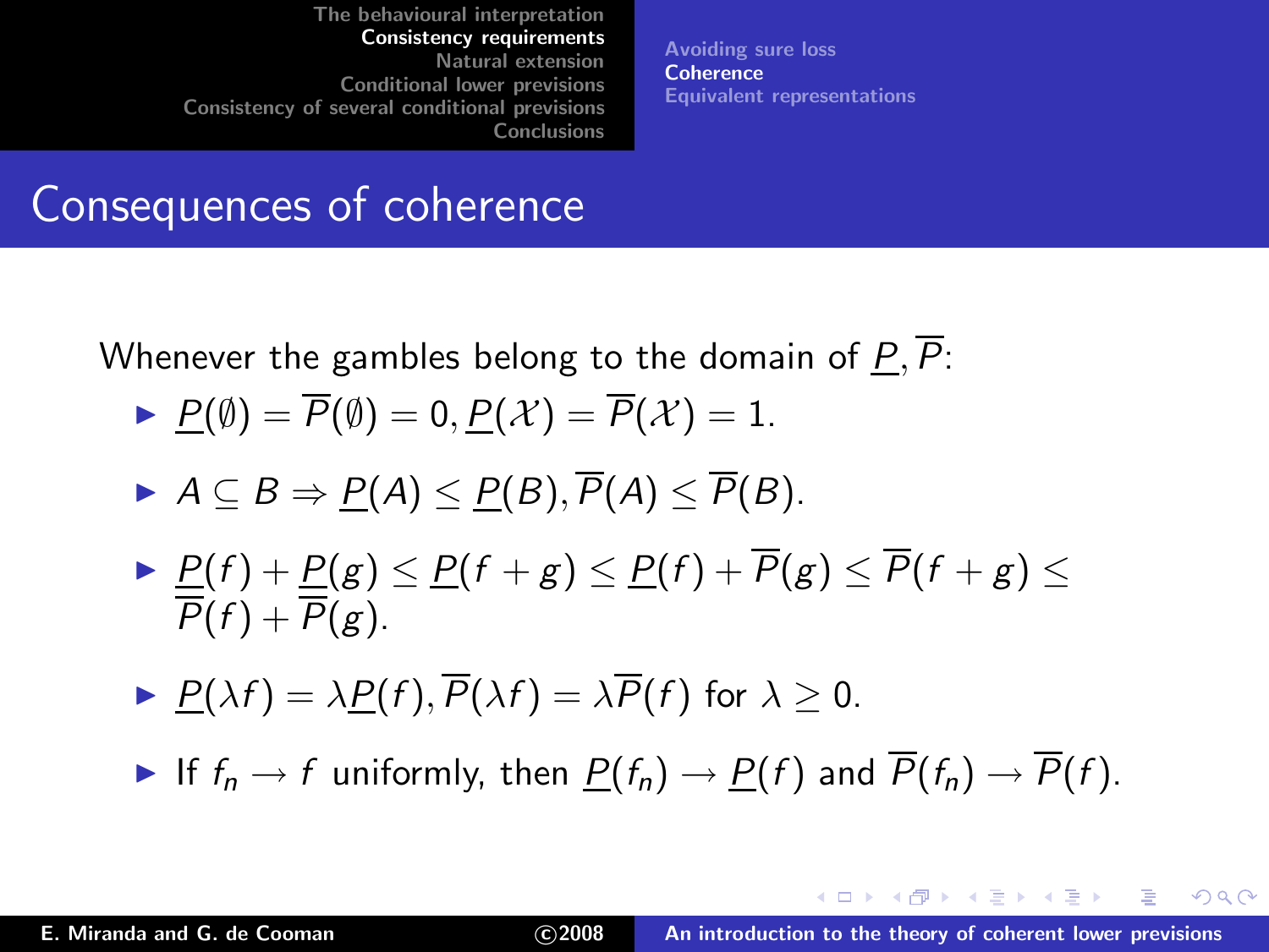# Consequences of coherence

Whenever the gambles belong to the domain of $\underline{P}, \overline{P}$:

- $\underline{P}(\emptyset) = \overline{P}(\emptyset) = 0, \underline{P}(\mathcal{X}) = \overline{P}(\mathcal{X}) = 1.$
- $A \subseteq B \Rightarrow \underline{P}(A) \leq \underline{P}(B), \overline{P}(A) \leq \overline{P}(B).$
- $\underline{P}(f) + \underline{P}(g) \leq \underline{P}(f+g) \leq \underline{P}(f) + \overline{P}(g) \leq \overline{P}(f+g) \leq \overline{P}(f) + \overline{P}(g).$
- $\underline{P}(\lambda f) = \lambda \underline{P}(f), \overline{P}(\lambda f) = \lambda \overline{P}(f)$ for $\lambda \geq 0$.
- If $f_n \to f$ uniformly, then $\underline{P}(f_n) \to \underline{P}(f)$ and $\overline{P}(f_n) \to \overline{P}(f)$.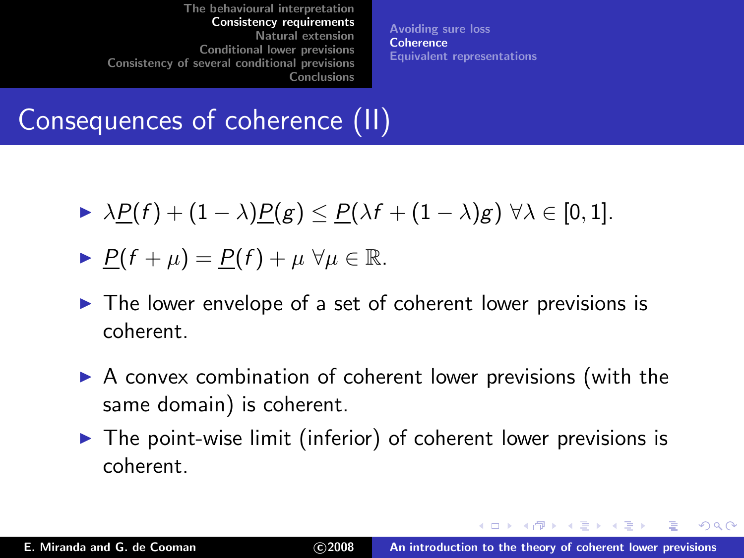# Consequences of coherence (II)

- $\lambda \underline{P}(f) + (1-\lambda)\underline{P}(g) \leq \underline{P}(\lambda f + (1-\lambda) g)\ \forall \lambda \in [0,1]$.
- $\underline{P}(f + \mu) = \underline{P}(f) + \mu\ \forall \mu \in \mathbb{R}$.
- The lower envelope of a set of coherent lower previsions is coherent.
- A convex combination of coherent lower previsions (with the same domain) is coherent.
- The point-wise limit (inferior) of coherent lower previsions is coherent.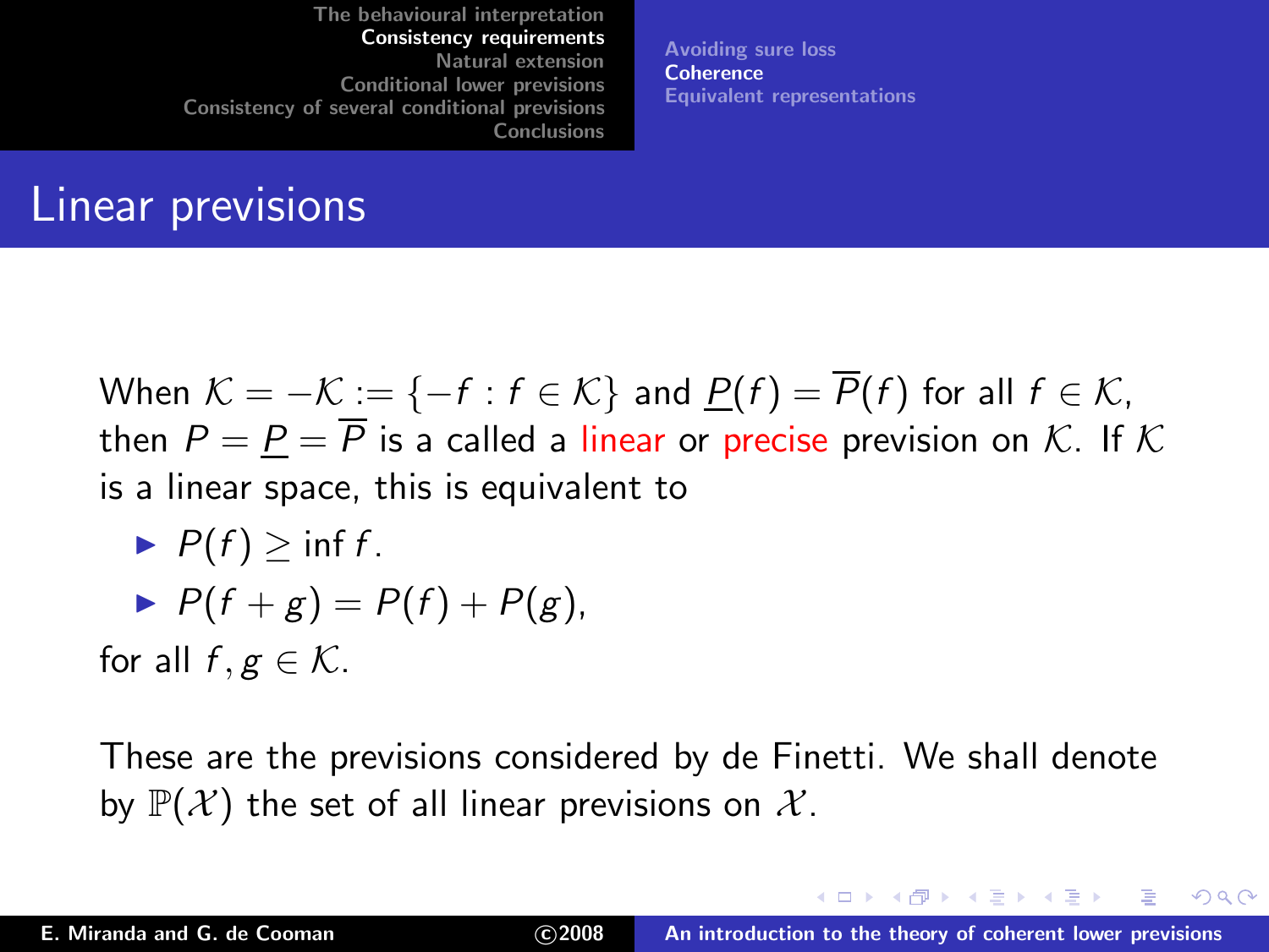## Linear previsions

When $\mathcal{K} = -\mathcal{K} := \{-f : f \in \mathcal{K}\}$ and $\underline{P}(f) = \overline{P}(f)$ for all $f \in \mathcal{K}$, then $P = \underline{P} = \overline{P}$ is a called a linear or precise prevision on $\mathcal{K}$. If $\mathcal{K}$ is a linear space, this is equivalent to

- $P(f) \geq \inf f$.
- $P(f + g) = P(f) + P(g)$,

for all $f, g \in \mathcal{K}$.

These are the previsions considered by de Finetti. We shall denote by $\mathbb{P}(\mathcal{X})$ the set of all linear previsions on $\mathcal{X}$.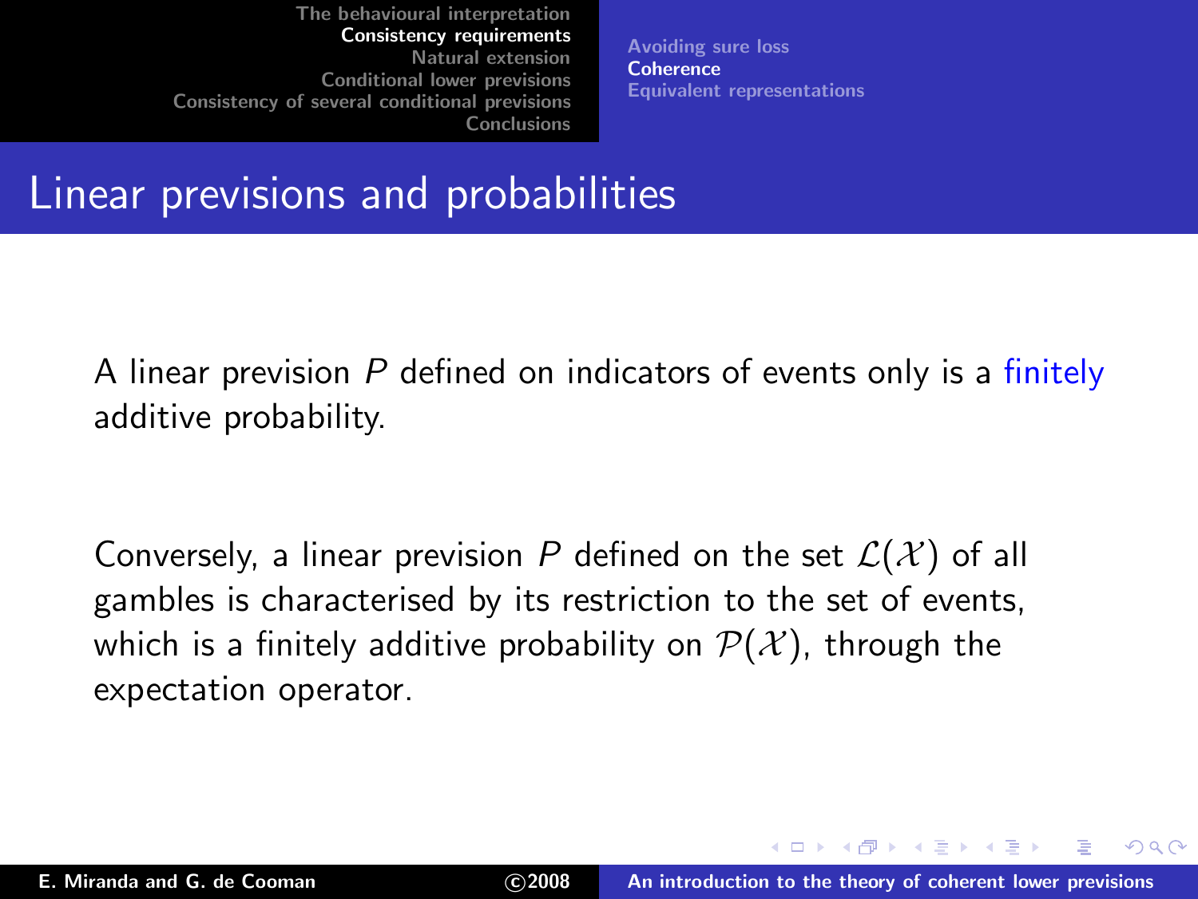# Linear previsions and probabilities

A linear prevision $P$ defined on indicators of events only is a finitely additive probability.

Conversely, a linear prevision $P$ defined on the set $\mathcal{L}(\mathcal{X})$ of all gambles is characterised by its restriction to the set of events, which is a finitely additive probability on $\mathcal{P}(\mathcal{X})$, through the expectation operator.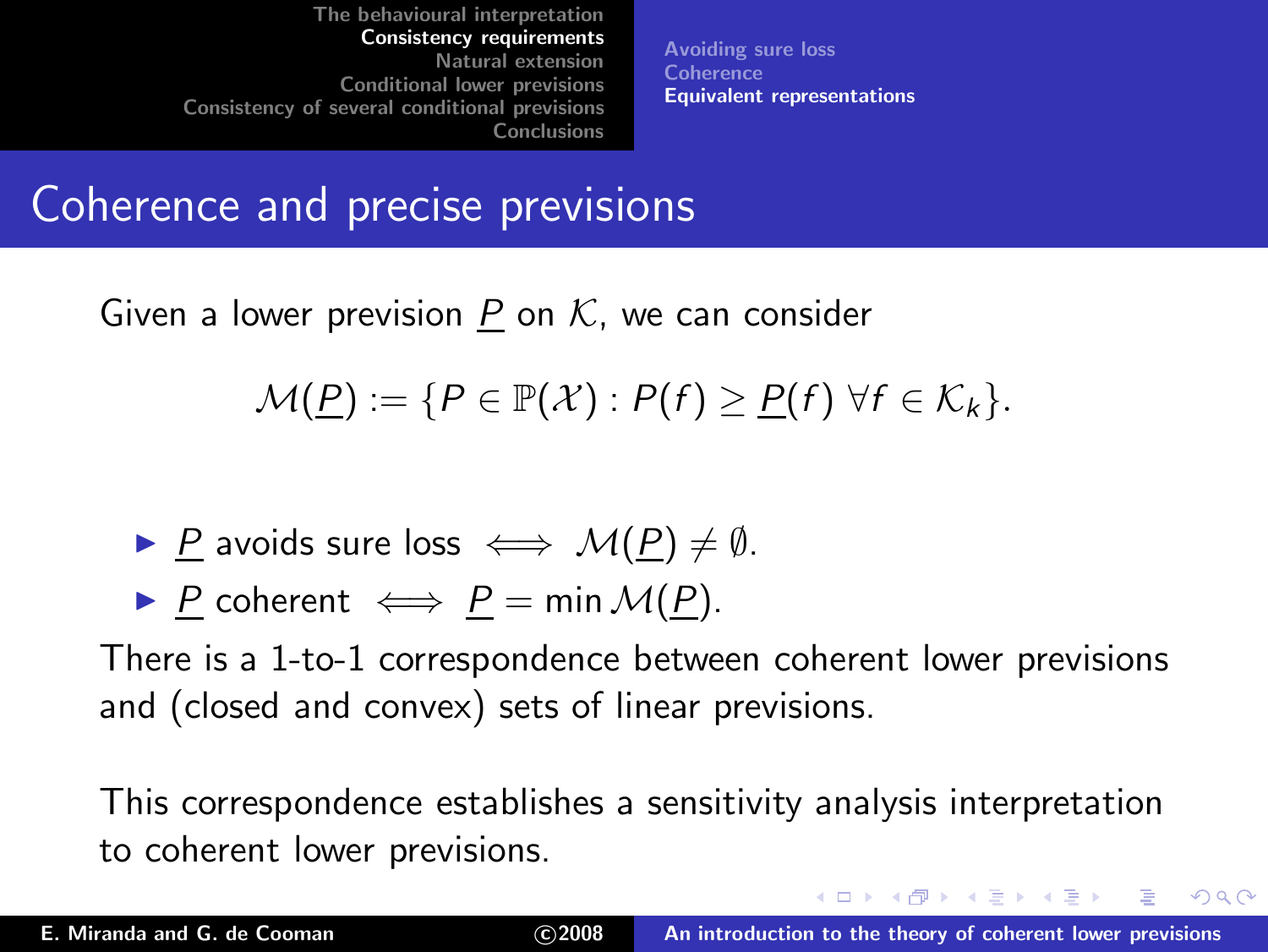## Coherence and precise previsions

Given a lower prevision $\underline{P}$ on $\mathcal{K}$, we can consider

$$\mathcal{M}(\underline{P}) := \{P \in \mathbb{P}(\mathcal{X}) : P(f) \geq \underline{P}(f) \; \forall f \in \mathcal{K}_k\}.$$

- $\underline{P}$ avoids sure loss $\iff \mathcal{M}(\underline{P}) \neq \emptyset$.
- $\underline{P}$ coherent $\iff \underline{P} = \min \mathcal{M}(\underline{P})$.

There is a 1-to-1 correspondence between coherent lower previsions and (closed and convex) sets of linear previsions.

This correspondence establishes a sensitivity analysis interpretation to coherent lower previsions.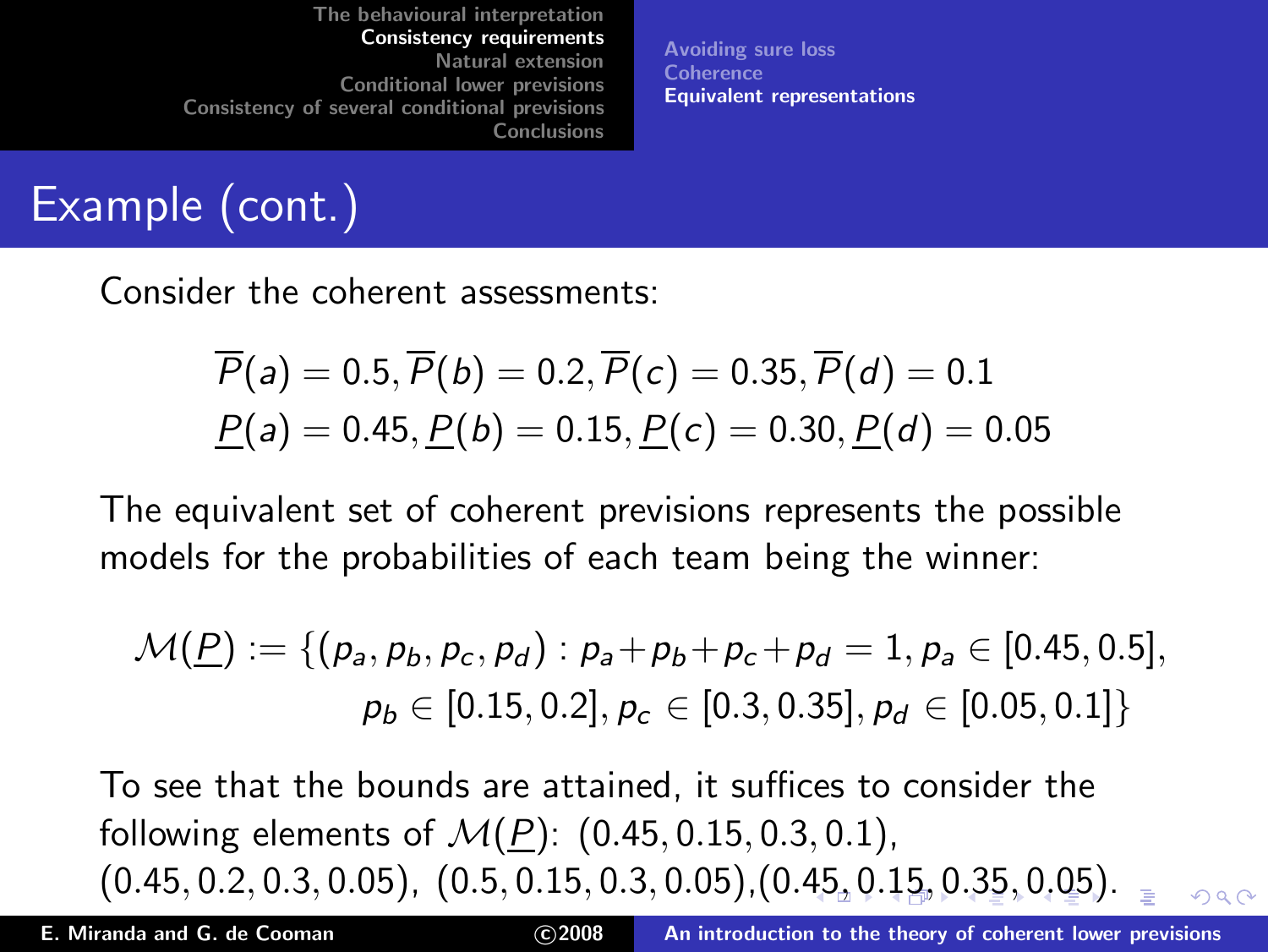# Example (cont.)

Consider the coherent assessments:

$$\overline{P}(a) = 0.5, \overline{P}(b) = 0.2, \overline{P}(c) = 0.35, \overline{P}(d) = 0.1$$
$$\underline{P}(a) = 0.45, \underline{P}(b) = 0.15, \underline{P}(c) = 0.30, \underline{P}(d) = 0.05$$

The equivalent set of coherent previsions represents the possible models for the probabilities of each team being the winner:

$$\mathcal{M}(\underline{P}) := \{(p_a, p_b, p_c, p_d) : p_a + p_b + p_c + p_d = 1, p_a \in [0.45, 0.5], p_b \in [0.15, 0.2], p_c \in [0.3, 0.35], p_d \in [0.05, 0.1]\}$$

To see that the bounds are attained, it suffices to consider the following elements of $\mathcal{M}(\underline{P})$: $(0.45, 0.15, 0.3, 0.1)$, $(0.45, 0.2, 0.3, 0.05)$, $(0.5, 0.15, 0.3, 0.05)$, $(0.45, 0.15, 0.35, 0.05)$.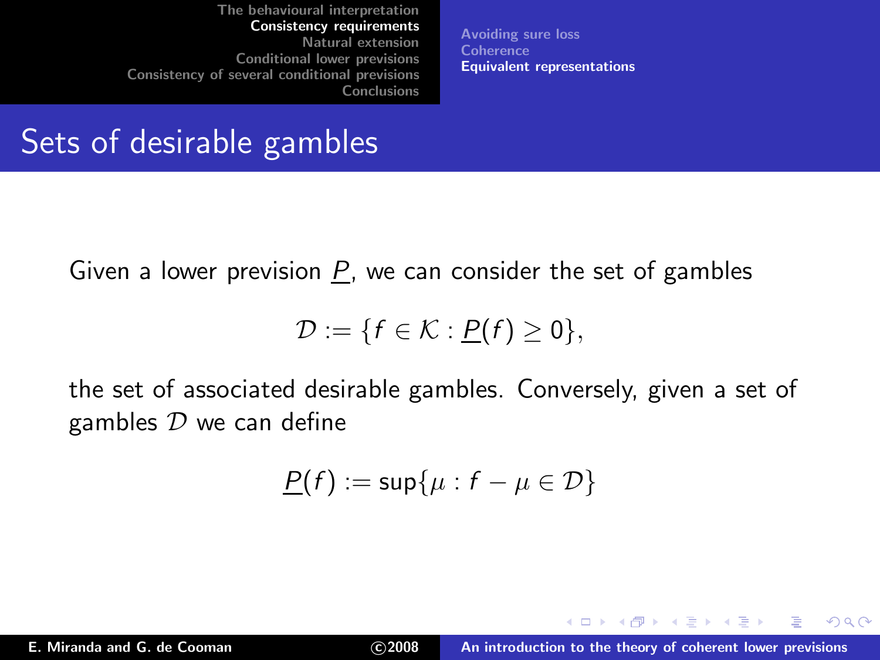## Sets of desirable gambles

Given a lower prevision $\underline{P}$, we can consider the set of gambles

$$\mathcal{D} := \{f \in \mathcal{K} : \underline{P}(f) \geq 0\},$$

the set of associated desirable gambles. Conversely, given a set of gambles $\mathcal{D}$ we can define

$$\underline{P}(f) := \sup\{\mu : f - \mu \in \mathcal{D}\}$$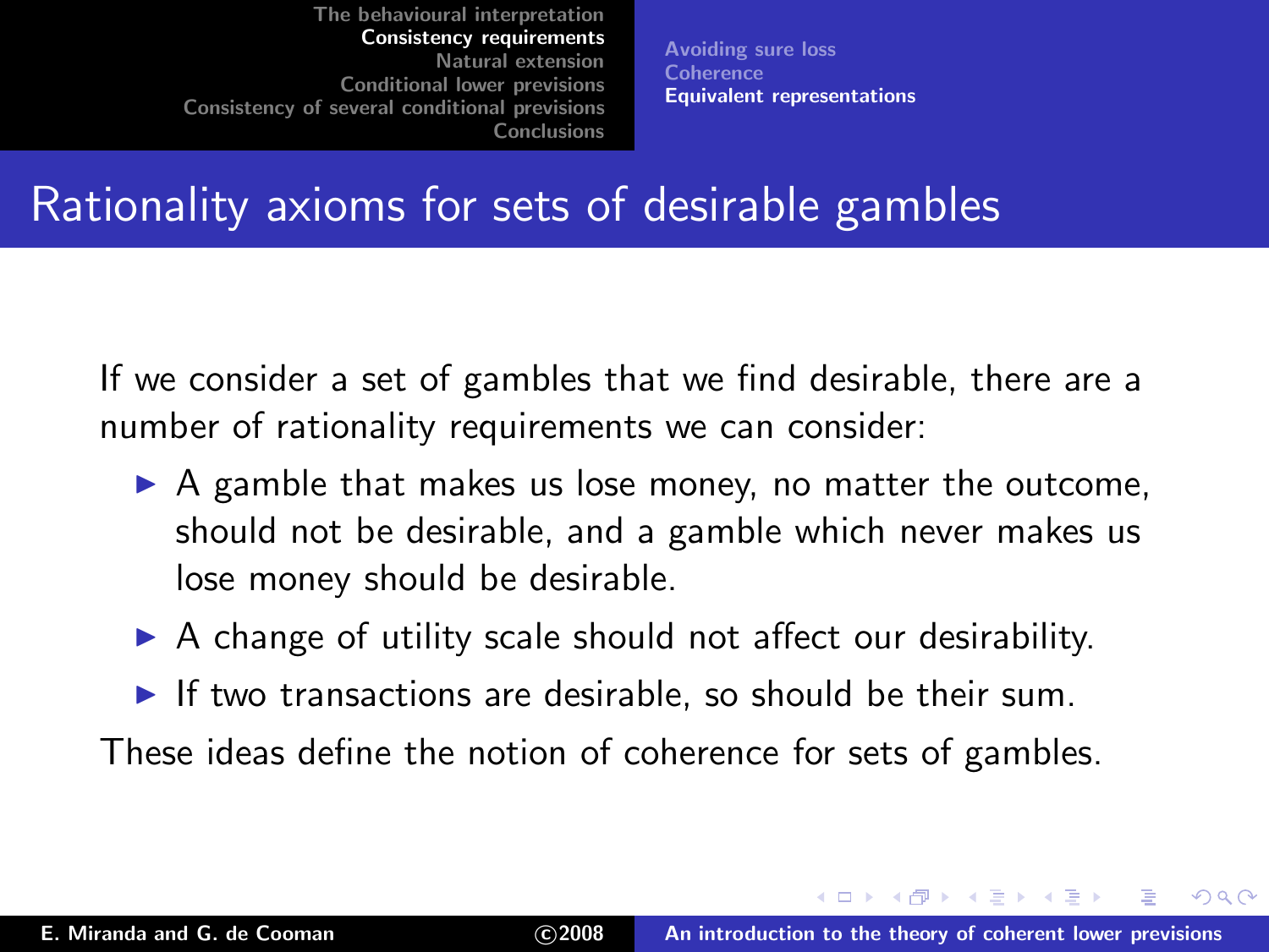# Rationality axioms for sets of desirable gambles

If we consider a set of gambles that we find desirable, there are a number of rationality requirements we can consider:

- A gamble that makes us lose money, no matter the outcome, should not be desirable, and a gamble which never makes us lose money should be desirable.
- A change of utility scale should not affect our desirability.
- If two transactions are desirable, so should be their sum.

These ideas define the notion of coherence for sets of gambles.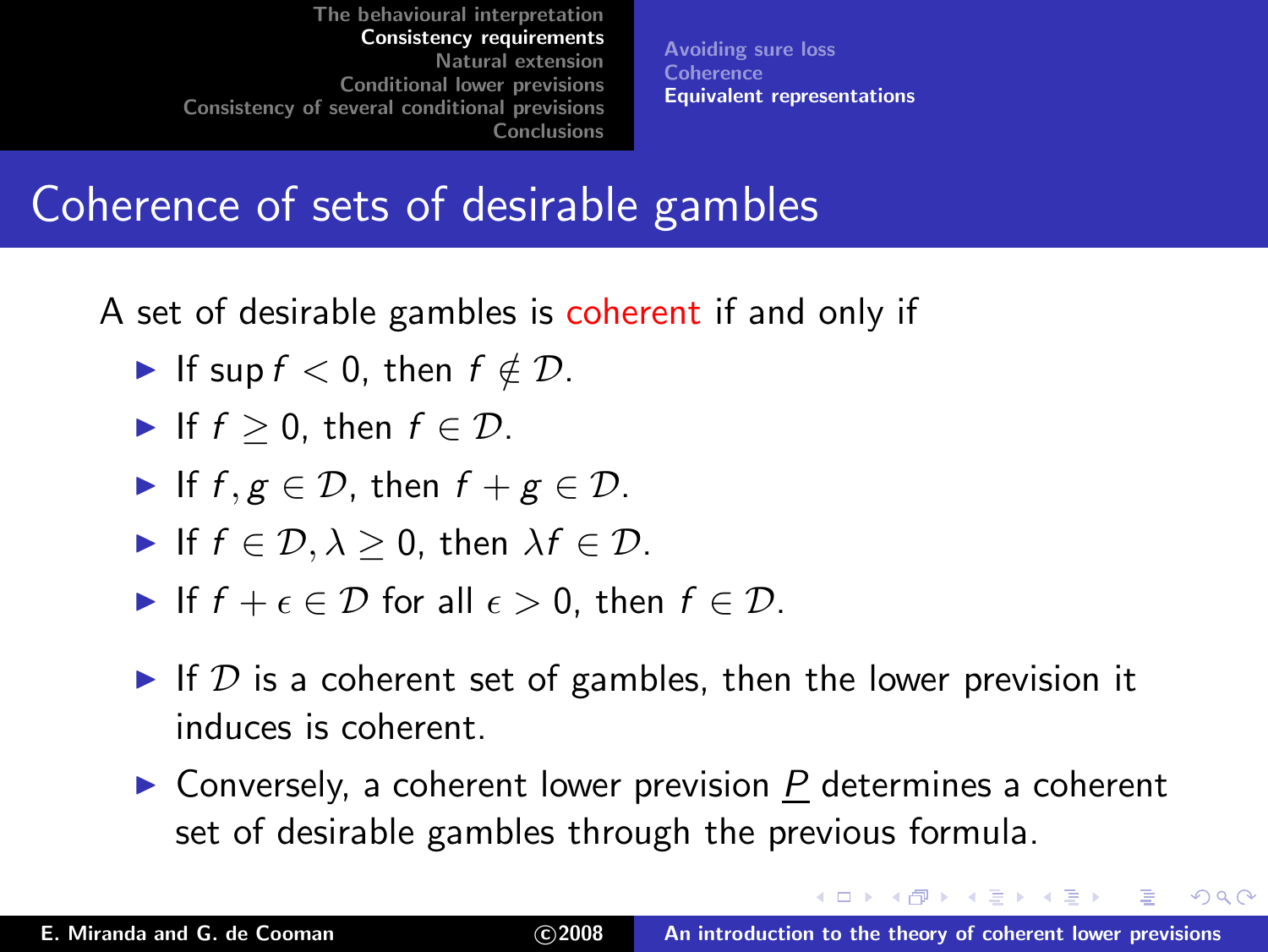# Coherence of sets of desirable gambles

A set of desirable gambles is coherent if and only if

- If $\sup f < 0$, then $f \notin \mathcal{D}$.
- If $f \geq 0$, then $f \in \mathcal{D}$.
- If $f, g \in \mathcal{D}$, then $f + g \in \mathcal{D}$.
- If $f \in \mathcal{D}, \lambda \geq 0$, then $\lambda f \in \mathcal{D}$.
- If $f + \epsilon \in \mathcal{D}$ for all $\epsilon > 0$, then $f \in \mathcal{D}$.

- If $\mathcal{D}$ is a coherent set of gambles, then the lower prevision it induces is coherent.
- Conversely, a coherent lower prevision $\underline{P}$ determines a coherent set of desirable gambles through the previous formula.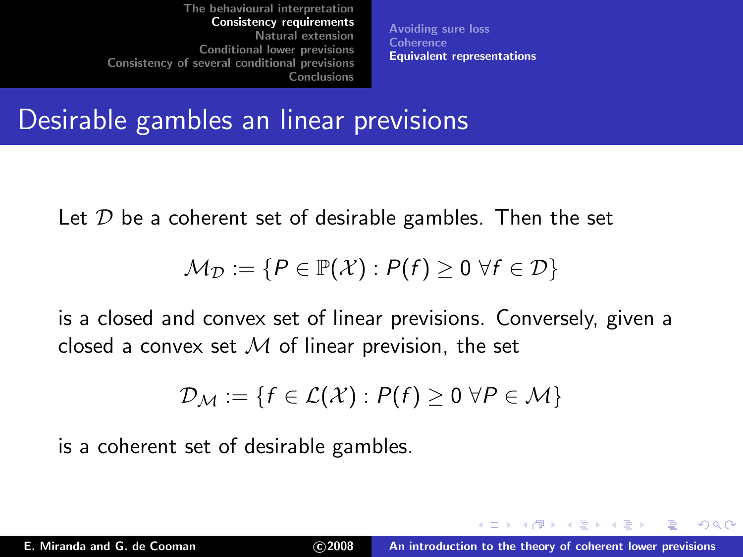# Desirable gambles an linear previsions

Let $\mathcal{D}$ be a coherent set of desirable gambles. Then the set

$$\mathcal{M}_{\mathcal{D}} := \{P \in \mathbb{P}(\mathcal{X}) : P(f) \geq 0 \ \forall f \in \mathcal{D}\}$$

is a closed and convex set of linear previsions. Conversely, given a closed a convex set $\mathcal{M}$ of linear prevision, the set

$$\mathcal{D}_{\mathcal{M}} := \{f \in \mathcal{L}(\mathcal{X}) : P(f) \geq 0 \ \forall P \in \mathcal{M}\}$$

is a coherent set of desirable gambles.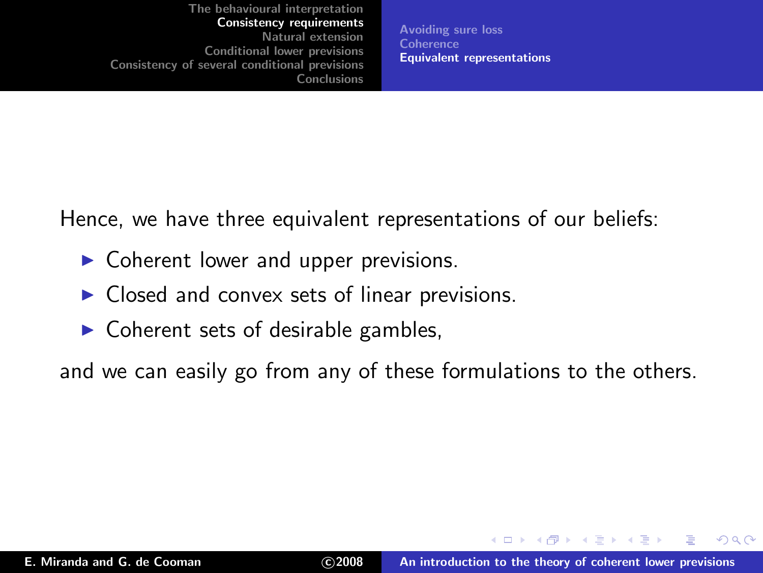Hence, we have three equivalent representations of our beliefs:

- Coherent lower and upper previsions.
- Closed and convex sets of linear previsions.
- Coherent sets of desirable gambles,

and we can easily go from any of these formulations to the others.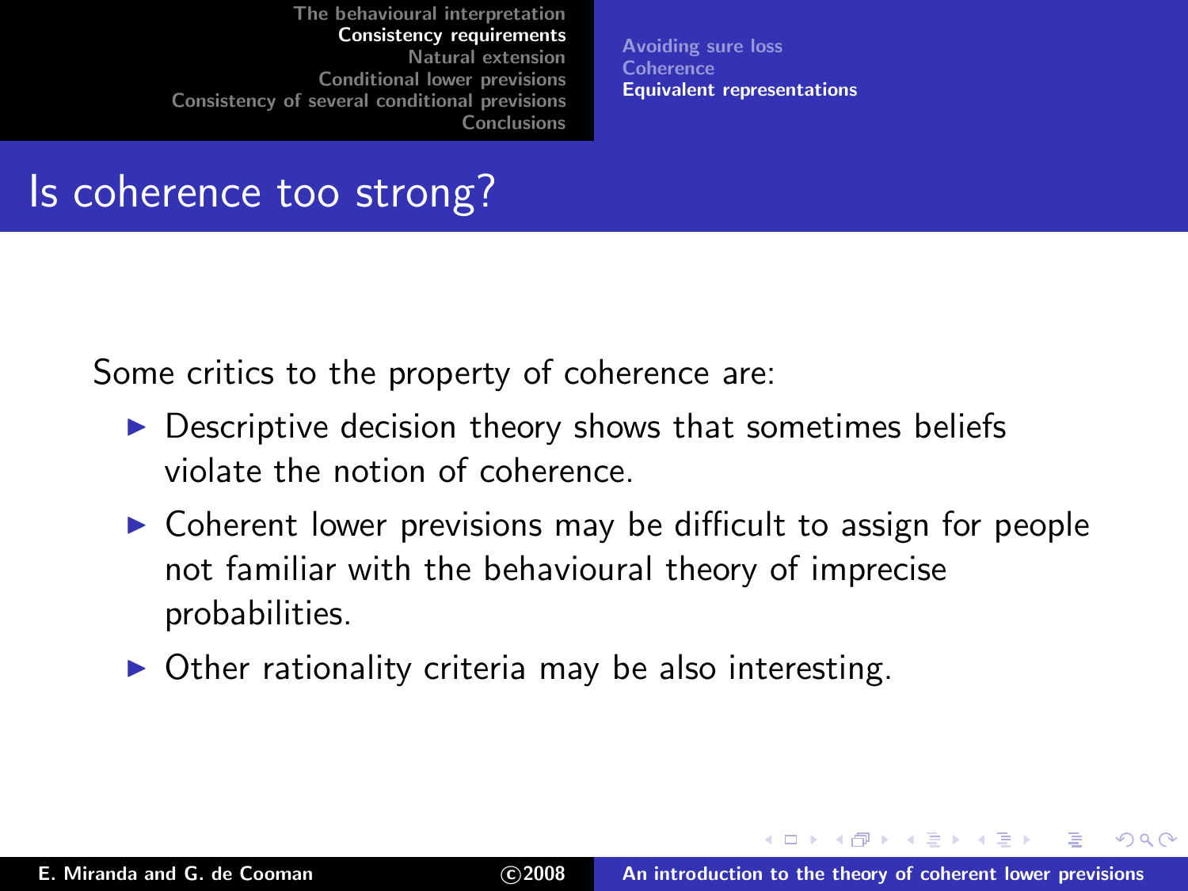# Is coherence too strong?

Some critics to the property of coherence are:

- Descriptive decision theory shows that sometimes beliefs violate the notion of coherence.
- Coherent lower previsions may be difficult to assign for people not familiar with the behavioural theory of imprecise probabilities.
- Other rationality criteria may be also interesting.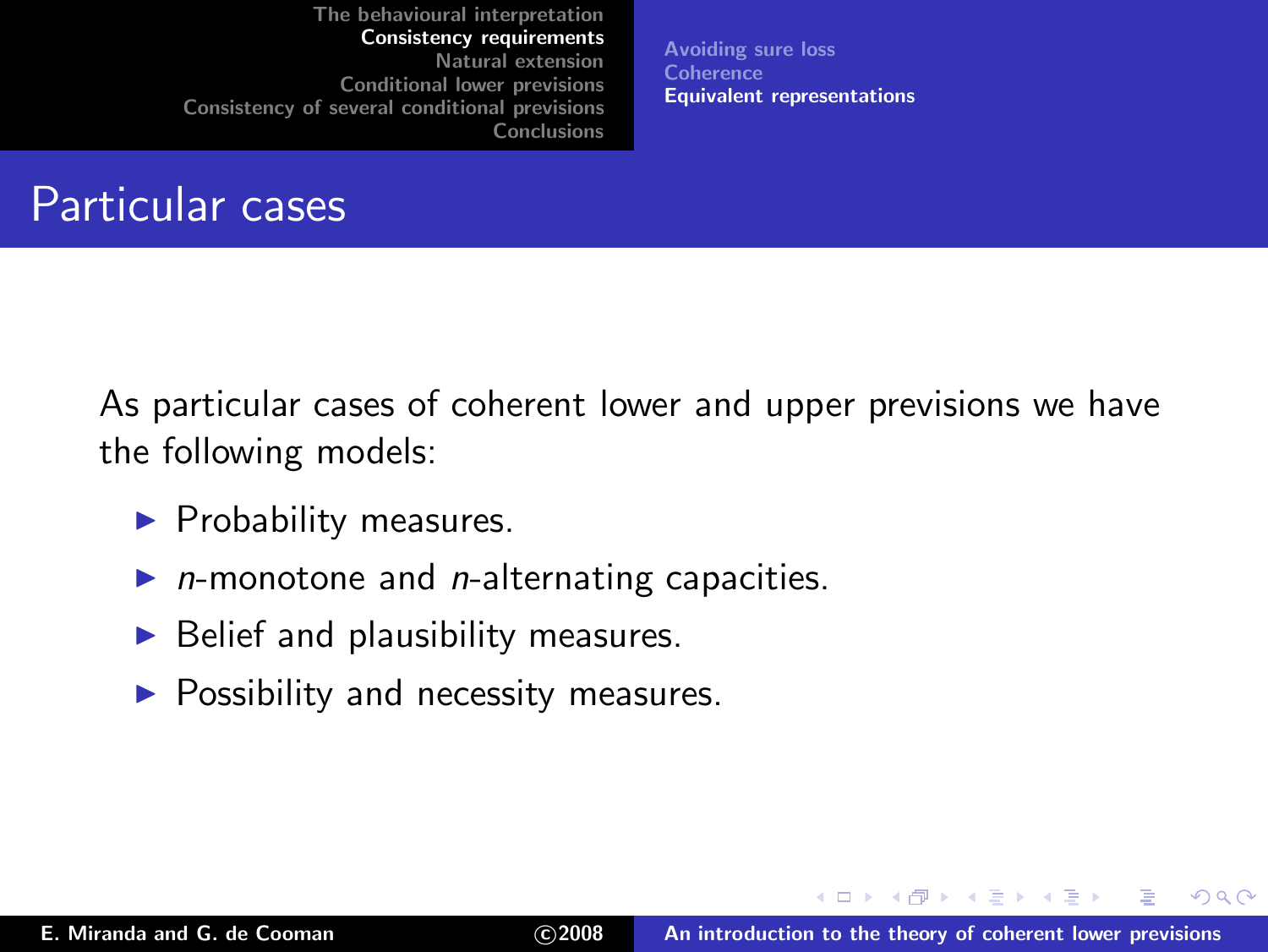# Particular cases

As particular cases of coherent lower and upper previsions we have the following models:

- Probability measures.
- $n$-monotone and $n$-alternating capacities.
- Belief and plausibility measures.
- Possibility and necessity measures.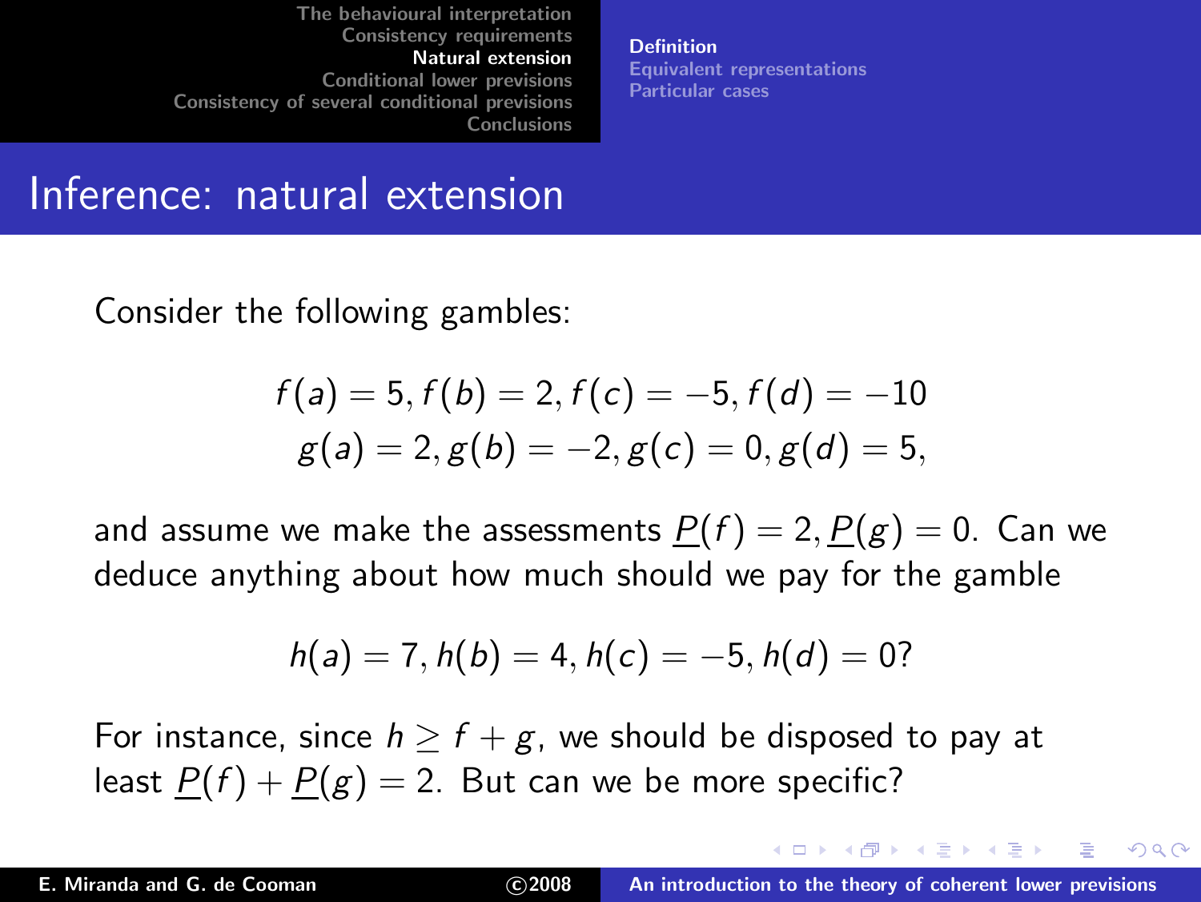## Inference: natural extension

Consider the following gambles:

$$f(a) = 5, f(b) = 2, f(c) = -5, f(d) = -10$$
$$g(a) = 2, g(b) = -2, g(c) = 0, g(d) = 5,$$

and assume we make the assessments $\underline{P}(f) = 2, \underline{P}(g) = 0$. Can we deduce anything about how much should we pay for the gamble

$$h(a) = 7, h(b) = 4, h(c) = -5, h(d) = 0?$$

For instance, since $h \geq f + g$, we should be disposed to pay at least $\underline{P}(f) + \underline{P}(g) = 2$. But can we be more specific?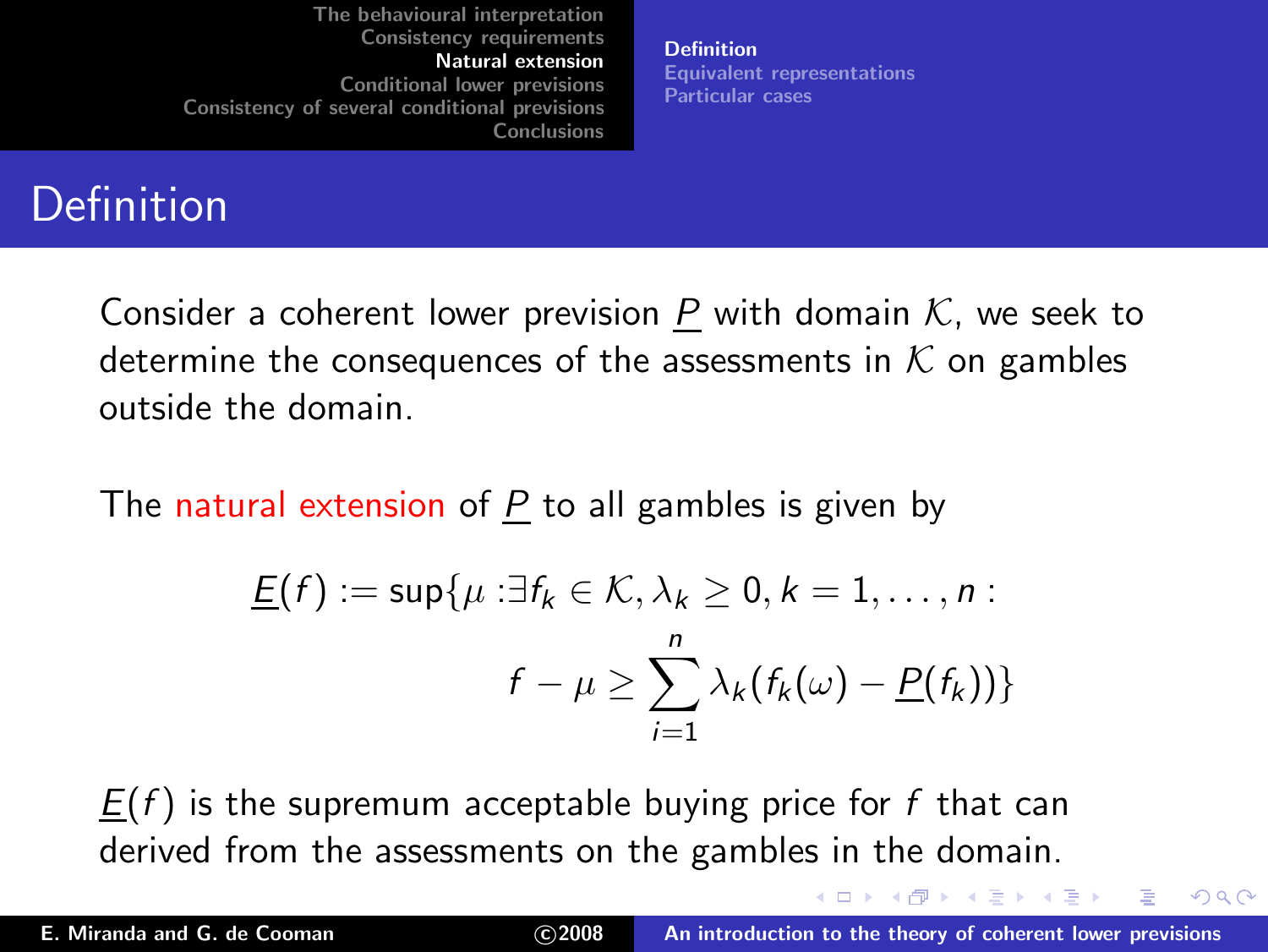# Definition

Consider a coherent lower prevision $\underline{P}$ with domain $\mathcal{K}$, we seek to determine the consequences of the assessments in $\mathcal{K}$ on gambles outside the domain.

The natural extension of $\underline{P}$ to all gambles is given by

$$\underline{E}(f) := \sup\{\mu : \exists f_k \in \mathcal{K}, \lambda_k \geq 0, k = 1, \dots, n : \\ f - \mu \geq \sum_{i=1}^{n} \lambda_k (f_k(\omega) - \underline{P}(f_k))\}$$

$\underline{E}(f)$ is the supremum acceptable buying price for $f$ that can derived from the assessments on the gambles in the domain.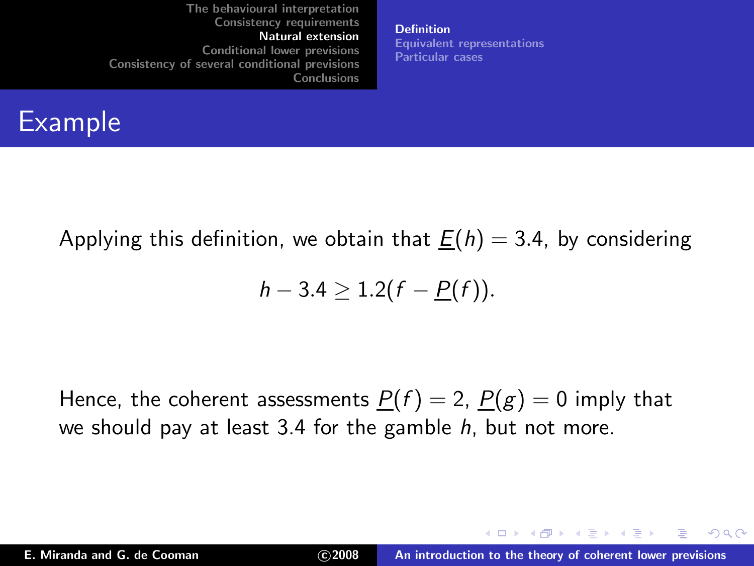# Example

Applying this definition, we obtain that $\underline{E}(h) = 3.4$, by considering

$$h - 3.4 \geq 1.2(f - \underline{P}(f)).$$

Hence, the coherent assessments $\underline{P}(f) = 2$, $\underline{P}(g) = 0$ imply that we should pay at least 3.4 for the gamble $h$, but not more.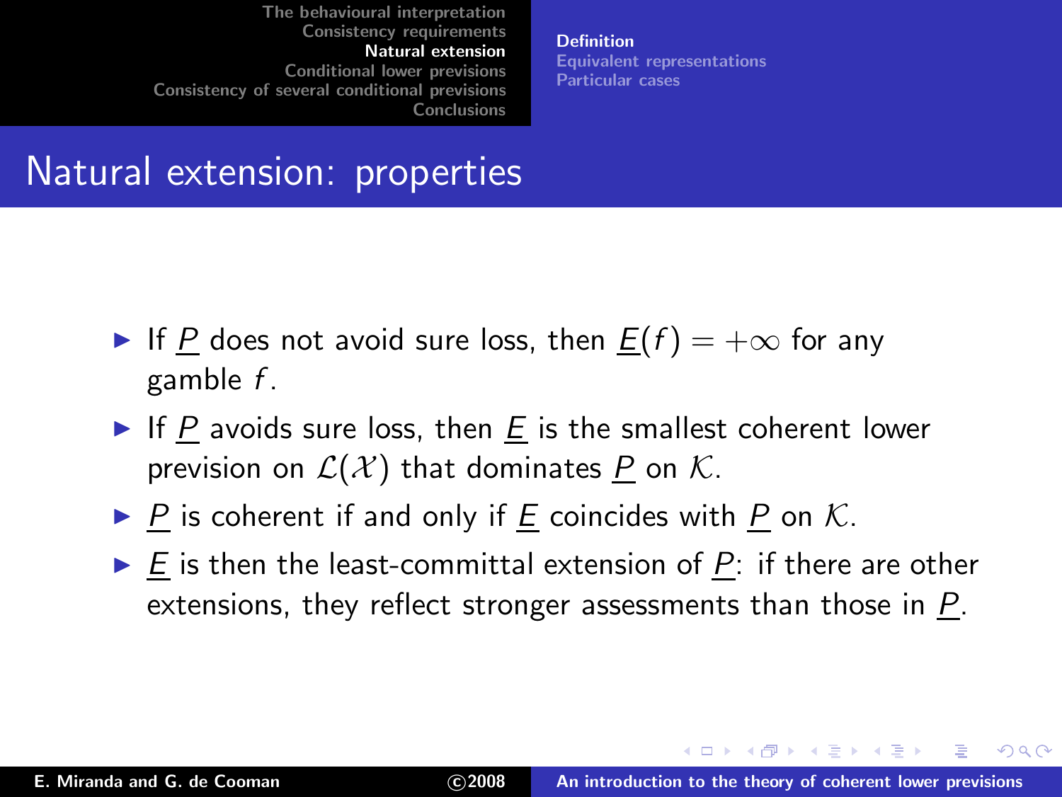## Natural extension: properties

- If $\underline{P}$ does not avoid sure loss, then $\underline{E}(f) = +\infty$ for any gamble $f$.
- If $\underline{P}$ avoids sure loss, then $\underline{E}$ is the smallest coherent lower prevision on $\mathcal{L}(\mathcal{X})$ that dominates $\underline{P}$ on $\mathcal{K}$.
- $\underline{P}$ is coherent if and only if $\underline{E}$ coincides with $\underline{P}$ on $\mathcal{K}$.
- $\underline{E}$ is then the least-committal extension of $\underline{P}$: if there are other extensions, they reflect stronger assessments than those in $\underline{P}$.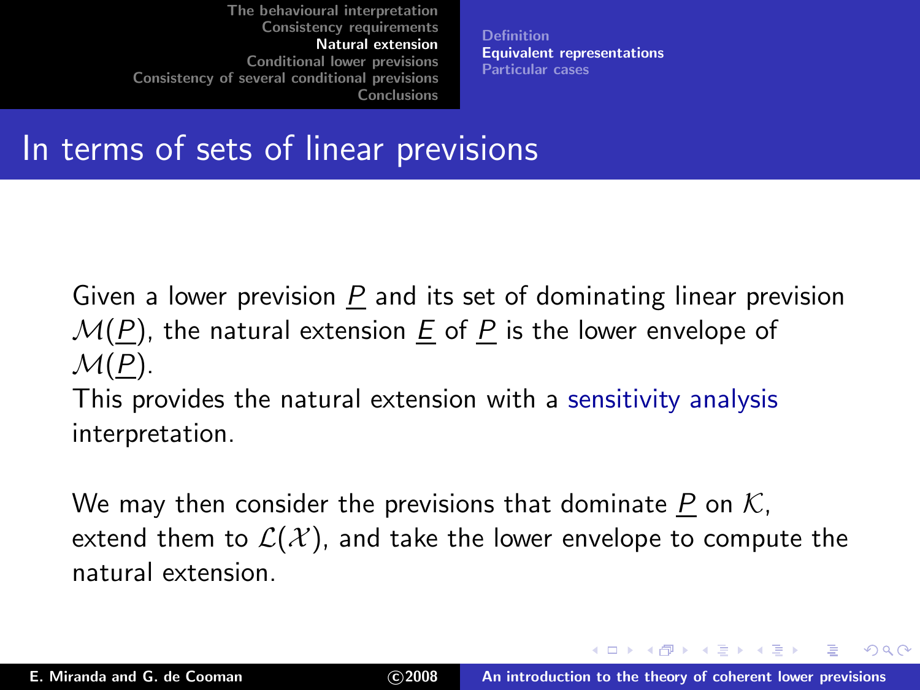# In terms of sets of linear previsions

Given a lower prevision $\underline{P}$ and its set of dominating linear prevision $\mathcal{M}(\underline{P})$, the natural extension $\underline{E}$ of $\underline{P}$ is the lower envelope of $\mathcal{M}(\underline{P})$.

This provides the natural extension with a sensitivity analysis interpretation.

We may then consider the previsions that dominate $\underline{P}$ on $\mathcal{K}$, extend them to $\mathcal{L}(\mathcal{X})$, and take the lower envelope to compute the natural extension.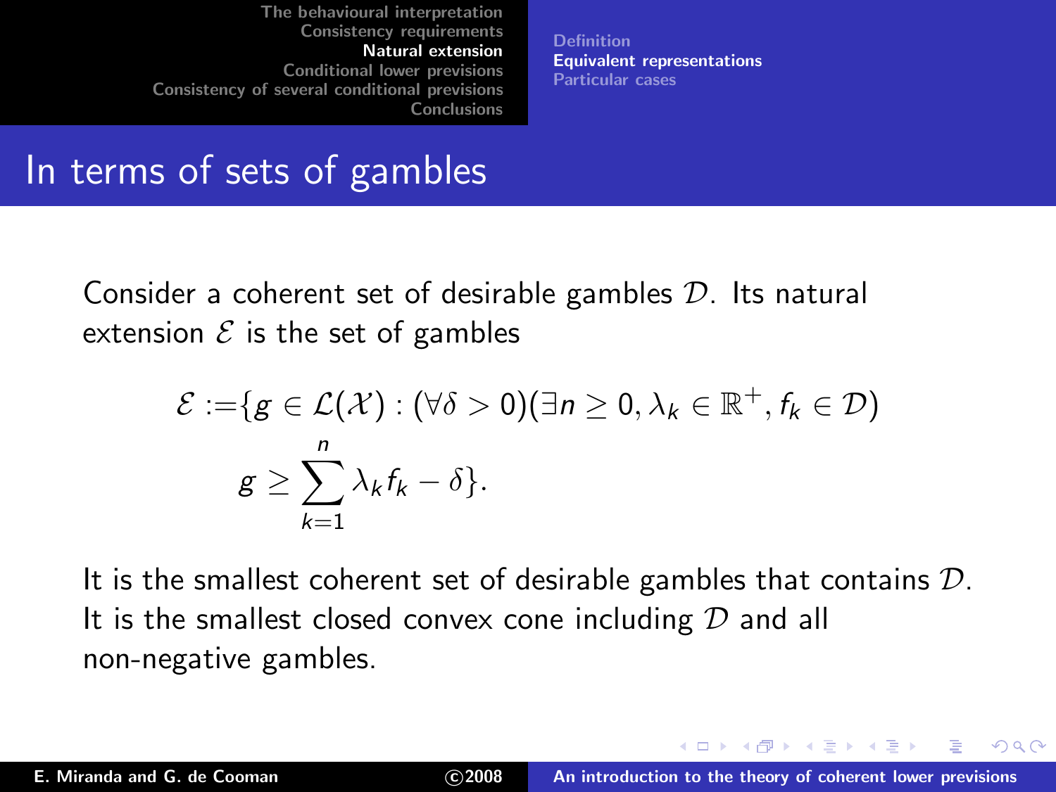# In terms of sets of gambles

Consider a coherent set of desirable gambles $\mathcal{D}$. Its natural extension $\mathcal{E}$ is the set of gambles

$$\mathcal{E} := \{g \in \mathcal{L}(\mathcal{X}) : (\forall \delta > 0)(\exists n \geq 0, \lambda_k \in \mathbb{R}^+, f_k \in \mathcal{D})$$
$$g \geq \sum_{k=1}^{n} \lambda_k f_k - \delta\}.$$

It is the smallest coherent set of desirable gambles that contains $\mathcal{D}$. It is the smallest closed convex cone including $\mathcal{D}$ and all non-negative gambles.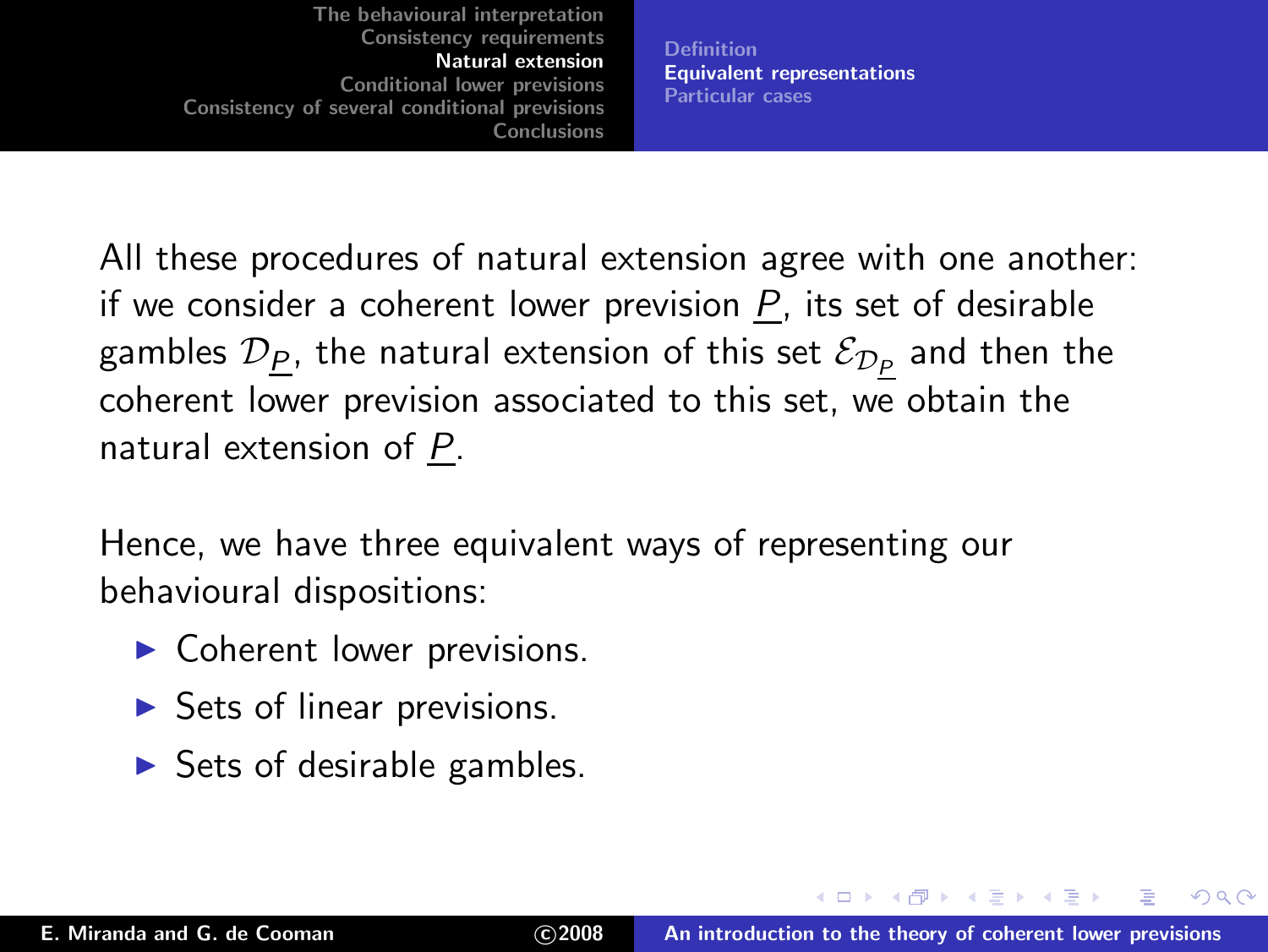All these procedures of natural extension agree with one another: if we consider a coherent lower prevision $\underline{P}$, its set of desirable gambles $\mathcal{D}_{\underline{P}}$, the natural extension of this set $\mathcal{E}_{\mathcal{D}_{\underline{P}}}$ and then the coherent lower prevision associated to this set, we obtain the natural extension of $\underline{P}$.

Hence, we have three equivalent ways of representing our behavioural dispositions:

- Coherent lower previsions.
- Sets of linear previsions.
- Sets of desirable gambles.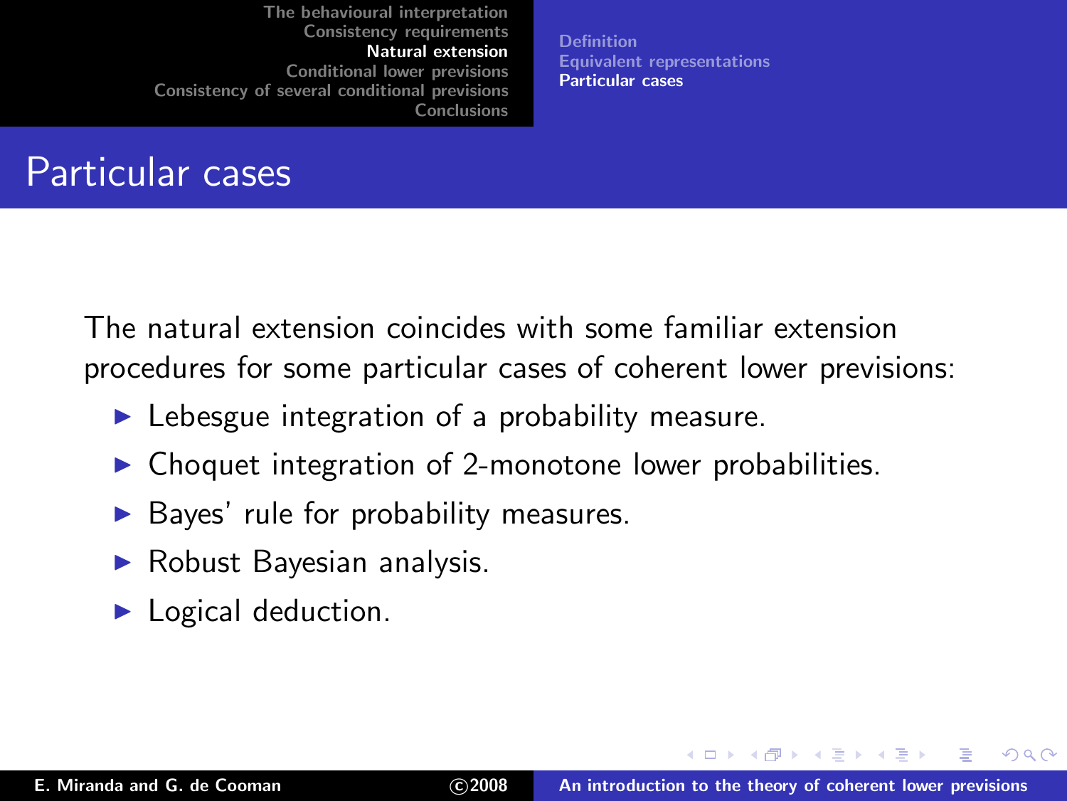# Particular cases

The natural extension coincides with some familiar extension procedures for some particular cases of coherent lower previsions:

- Lebesgue integration of a probability measure.
- Choquet integration of 2-monotone lower probabilities.
- Bayes' rule for probability measures.
- Robust Bayesian analysis.
- Logical deduction.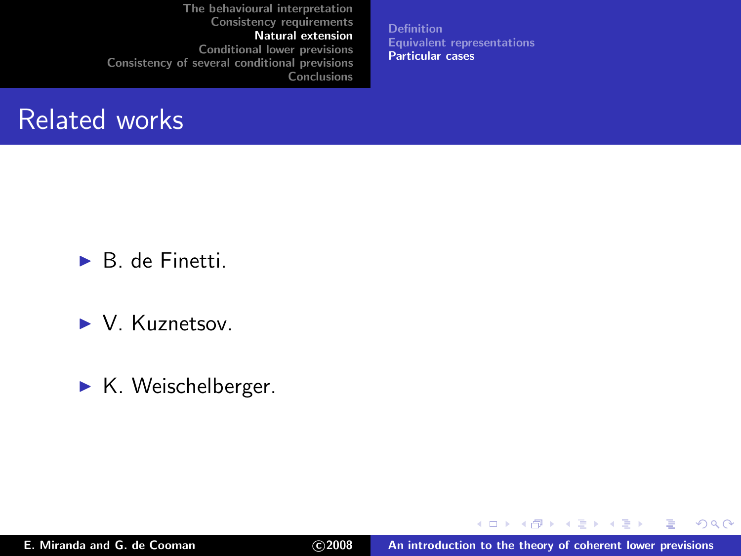# Related works

- B. de Finetti.
- V. Kuznetsov.
- K. Weischelberger.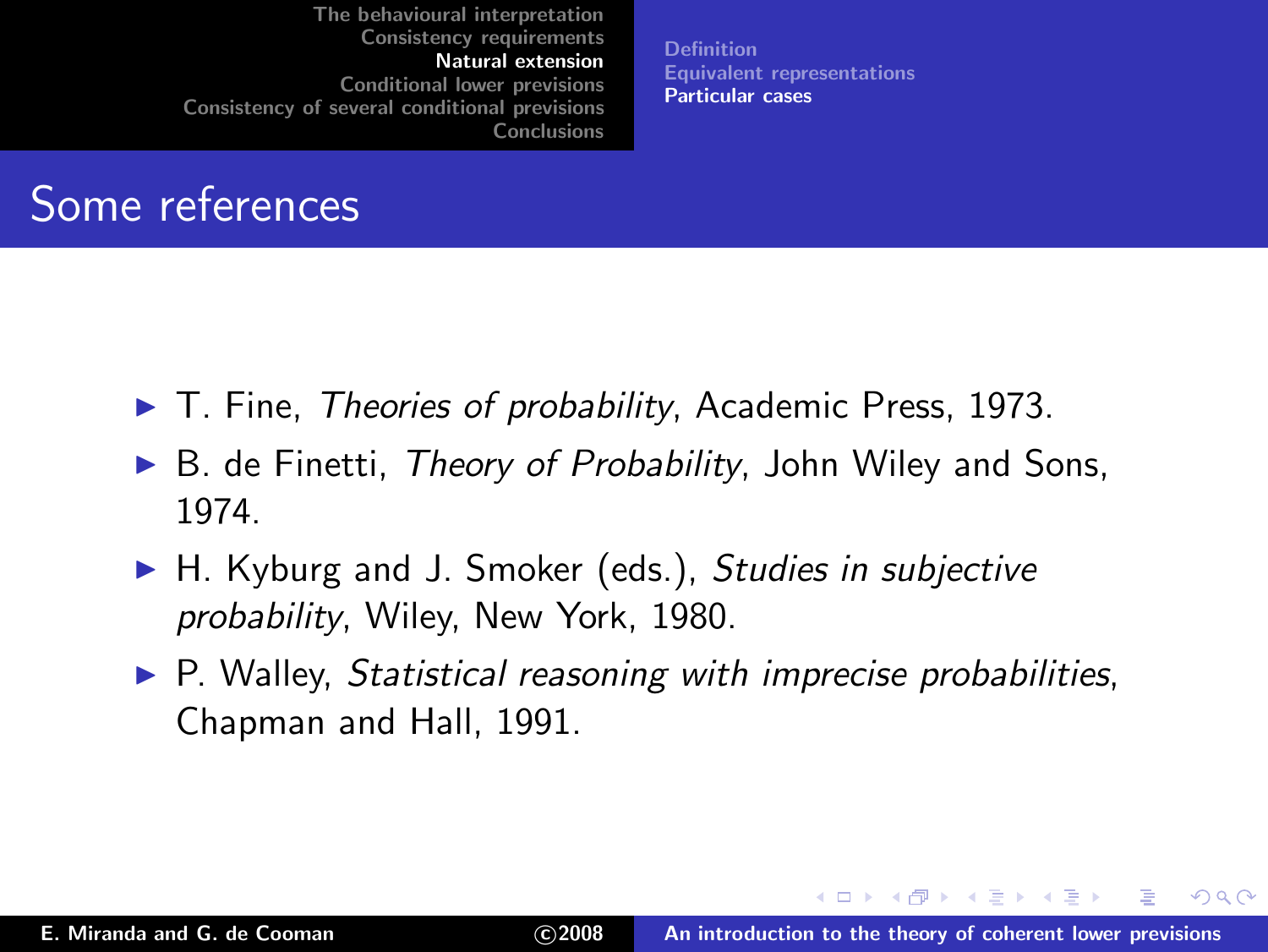## Some references

- T. Fine, *Theories of probability*, Academic Press, 1973.
- B. de Finetti, *Theory of Probability*, John Wiley and Sons, 1974.
- H. Kyburg and J. Smoker (eds.), *Studies in subjective probability*, Wiley, New York, 1980.
- P. Walley, *Statistical reasoning with imprecise probabilities*, Chapman and Hall, 1991.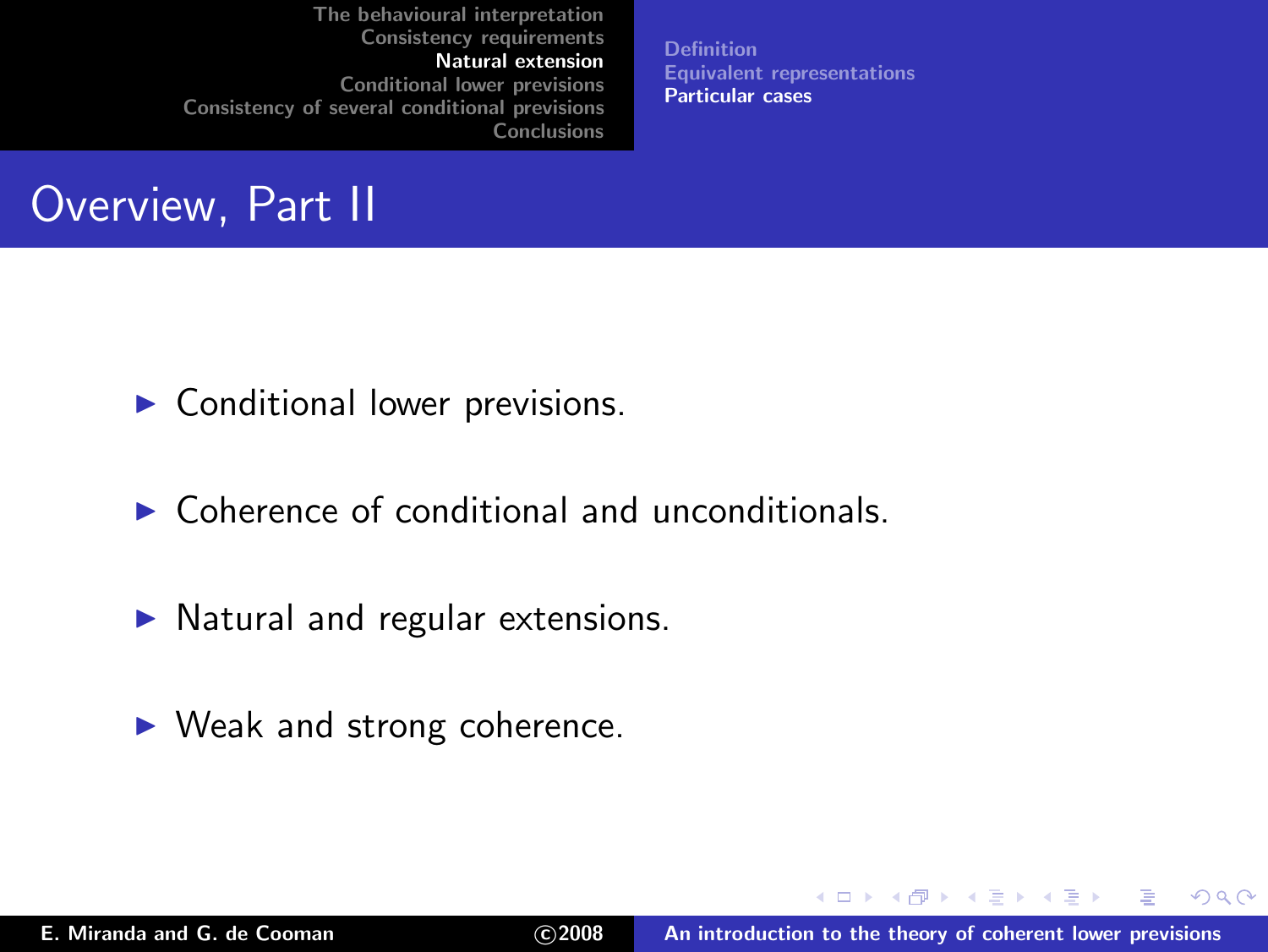# Overview, Part II

- Conditional lower previsions.
- Coherence of conditional and unconditionals.
- Natural and regular extensions.
- Weak and strong coherence.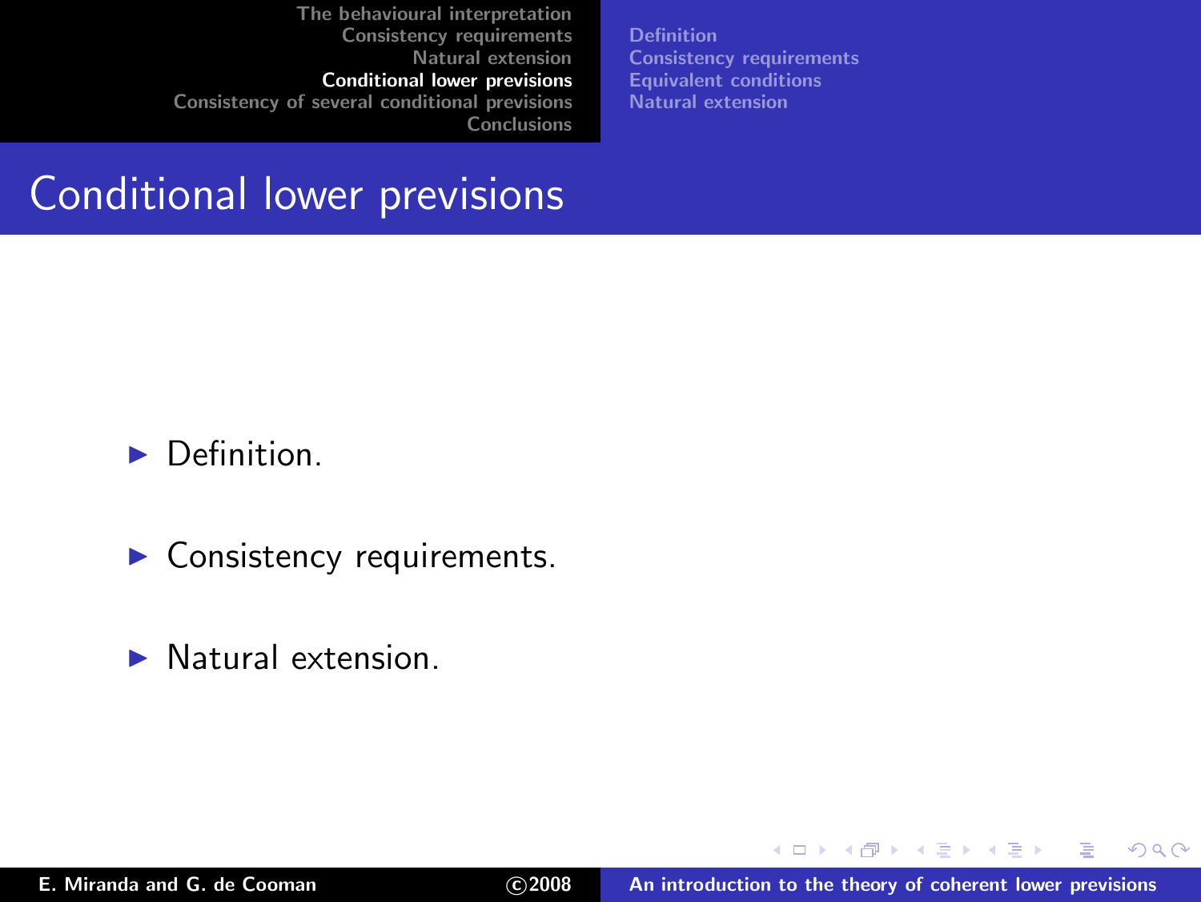# Conditional lower previsions

- Definition.
- Consistency requirements.
- Natural extension.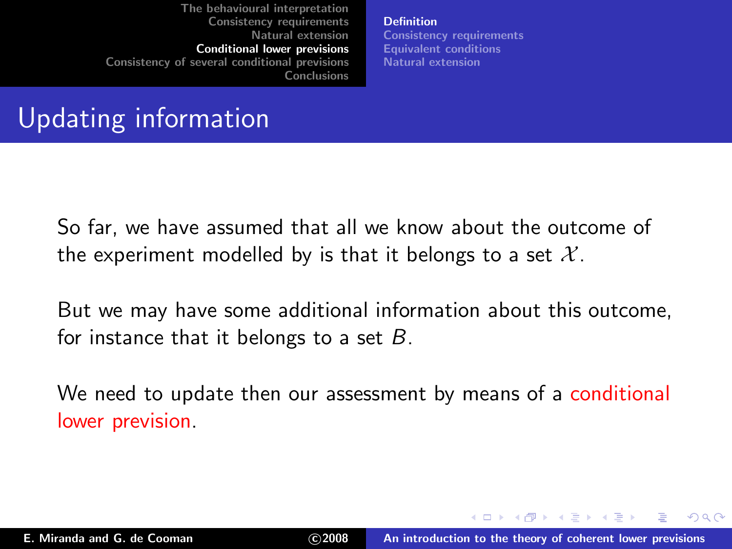# Updating information

So far, we have assumed that all we know about the outcome of the experiment modelled by is that it belongs to a set $\mathcal{X}$.

But we may have some additional information about this outcome, for instance that it belongs to a set $B$.

We need to update then our assessment by means of a conditional lower prevision.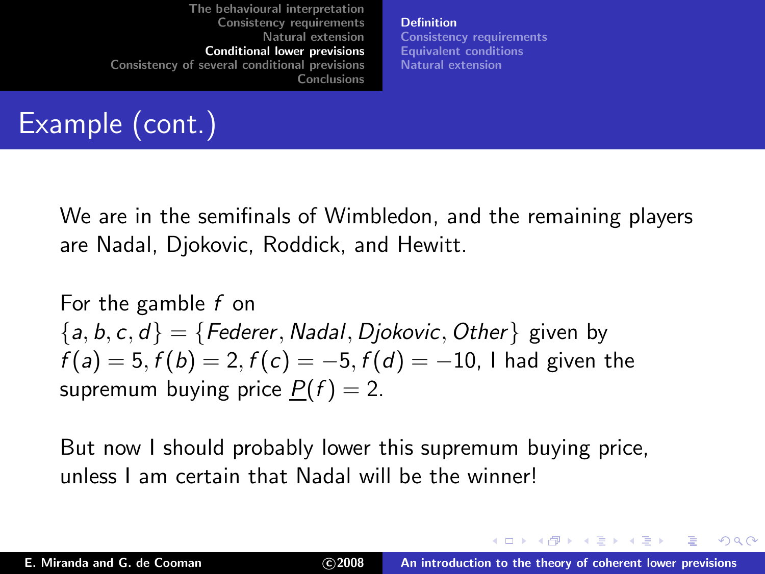# Example (cont.)

We are in the semifinals of Wimbledon, and the remaining players are Nadal, Djokovic, Roddick, and Hewitt.

For the gamble $f$ on $\{a, b, c, d\} = \{Federer, Nadal, Djokovic, Other\}$ given by $f(a) = 5, f(b) = 2, f(c) = -5, f(d) = -10$, I had given the supremum buying price $\underline{P}(f) = 2$.

But now I should probably lower this supremum buying price, unless I am certain that Nadal will be the winner!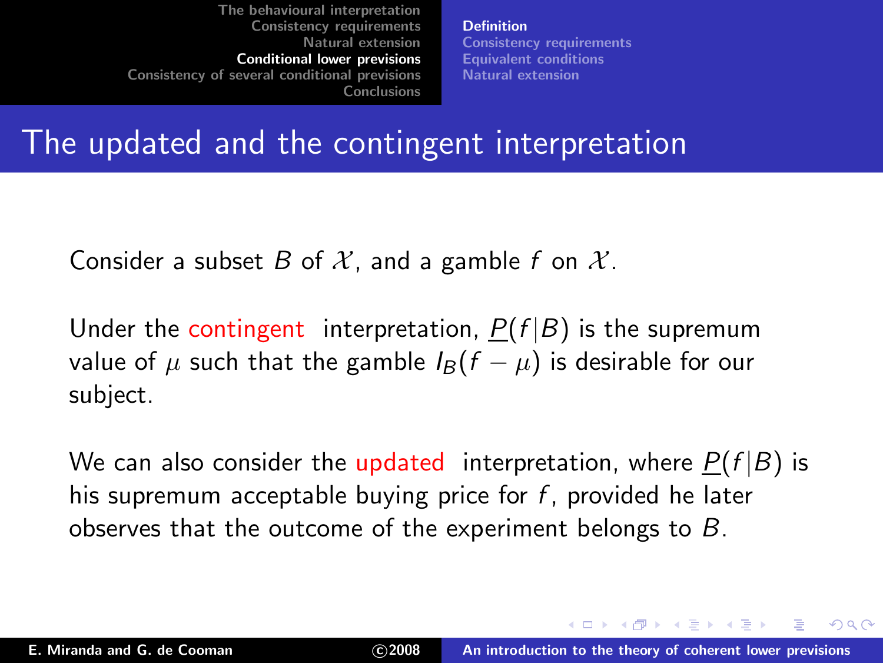## The updated and the contingent interpretation

Consider a subset $B$ of $\mathcal{X}$, and a gamble $f$ on $\mathcal{X}$.

Under the contingent interpretation, $\underline{P}(f|B)$ is the supremum value of $\mu$ such that the gamble $I_B(f - \mu)$ is desirable for our subject.

We can also consider the updated interpretation, where $\underline{P}(f|B)$ is his supremum acceptable buying price for $f$, provided he later observes that the outcome of the experiment belongs to $B$.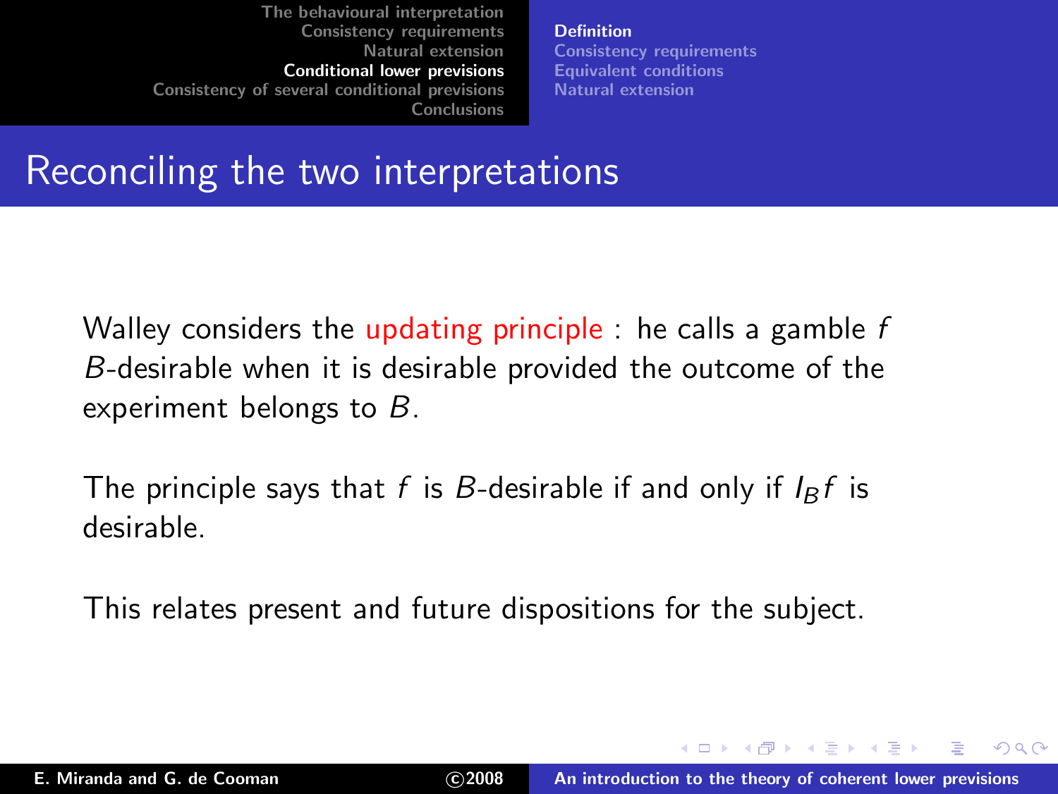# Reconciling the two interpretations

Walley considers the updating principle : he calls a gamble $f$ $B$-desirable when it is desirable provided the outcome of the experiment belongs to $B$.

The principle says that $f$ is $B$-desirable if and only if $I_B f$ is desirable.

This relates present and future dispositions for the subject.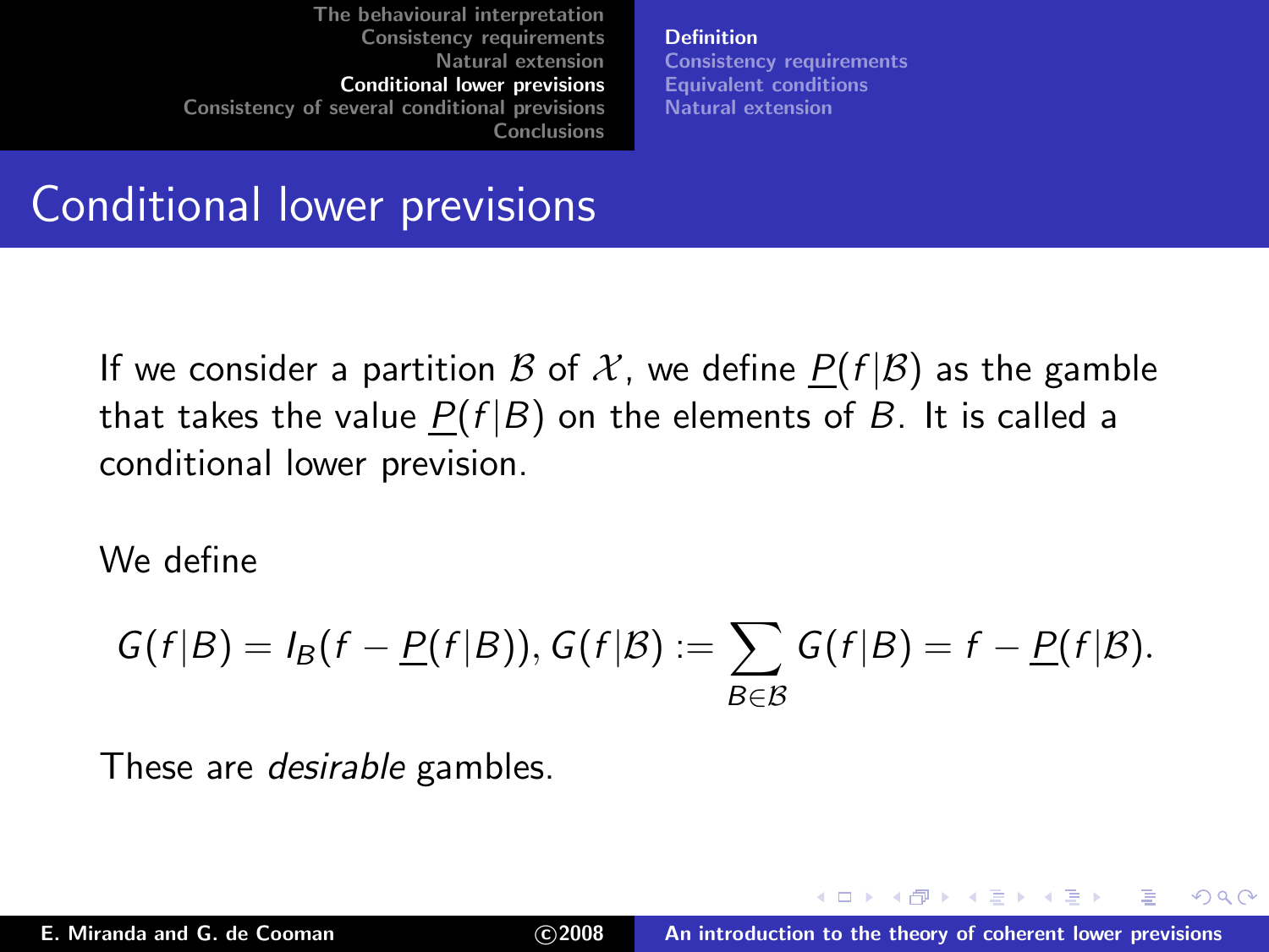# Conditional lower previsions

If we consider a partition $\mathcal{B}$ of $\mathcal{X}$, we define $\underline{P}(f|\mathcal{B})$ as the gamble that takes the value $\underline{P}(f|B)$ on the elements of $B$. It is called a conditional lower prevision.

We define

$$G(f|B) = I_B(f - \underline{P}(f|B)), G(f|\mathcal{B}) := \sum_{B \in \mathcal{B}} G(f|B) = f - \underline{P}(f|\mathcal{B}).$$

These are *desirable* gambles.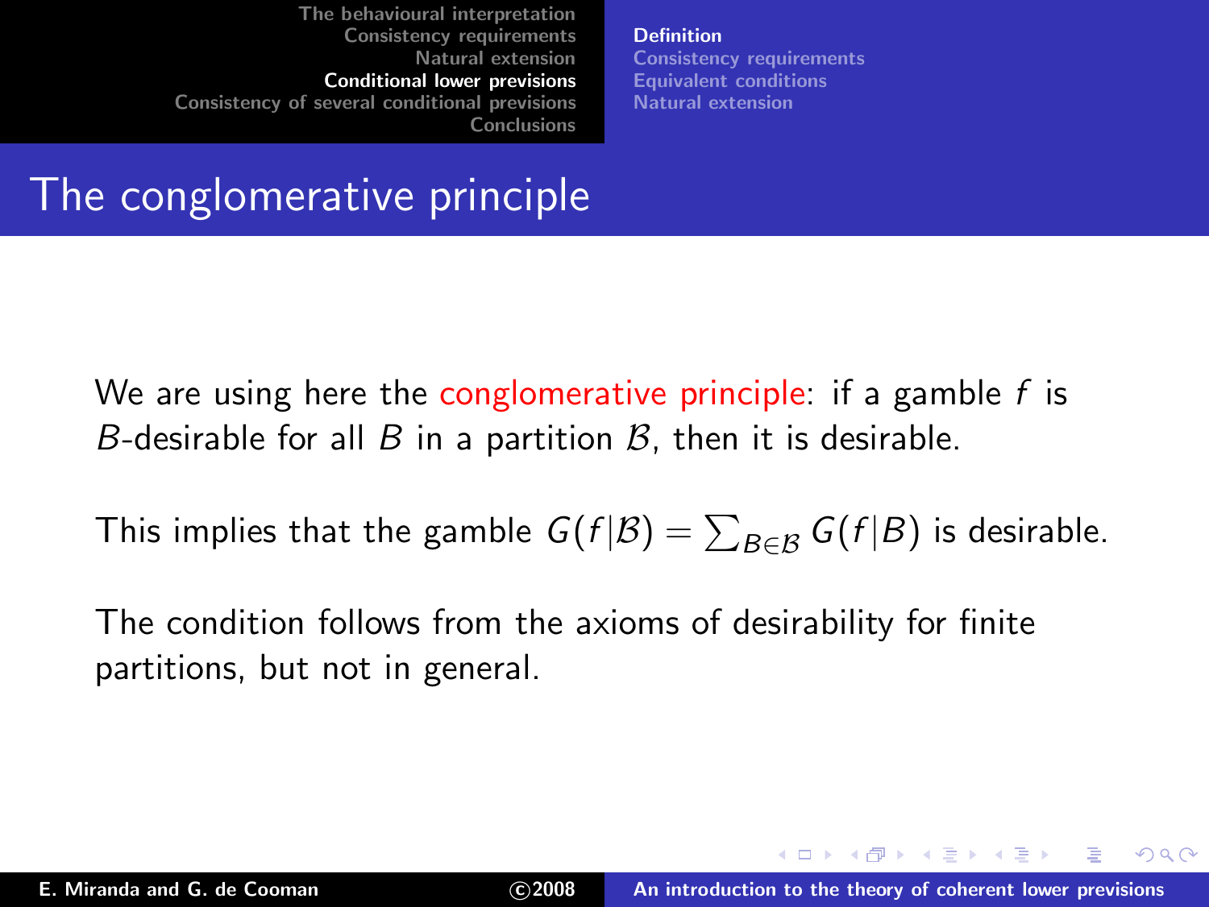# The conglomerative principle

We are using here the conglomerative principle: if a gamble $f$ is $B$-desirable for all $B$ in a partition $\mathcal{B}$, then it is desirable.

This implies that the gamble $G(f|\mathcal{B}) = \sum_{B \in \mathcal{B}} G(f|B)$ is desirable.

The condition follows from the axioms of desirability for finite partitions, but not in general.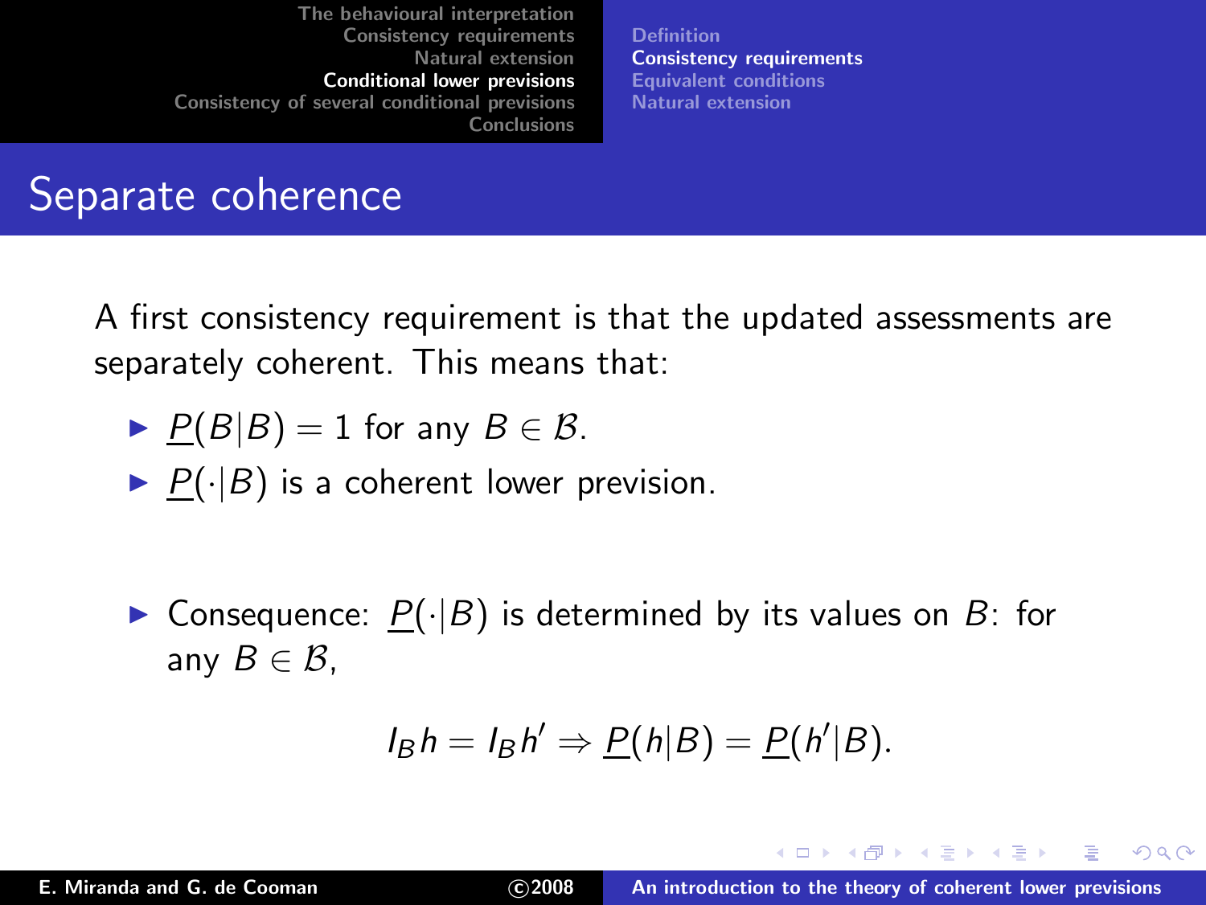# Separate coherence

A first consistency requirement is that the updated assessments are separately coherent. This means that:

- $\underline{P}(B|B) = 1$ for any $B \in \mathcal{B}$.
- $\underline{P}(\cdot|B)$ is a coherent lower prevision.

- Consequence: $\underline{P}(\cdot|B)$ is determined by its values on $B$: for any $B \in \mathcal{B}$,

$$I_B h = I_B h' \Rightarrow \underline{P}(h|B) = \underline{P}(h'|B).$$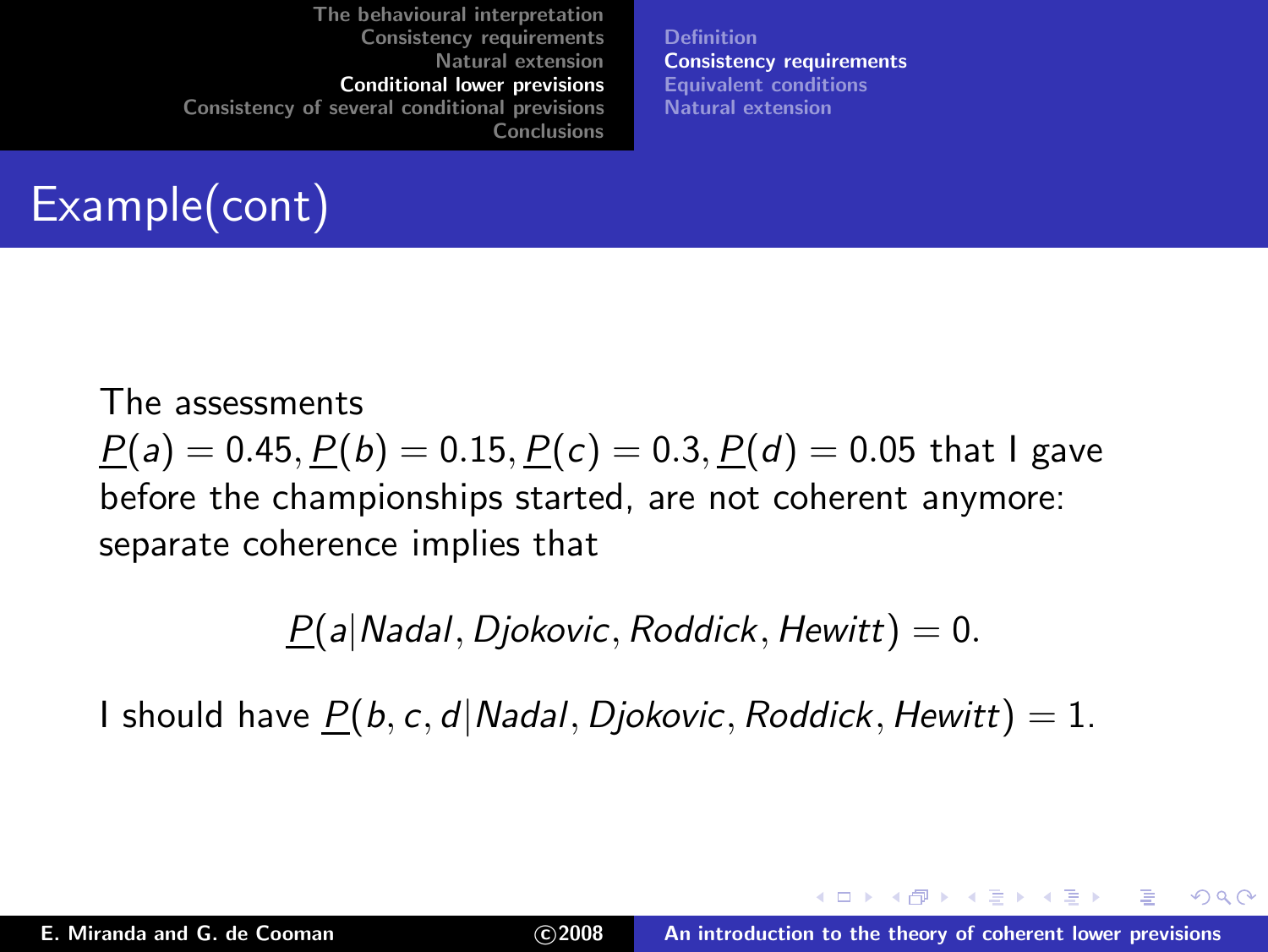# Example(cont)

The assessments $\underline{P}(a) = 0.45, \underline{P}(b) = 0.15, \underline{P}(c) = 0.3, \underline{P}(d) = 0.05$ that I gave before the championships started, are not coherent anymore: separate coherence implies that

$$\underline{P}(a|Nadal, Djokovic, Roddick, Hewitt) = 0.$$

I should have $\underline{P}(b, c, d|Nadal, Djokovic, Roddick, Hewitt) = 1$.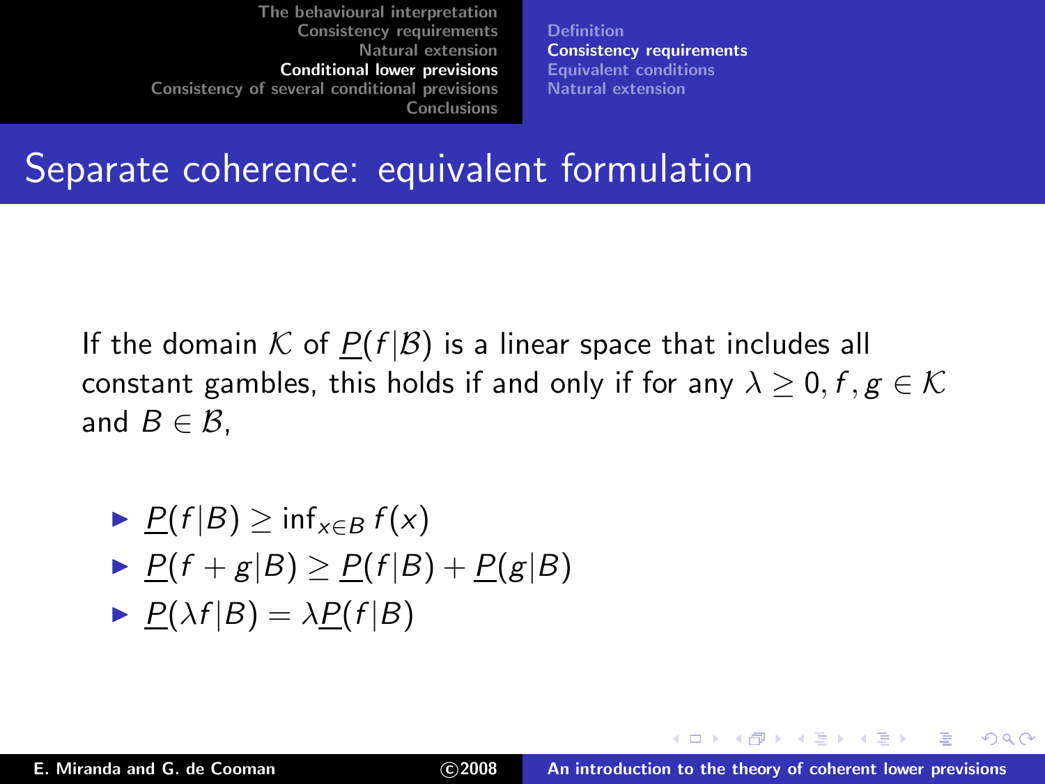# Separate coherence: equivalent formulation

If the domain $\mathcal{K}$ of $\underline{P}(f|\mathcal{B})$ is a linear space that includes all constant gambles, this holds if and only if for any $\lambda \geq 0, f, g \in \mathcal{K}$ and $B \in \mathcal{B}$,

- $\underline{P}(f|B) \geq \inf_{x \in B} f(x)$
- $\underline{P}(f + g|B) \geq \underline{P}(f|B) + \underline{P}(g|B)$
- $\underline{P}(\lambda f|B) = \lambda \underline{P}(f|B)$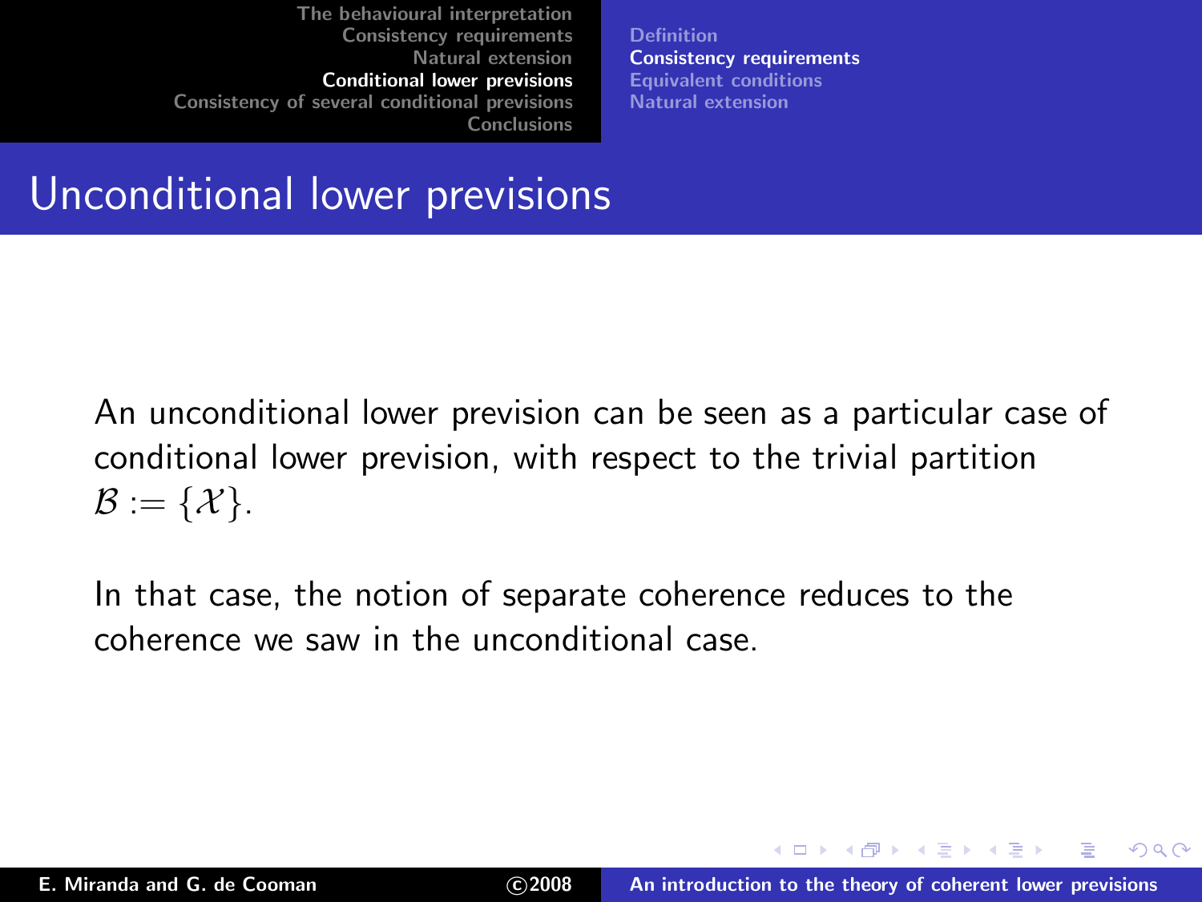# Unconditional lower previsions

An unconditional lower prevision can be seen as a particular case of conditional lower prevision, with respect to the trivial partition $\mathcal{B} := \{\mathcal{X}\}$.

In that case, the notion of separate coherence reduces to the coherence we saw in the unconditional case.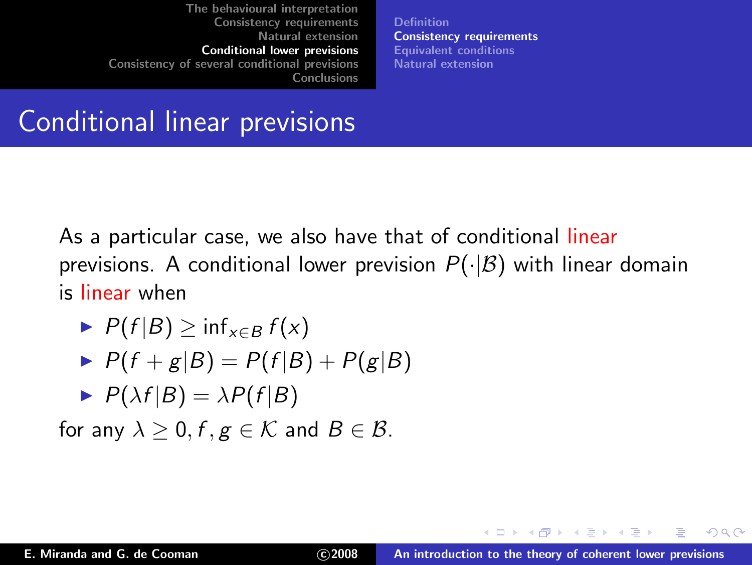# Conditional linear previsions

As a particular case, we also have that of conditional linear previsions. A conditional lower prevision $P(\cdot|\mathcal{B})$ with linear domain is linear when

- $P(f|B) \geq \inf_{x \in B} f(x)$
- $P(f+g|B) = P(f|B) + P(g|B)$
- $P(\lambda f|B) = \lambda P(f|B)$

for any $\lambda \geq 0, f, g \in \mathcal{K}$ and $B \in \mathcal{B}$.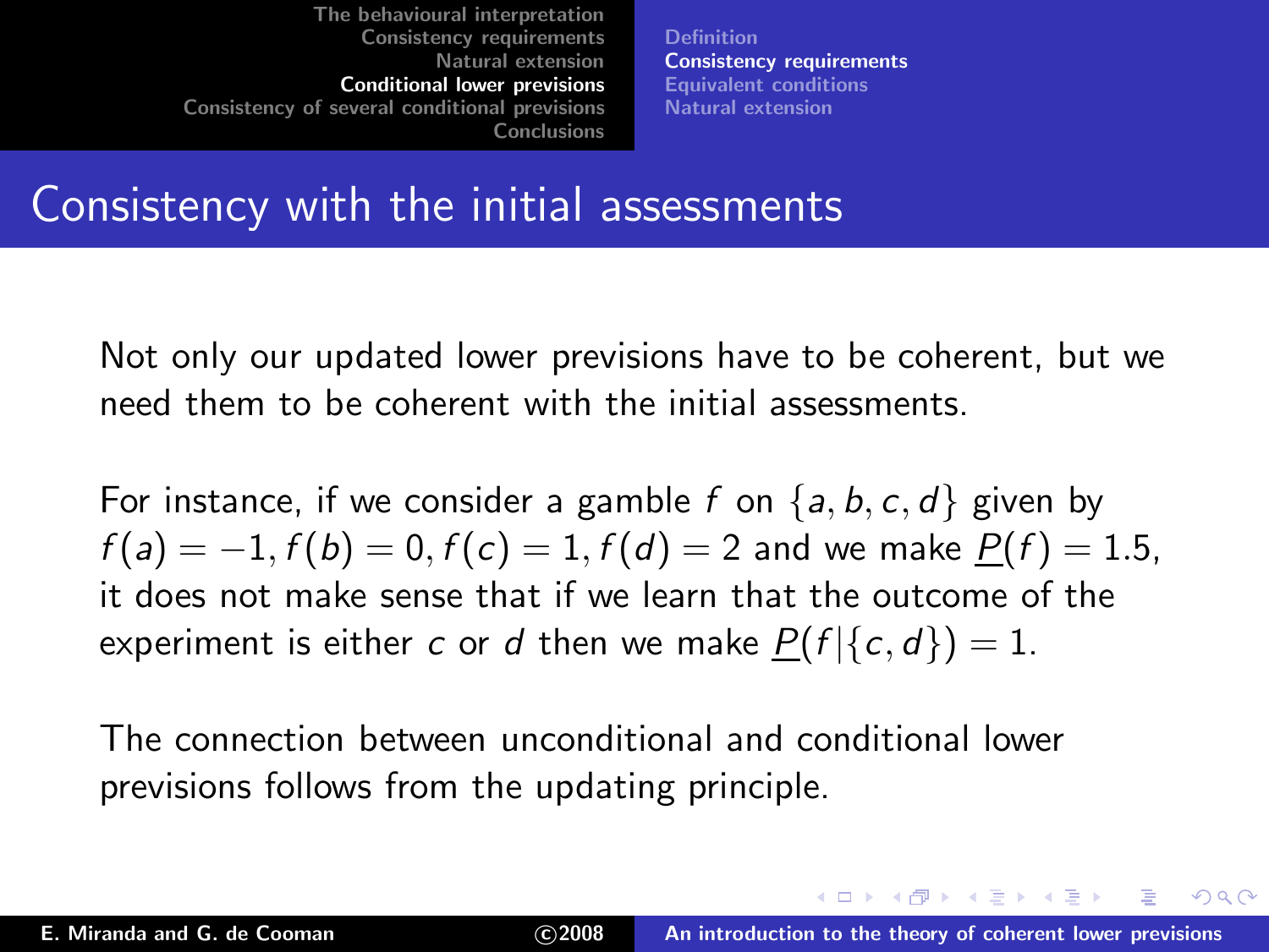# Consistency with the initial assessments

Not only our updated lower previsions have to be coherent, but we need them to be coherent with the initial assessments.

For instance, if we consider a gamble $f$ on $\{a, b, c, d\}$ given by $f(a) = -1, f(b) = 0, f(c) = 1, f(d) = 2$ and we make $\underline{P}(f) = 1.5$, it does not make sense that if we learn that the outcome of the experiment is either $c$ or $d$ then we make $\underline{P}(f|\{c, d\}) = 1$.

The connection between unconditional and conditional lower previsions follows from the updating principle.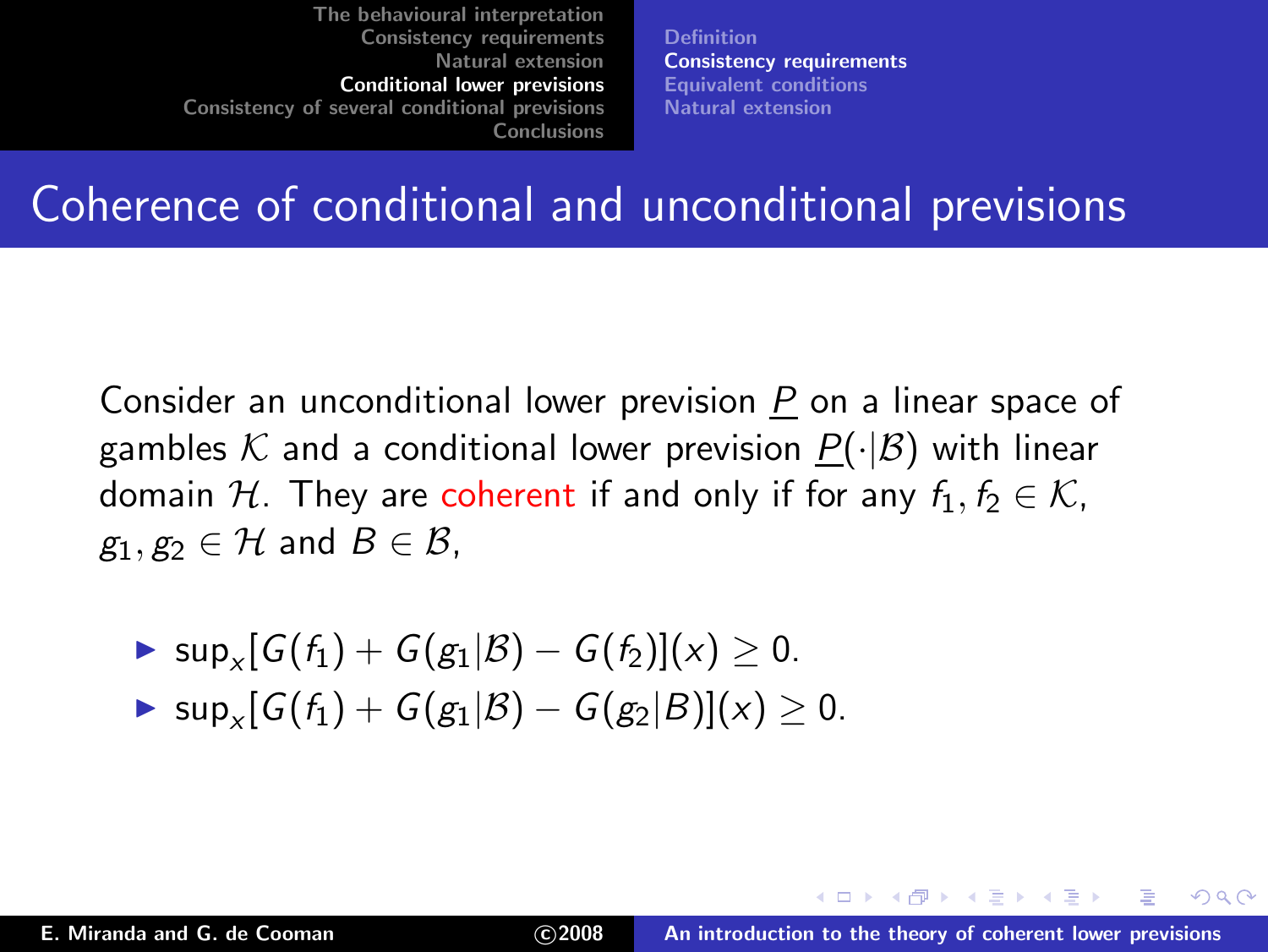# Coherence of conditional and unconditional previsions

Consider an unconditional lower prevision $\underline{P}$ on a linear space of gambles $\mathcal{K}$ and a conditional lower prevision $\underline{P}(\cdot|\mathcal{B})$ with linear domain $\mathcal{H}$. They are coherent if and only if for any $f_1, f_2 \in \mathcal{K}$, $g_1, g_2 \in \mathcal{H}$ and $B \in \mathcal{B}$,

- $\sup_x [G(f_1) + G(g_1|\mathcal{B}) - G(f_2)](x) \geq 0.$
- $\sup_x [G(f_1) + G(g_1|\mathcal{B}) - G(g_2|B)](x) \geq 0.$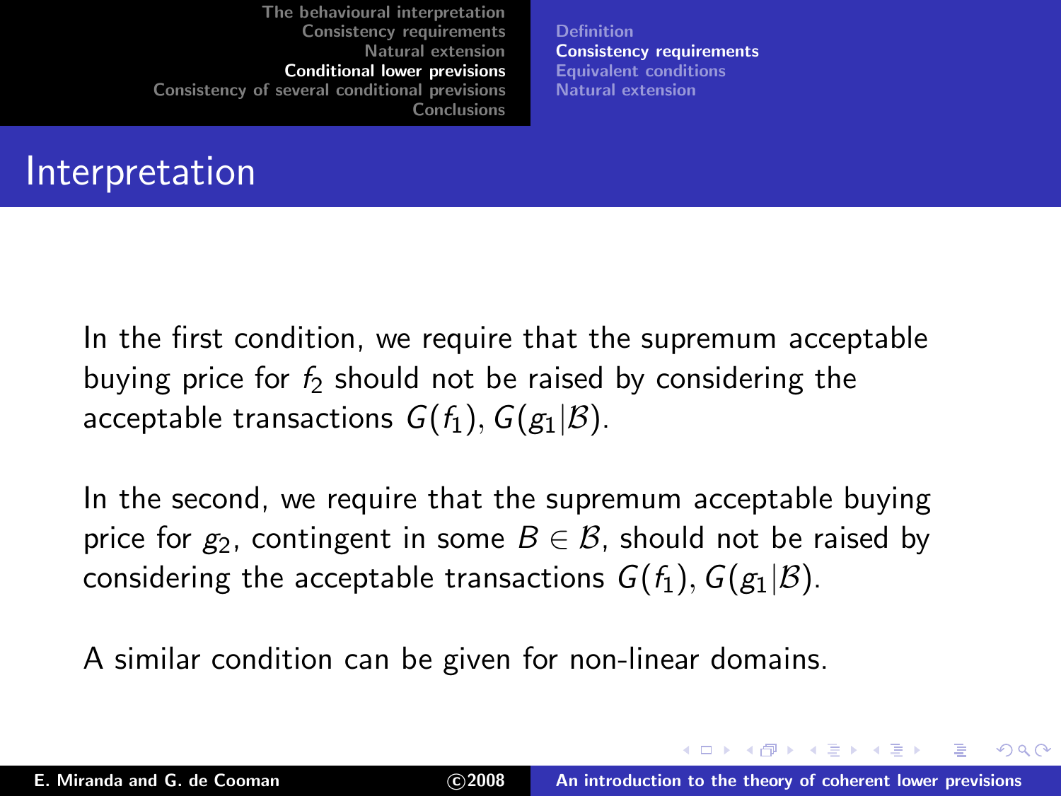# Interpretation

In the first condition, we require that the supremum acceptable buying price for $f_2$ should not be raised by considering the acceptable transactions $G(f_1), G(g_1|\mathcal{B})$.

In the second, we require that the supremum acceptable buying price for $g_2$, contingent in some $B \in \mathcal{B}$, should not be raised by considering the acceptable transactions $G(f_1), G(g_1|\mathcal{B})$.

A similar condition can be given for non-linear domains.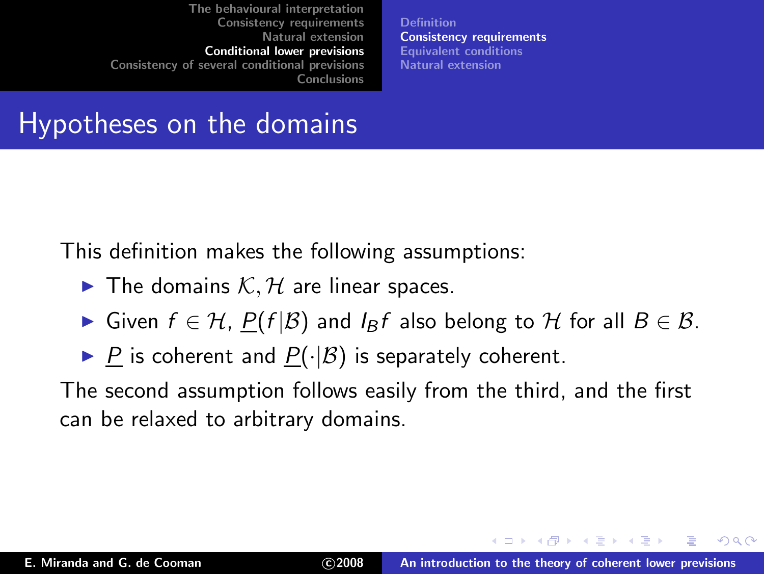# Hypotheses on the domains

This definition makes the following assumptions:

- The domains $\mathcal{K}, \mathcal{H}$ are linear spaces.
- Given $f \in \mathcal{H}$, $\underline{P}(f|\mathcal{B})$ and $I_B f$ also belong to $\mathcal{H}$ for all $B \in \mathcal{B}$.
- $\underline{P}$ is coherent and $\underline{P}(\cdot|\mathcal{B})$ is separately coherent.

The second assumption follows easily from the third, and the first can be relaxed to arbitrary domains.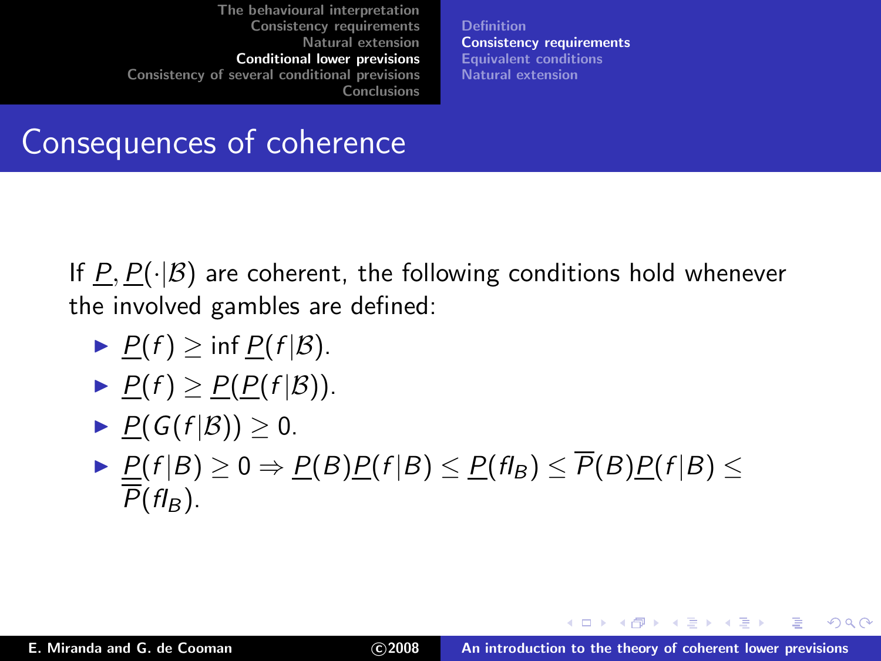# Consequences of coherence

If $\underline{P}, \underline{P}(\cdot|\mathcal{B})$ are coherent, the following conditions hold whenever the involved gambles are defined:

- $\underline{P}(f) \geq \inf \underline{P}(f|\mathcal{B})$.
- $\underline{P}(f) \geq \underline{P}(\underline{P}(f|\mathcal{B}))$.
- $\underline{P}(G(f|\mathcal{B})) \geq 0$.
- $\underline{P}(f|B) \geq 0 \Rightarrow \underline{P}(B)\underline{P}(f|B) \leq \underline{P}(fI_B) \leq \overline{P}(B)\underline{P}(f|B) \leq \overline{P}(fI_B)$.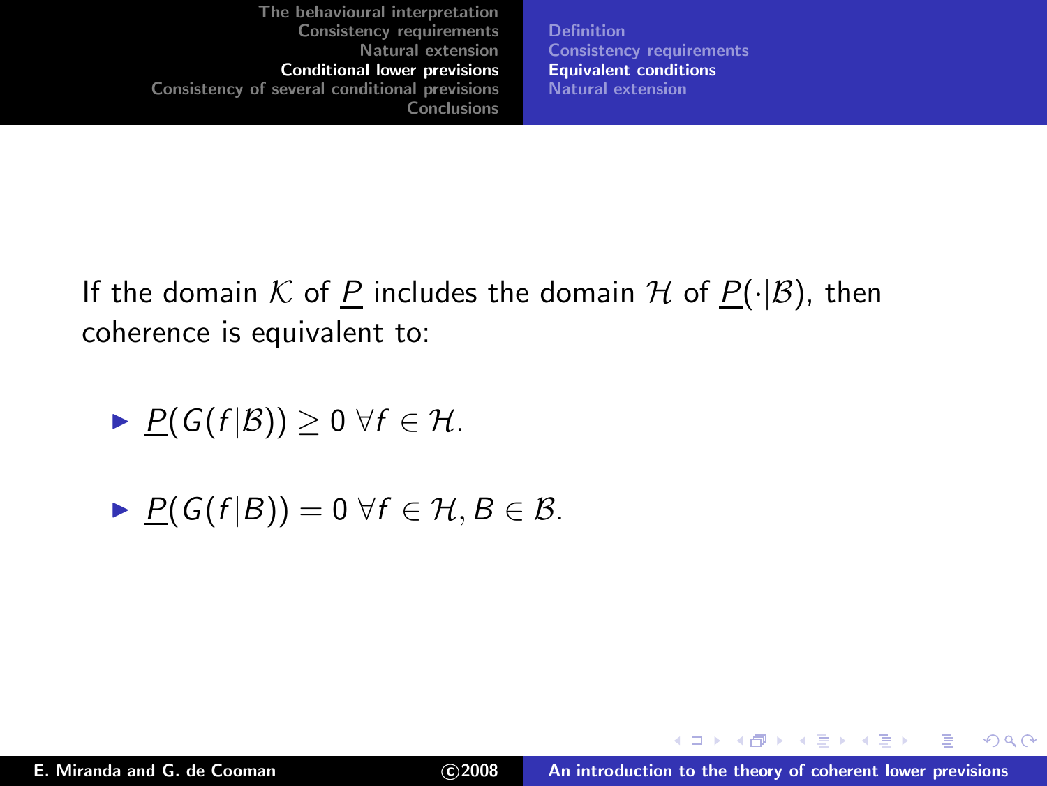If the domain $\mathcal{K}$ of $\underline{P}$ includes the domain $\mathcal{H}$ of $\underline{P}(\cdot|\mathcal{B})$, then coherence is equivalent to:

- $\underline{P}(G(f|\mathcal{B})) \geq 0 \; \forall f \in \mathcal{H}$.
- $\underline{P}(G(f|B)) = 0 \; \forall f \in \mathcal{H}, B \in \mathcal{B}$.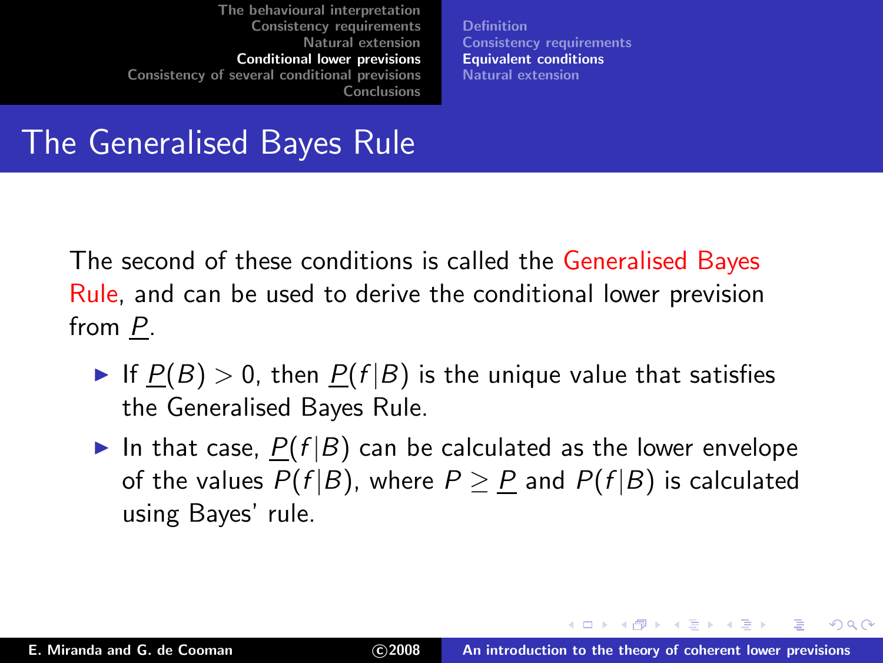# The Generalised Bayes Rule

The second of these conditions is called the Generalised Bayes Rule, and can be used to derive the conditional lower prevision from $\underline{P}$.

- If $\underline{P}(B) > 0$, then $\underline{P}(f|B)$ is the unique value that satisfies the Generalised Bayes Rule.
- In that case, $\underline{P}(f|B)$ can be calculated as the lower envelope of the values $P(f|B)$, where $P \geq \underline{P}$ and $P(f|B)$ is calculated using Bayes' rule.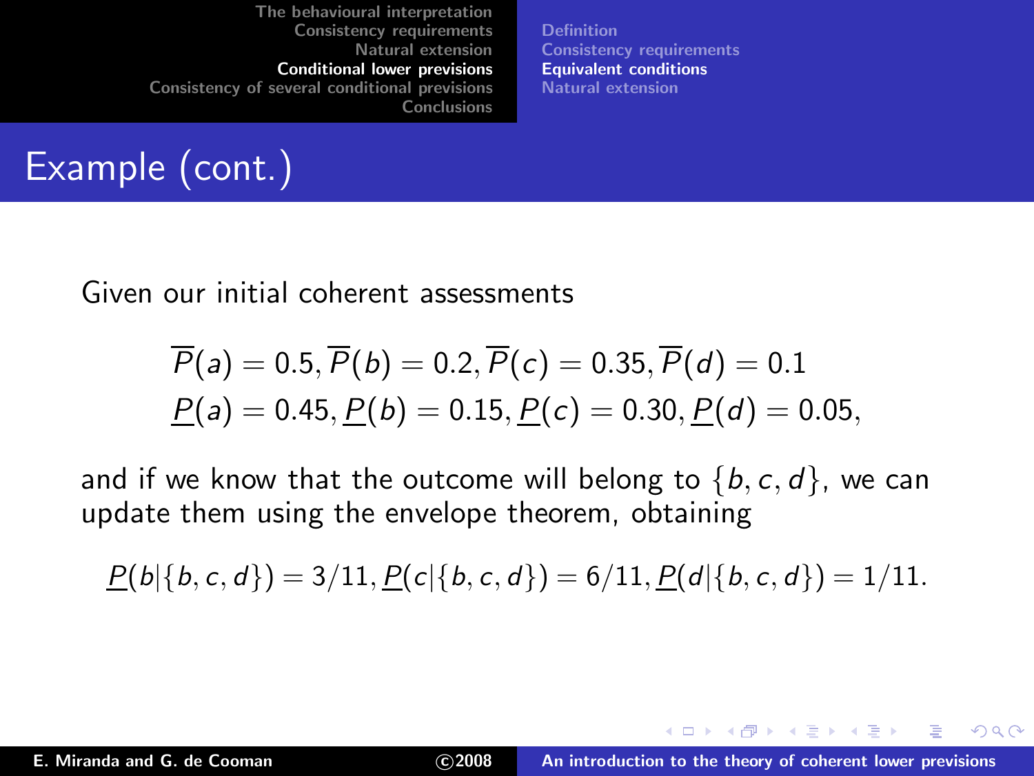# Example (cont.)

Given our initial coherent assessments

$$\overline{P}(a) = 0.5, \overline{P}(b) = 0.2, \overline{P}(c) = 0.35, \overline{P}(d) = 0.1$$
$$\underline{P}(a) = 0.45, \underline{P}(b) = 0.15, \underline{P}(c) = 0.30, \underline{P}(d) = 0.05,$$

and if we know that the outcome will belong to $\{b, c, d\}$, we can update them using the envelope theorem, obtaining

$$\underline{P}(b|\{b, c, d\}) = 3/11, \underline{P}(c|\{b, c, d\}) = 6/11, \underline{P}(d|\{b, c, d\}) = 1/11.$$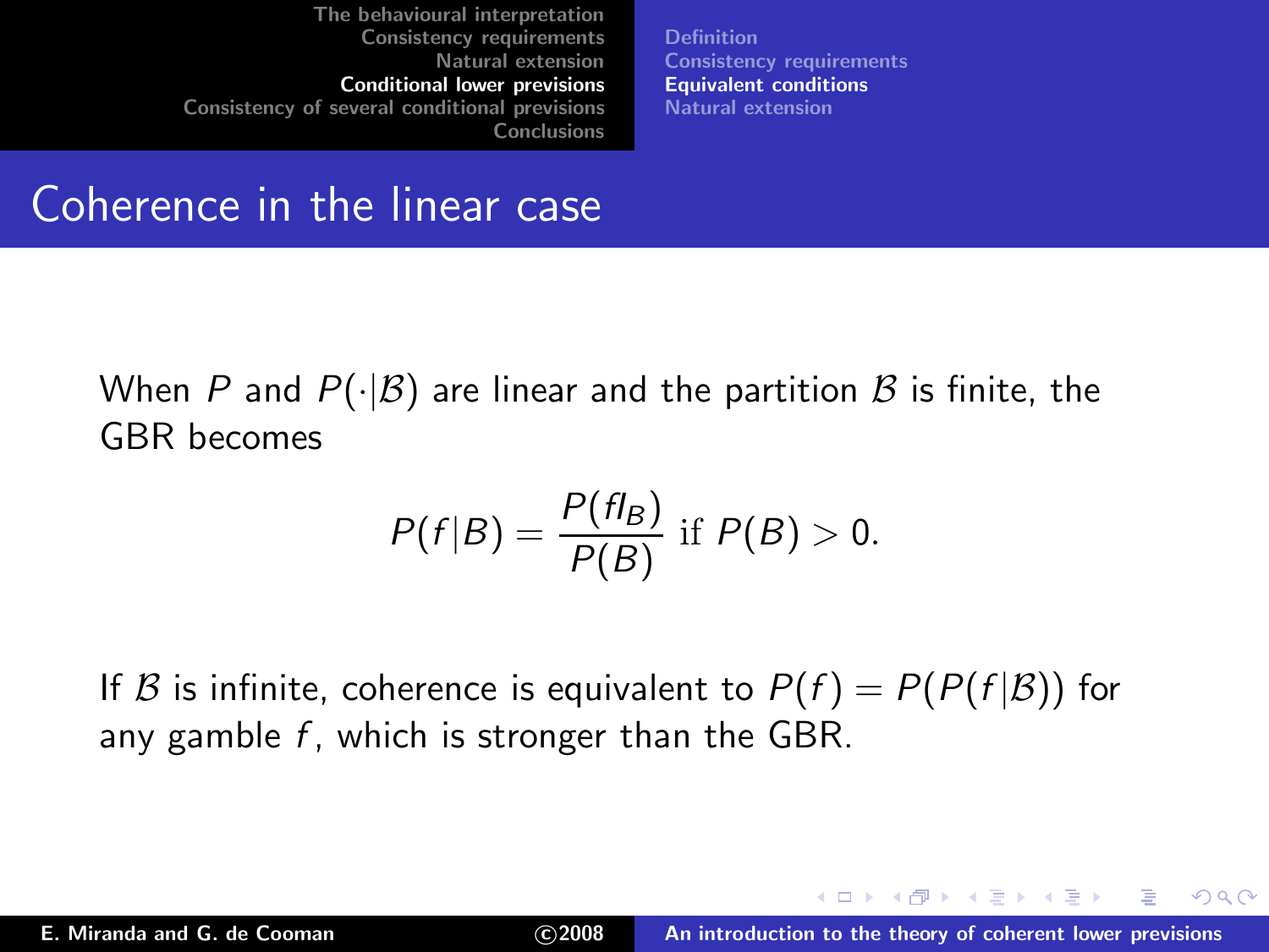# Coherence in the linear case

When $P$ and $P(\cdot|\mathcal{B})$ are linear and the partition $\mathcal{B}$ is finite, the GBR becomes

$$P(f|B) = \frac{P(fI_B)}{P(B)} \text{ if } P(B) > 0.$$

If $\mathcal{B}$ is infinite, coherence is equivalent to $P(f) = P(P(f|\mathcal{B}))$ for any gamble $f$, which is stronger than the GBR.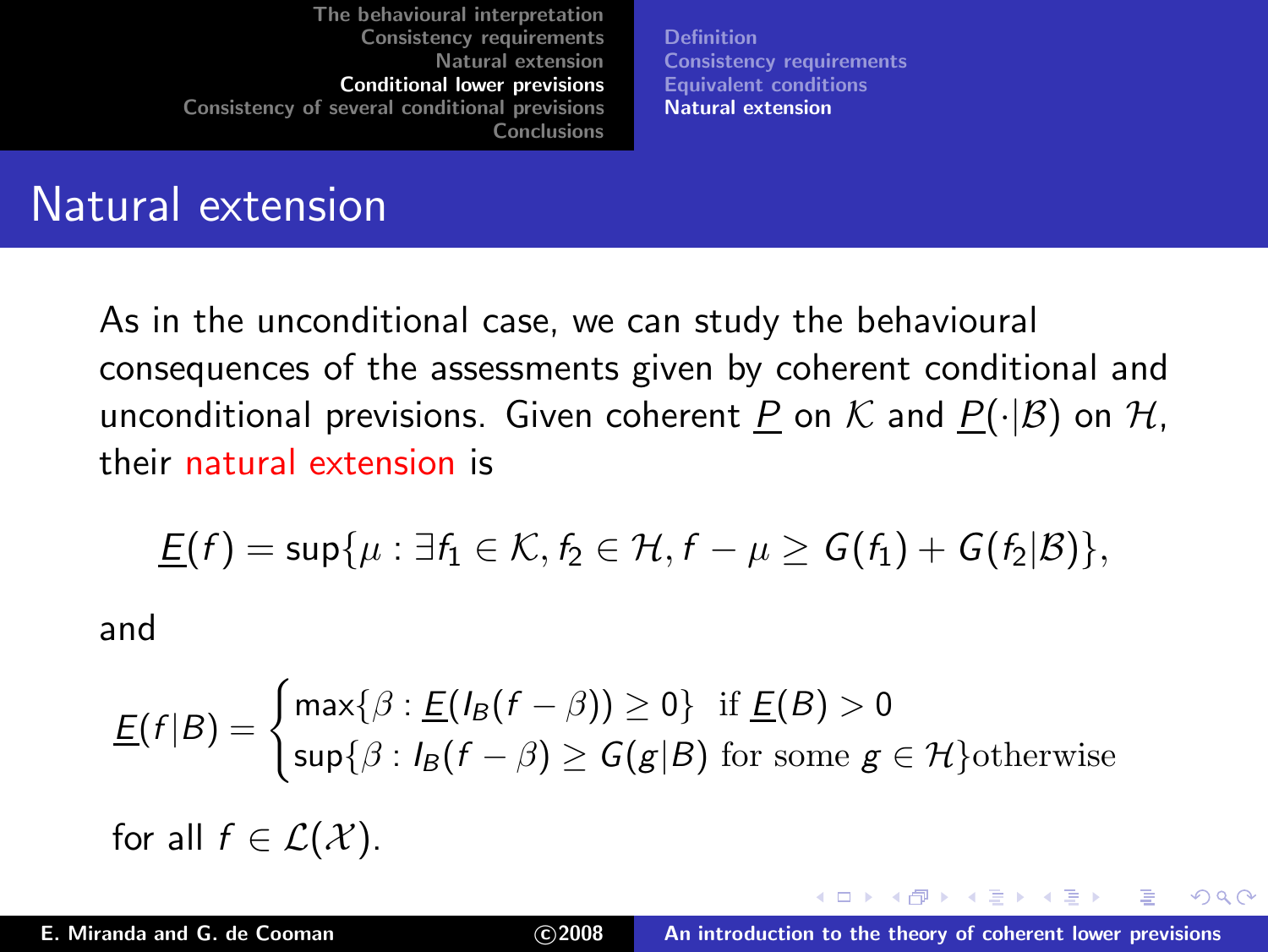# Natural extension

As in the unconditional case, we can study the behavioural consequences of the assessments given by coherent conditional and unconditional previsions. Given coherent $\underline{P}$ on $\mathcal{K}$ and $\underline{P}(\cdot|\mathcal{B})$ on $\mathcal{H}$, their natural extension is

$$\underline{E}(f) = \sup\{\mu : \exists f_1 \in \mathcal{K}, f_2 \in \mathcal{H}, f - \mu \geq G(f_1) + G(f_2|\mathcal{B})\},$$

and

$$\underline{E}(f|B) = \begin{cases} \max\{\beta : \underline{E}(I_B(f - \beta)) \geq 0\} & \text{if } \underline{E}(B) > 0 \\ \sup\{\beta : I_B(f - \beta) \geq G(g|B) \text{ for some } g \in \mathcal{H}\} & \text{otherwise} \end{cases}$$

for all $f \in \mathcal{L}(\mathcal{X})$.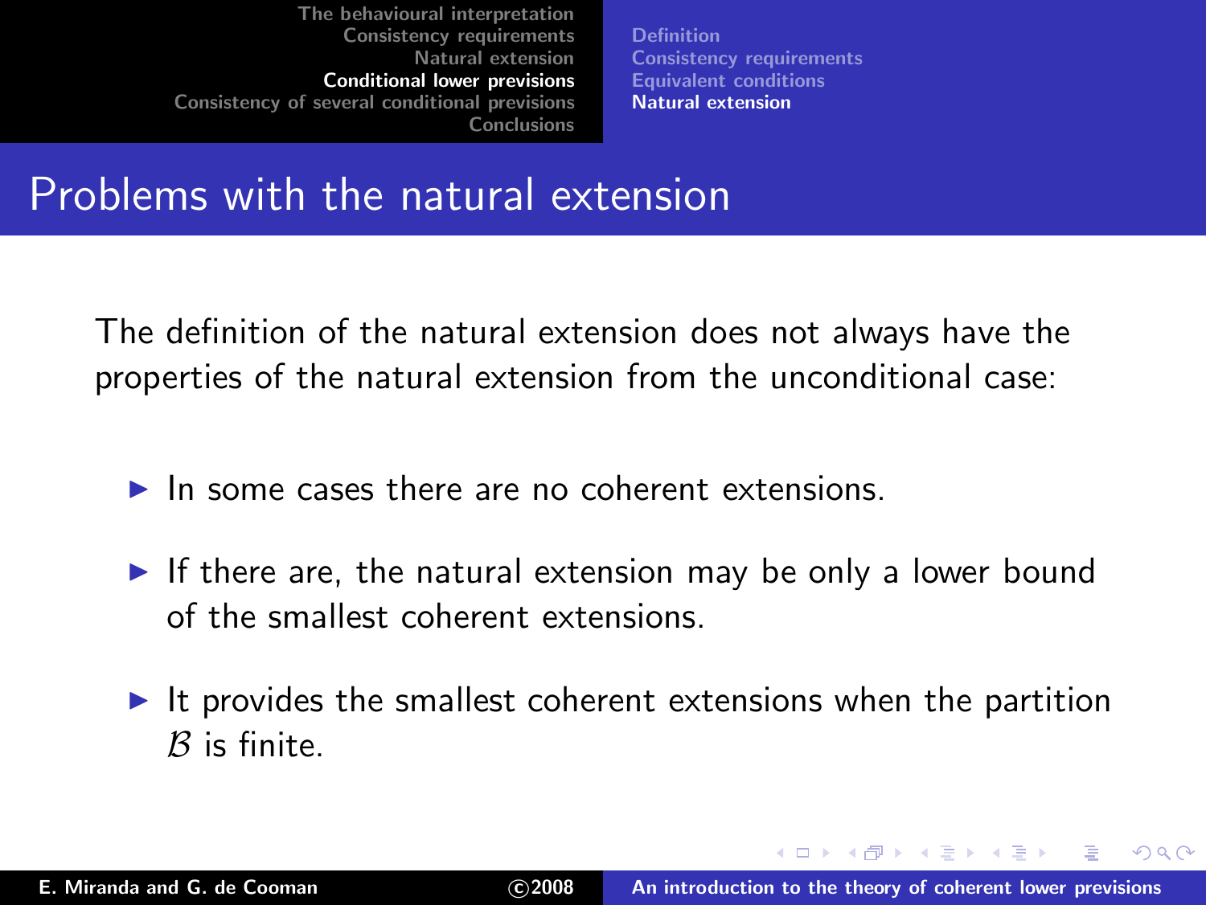# Problems with the natural extension

The definition of the natural extension does not always have the properties of the natural extension from the unconditional case:

- In some cases there are no coherent extensions.
- If there are, the natural extension may be only a lower bound of the smallest coherent extensions.
- It provides the smallest coherent extensions when the partition $\mathcal{B}$ is finite.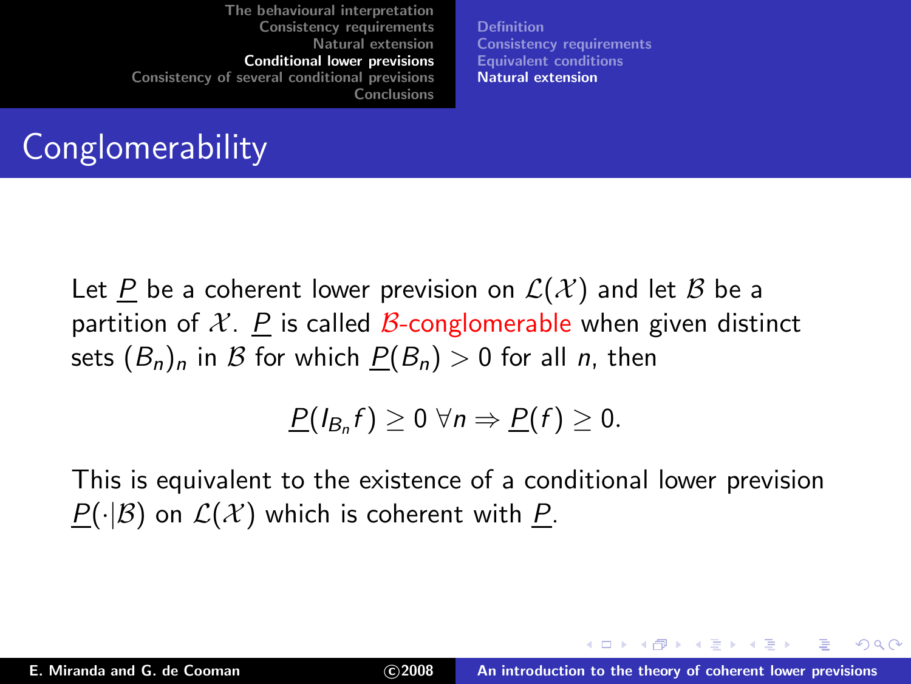# Conglomerability

Let $\underline{P}$ be a coherent lower prevision on $\mathcal{L}(\mathcal{X})$ and let $\mathcal{B}$ be a partition of $\mathcal{X}$. $\underline{P}$ is called $\mathcal{B}$-conglomerable when given distinct sets $(B_n)_n$ in $\mathcal{B}$ for which $\underline{P}(B_n) > 0$ for all $n$, then

$$\underline{P}(I_{B_n} f) \geq 0 \;\forall n \Rightarrow \underline{P}(f) \geq 0.$$

This is equivalent to the existence of a conditional lower prevision $\underline{P}(\cdot|\mathcal{B})$ on $\mathcal{L}(\mathcal{X})$ which is coherent with $\underline{P}$.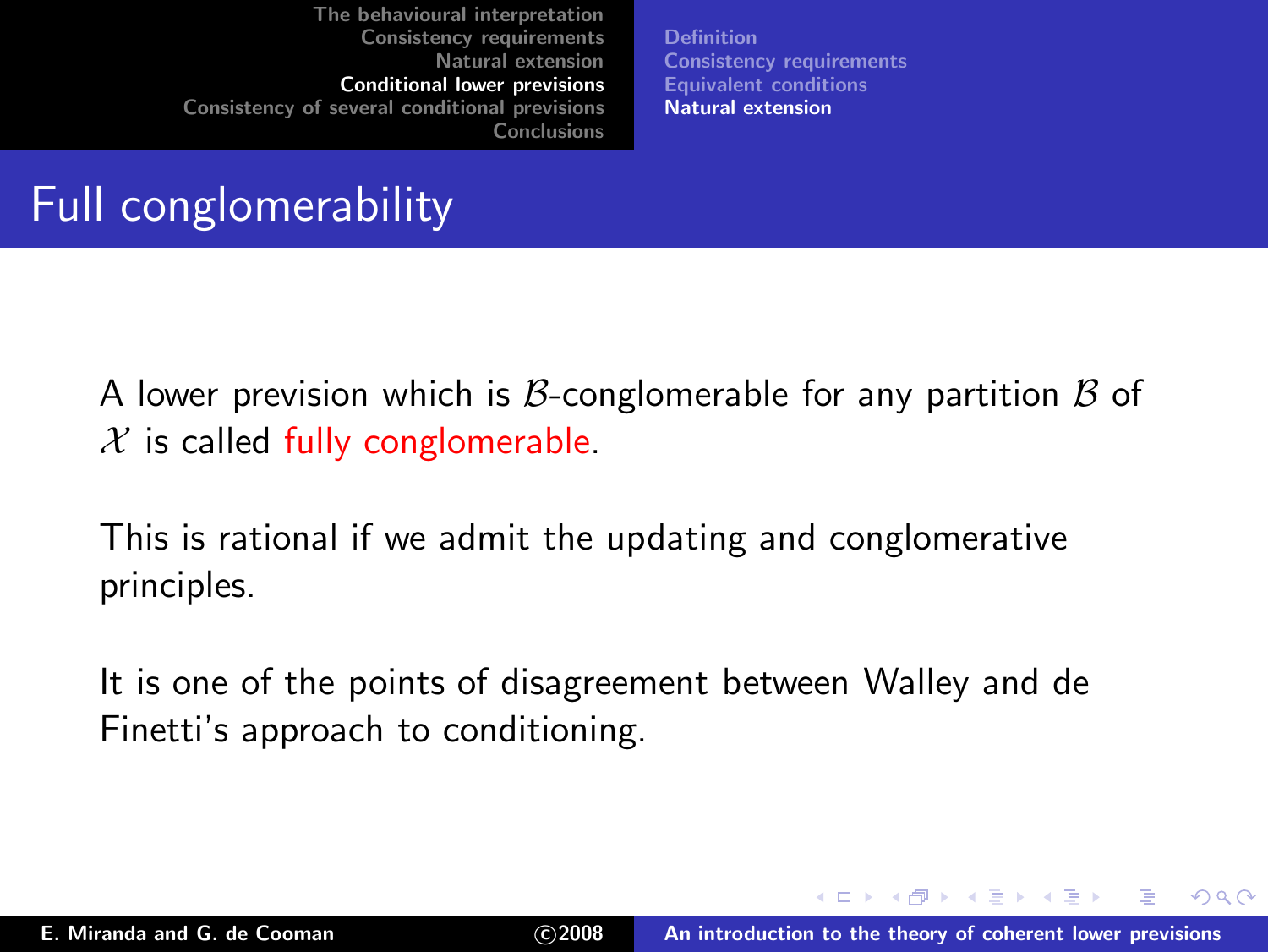# Full conglomerability

A lower prevision which is $\mathcal{B}$-conglomerable for any partition $\mathcal{B}$ of $\mathcal{X}$ is called fully conglomerable.

This is rational if we admit the updating and conglomerative principles.

It is one of the points of disagreement between Walley and de Finetti's approach to conditioning.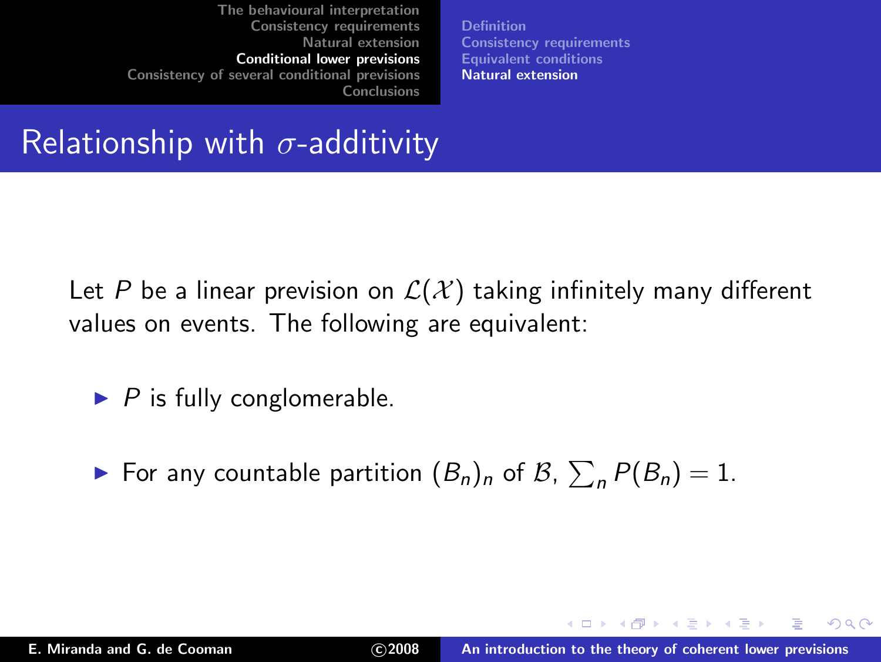# Relationship with $\sigma$-additivity

Let $P$ be a linear prevision on $\mathcal{L}(\mathcal{X})$ taking infinitely many different values on events. The following are equivalent:

- $P$ is fully conglomerable.
- For any countable partition $(B_n)_n$ of $\mathcal{B}$, $\sum_n P(B_n) = 1$.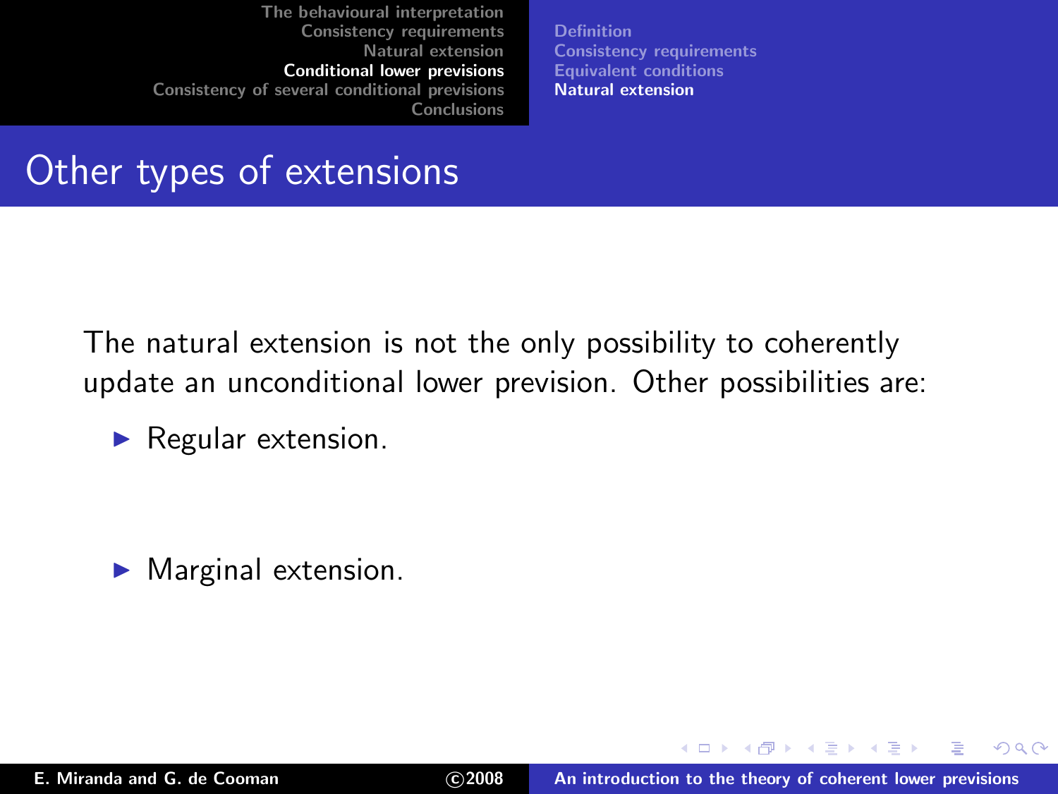# Other types of extensions

The natural extension is not the only possibility to coherently update an unconditional lower prevision. Other possibilities are:

- Regular extension.

- Marginal extension.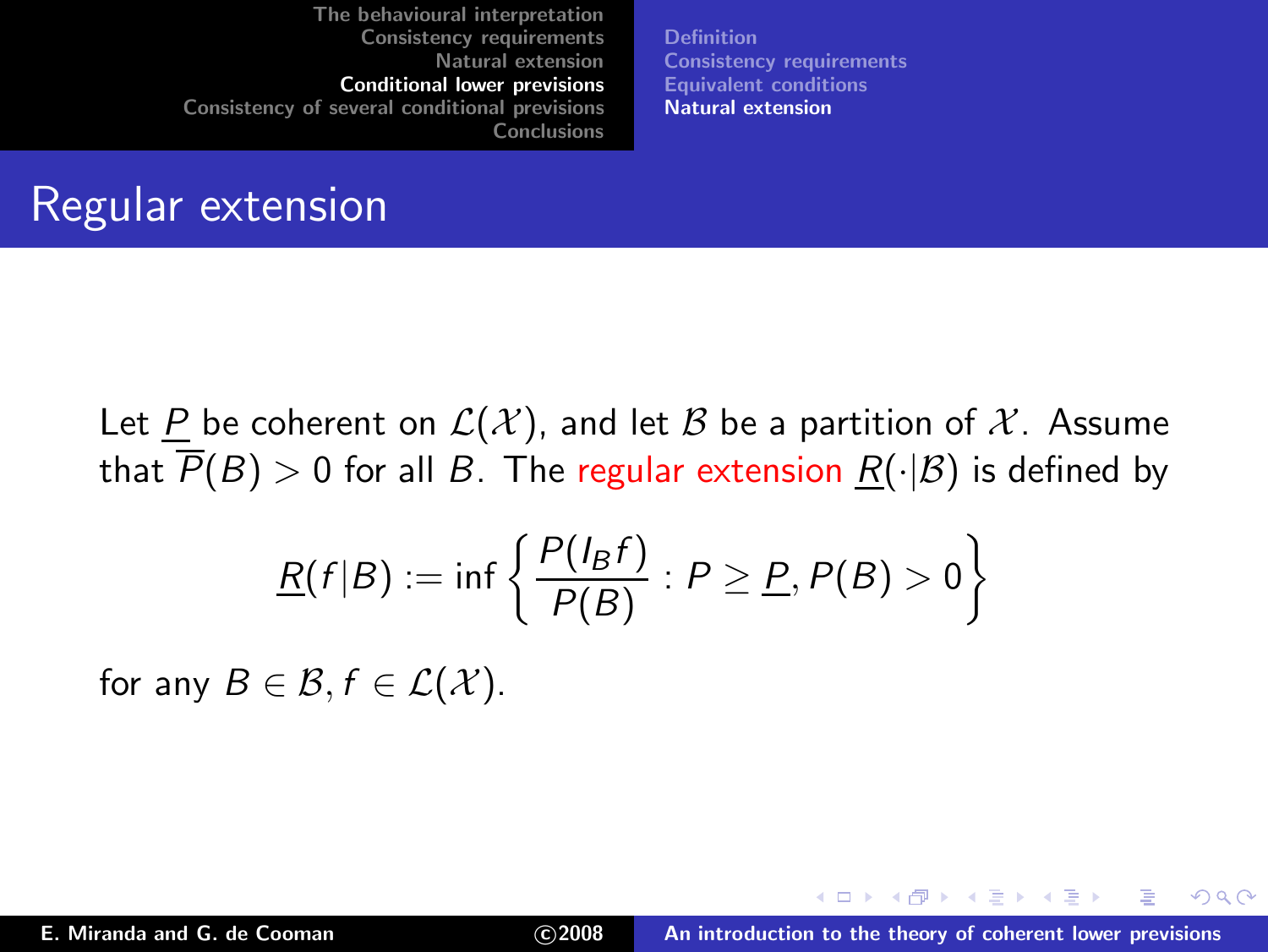# Regular extension

Let $\underline{P}$ be coherent on $\mathcal{L}(\mathcal{X})$, and let $\mathcal{B}$ be a partition of $\mathcal{X}$. Assume that $\overline{P}(B) > 0$ for all $B$. The regular extension $\underline{R}(\cdot|\mathcal{B})$ is defined by

$$\underline{R}(f|B) := \inf\left\{\frac{P(I_B f)}{P(B)} : P \geq \underline{P}, P(B) > 0\right\}$$

for any $B \in \mathcal{B}, f \in \mathcal{L}(\mathcal{X})$.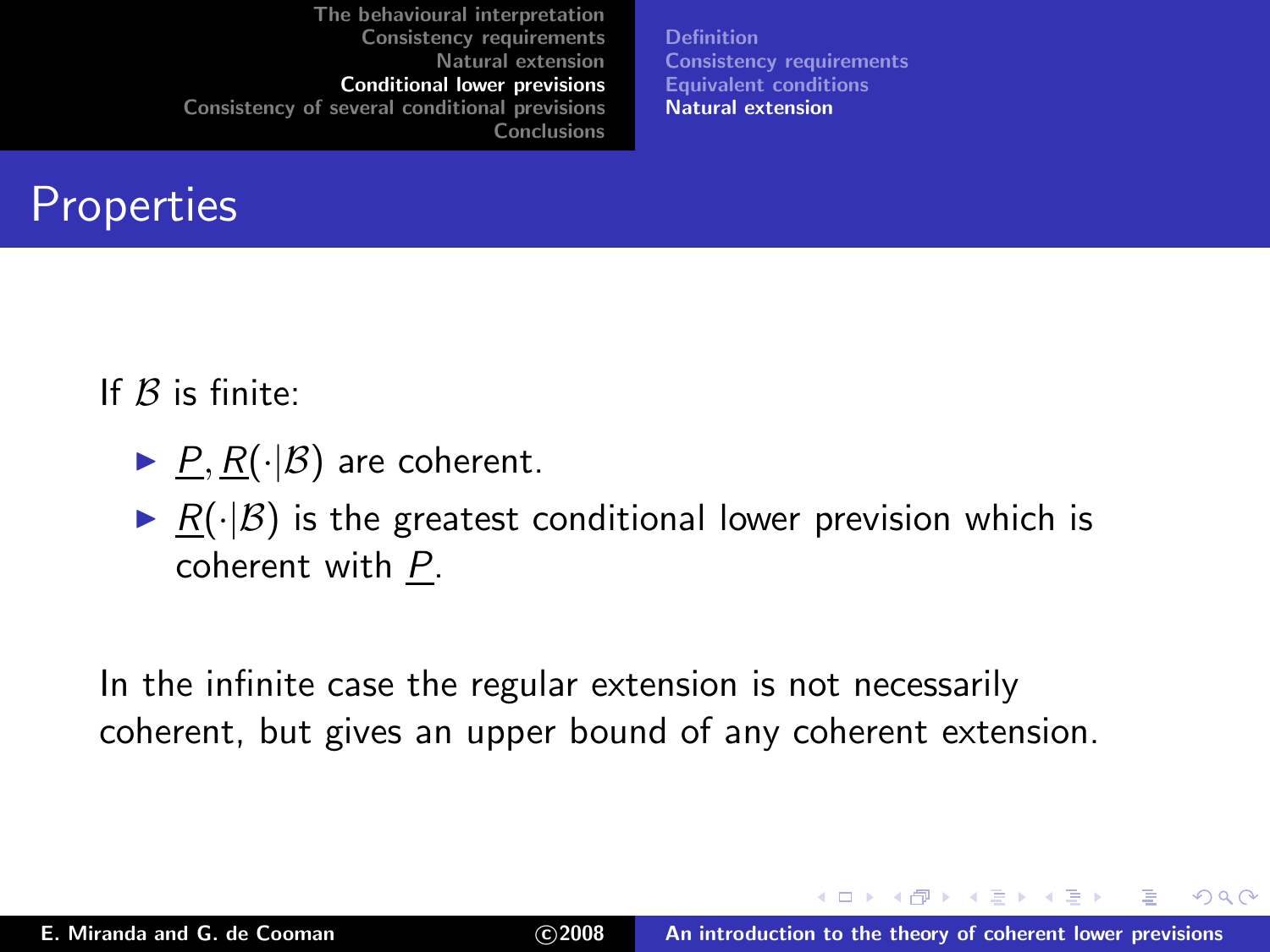# Properties

If $\mathcal{B}$ is finite:

- $\underline{P}, \underline{R}(\cdot|\mathcal{B})$ are coherent.
- $\underline{R}(\cdot|\mathcal{B})$ is the greatest conditional lower prevision which is coherent with $\underline{P}$.

In the infinite case the regular extension is not necessarily coherent, but gives an upper bound of any coherent extension.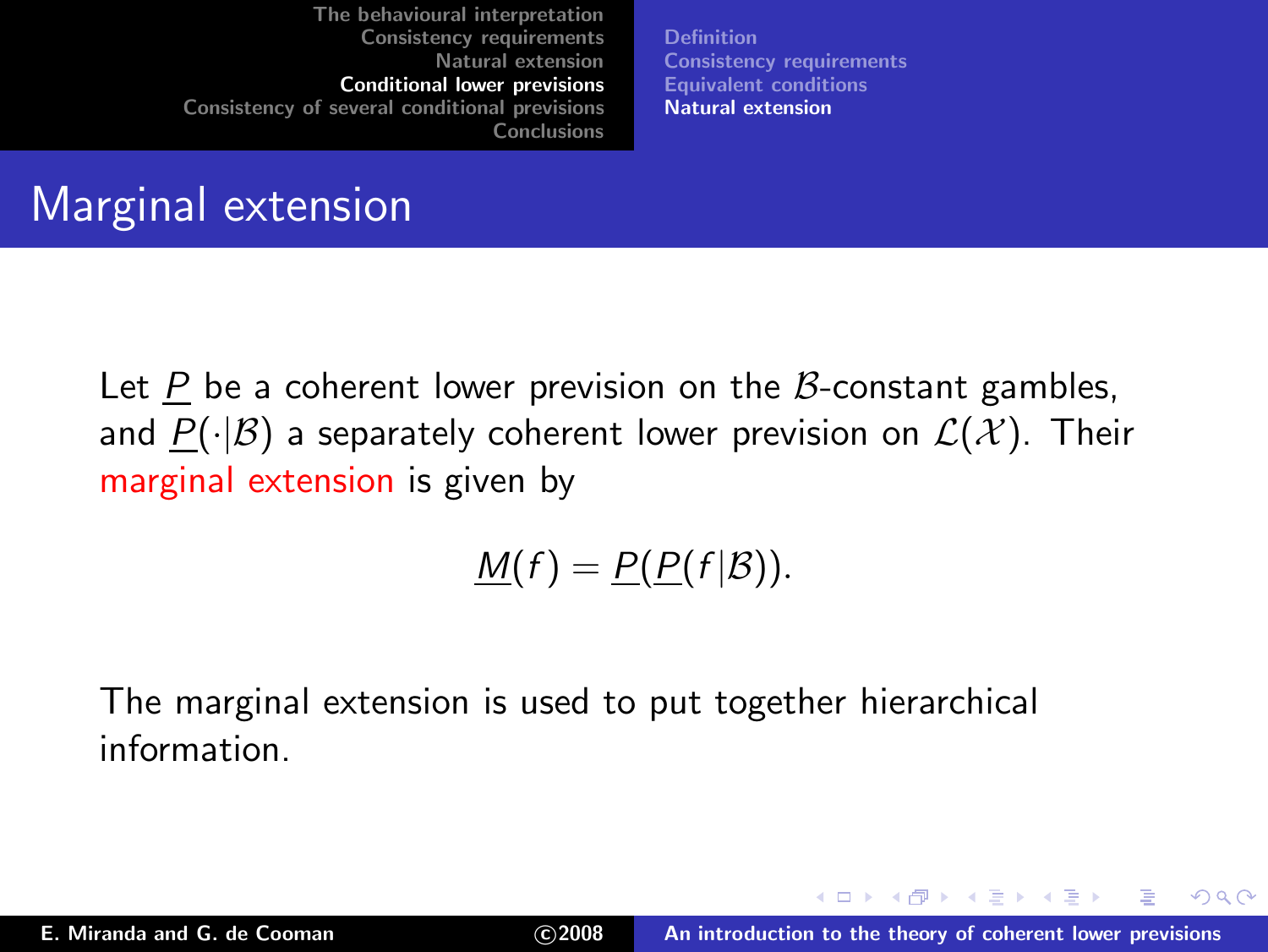# Marginal extension

Let $\underline{P}$ be a coherent lower prevision on the $\mathcal{B}$-constant gambles, and $\underline{P}(\cdot|\mathcal{B})$ a separately coherent lower prevision on $\mathcal{L}(\mathcal{X})$. Their marginal extension is given by

$$\underline{M}(f) = \underline{P}(\underline{P}(f|\mathcal{B})).$$

The marginal extension is used to put together hierarchical information.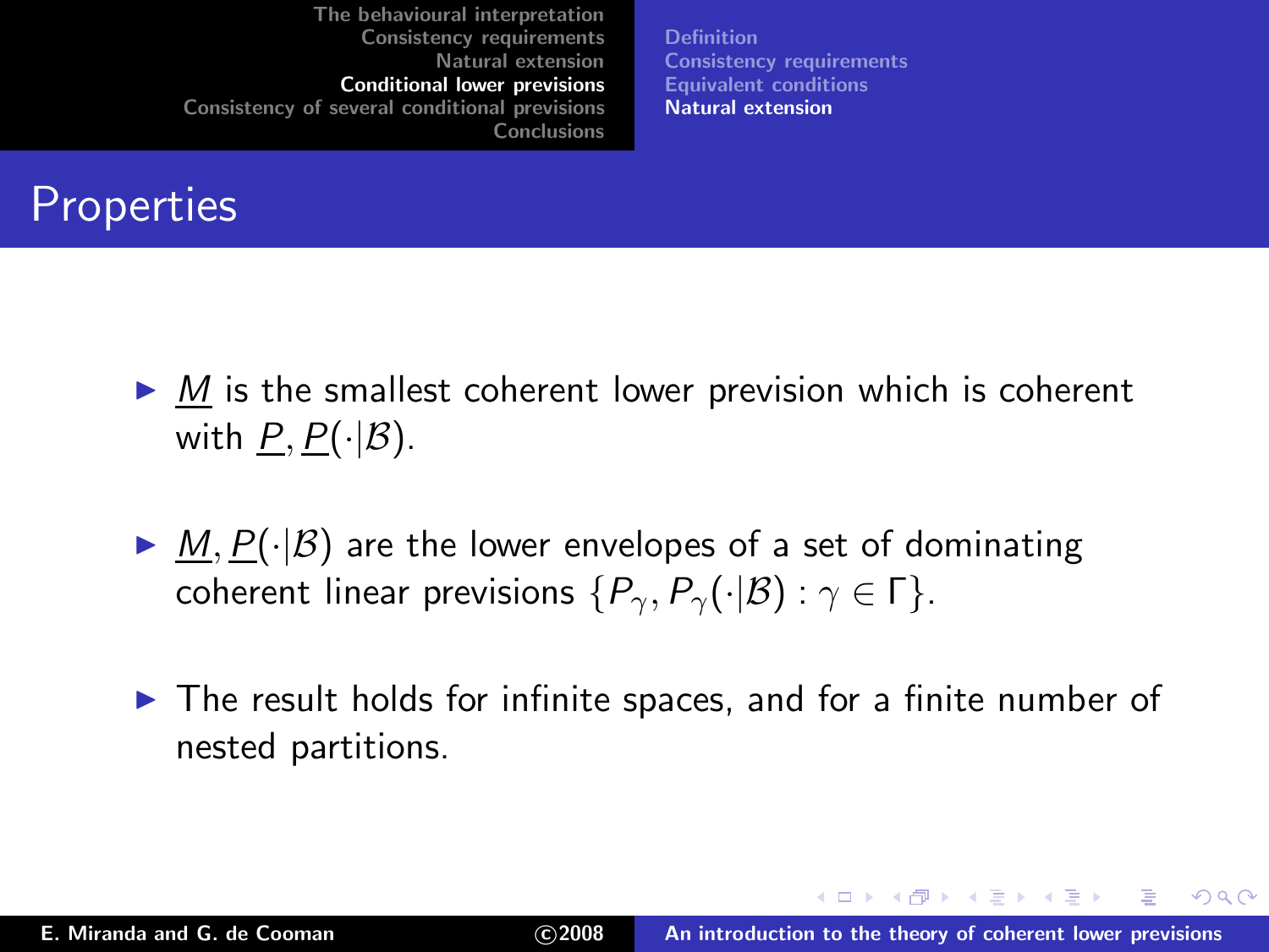# Properties

- $\underline{M}$ is the smallest coherent lower prevision which is coherent with $\underline{P}, \underline{P}(\cdot|\mathcal{B})$.
- $\underline{M}, \underline{P}(\cdot|\mathcal{B})$ are the lower envelopes of a set of dominating coherent linear previsions $\{P_\gamma, P_\gamma(\cdot|\mathcal{B}) : \gamma \in \Gamma\}$.
- The result holds for infinite spaces, and for a finite number of nested partitions.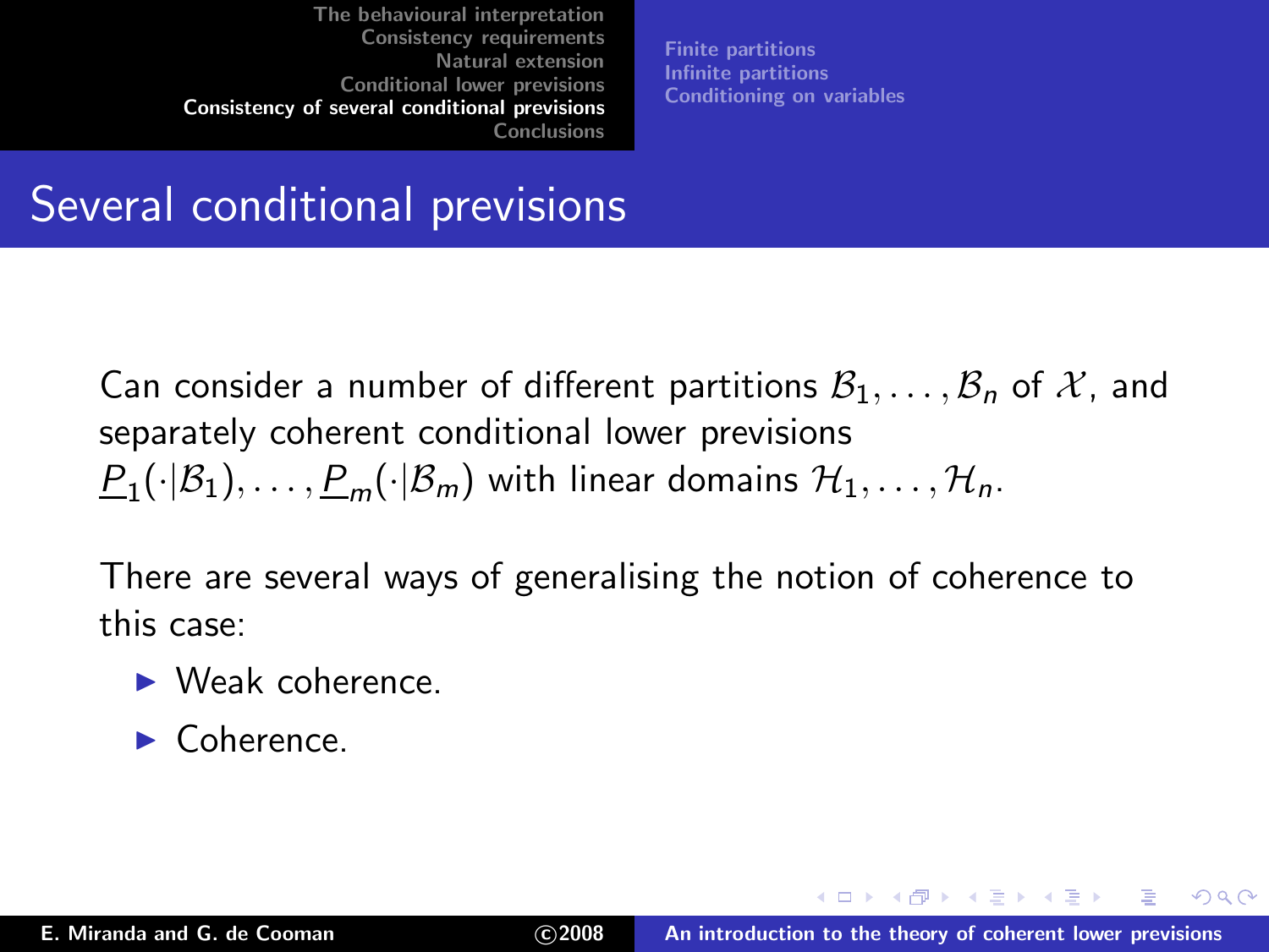## Several conditional previsions

Can consider a number of different partitions $\mathcal{B}_1, \ldots, \mathcal{B}_n$ of $\mathcal{X}$, and separately coherent conditional lower previsions $\underline{P}_1(\cdot|\mathcal{B}_1), \ldots, \underline{P}_m(\cdot|\mathcal{B}_m)$ with linear domains $\mathcal{H}_1, \ldots, \mathcal{H}_n$.

There are several ways of generalising the notion of coherence to this case:

- Weak coherence.
- Coherence.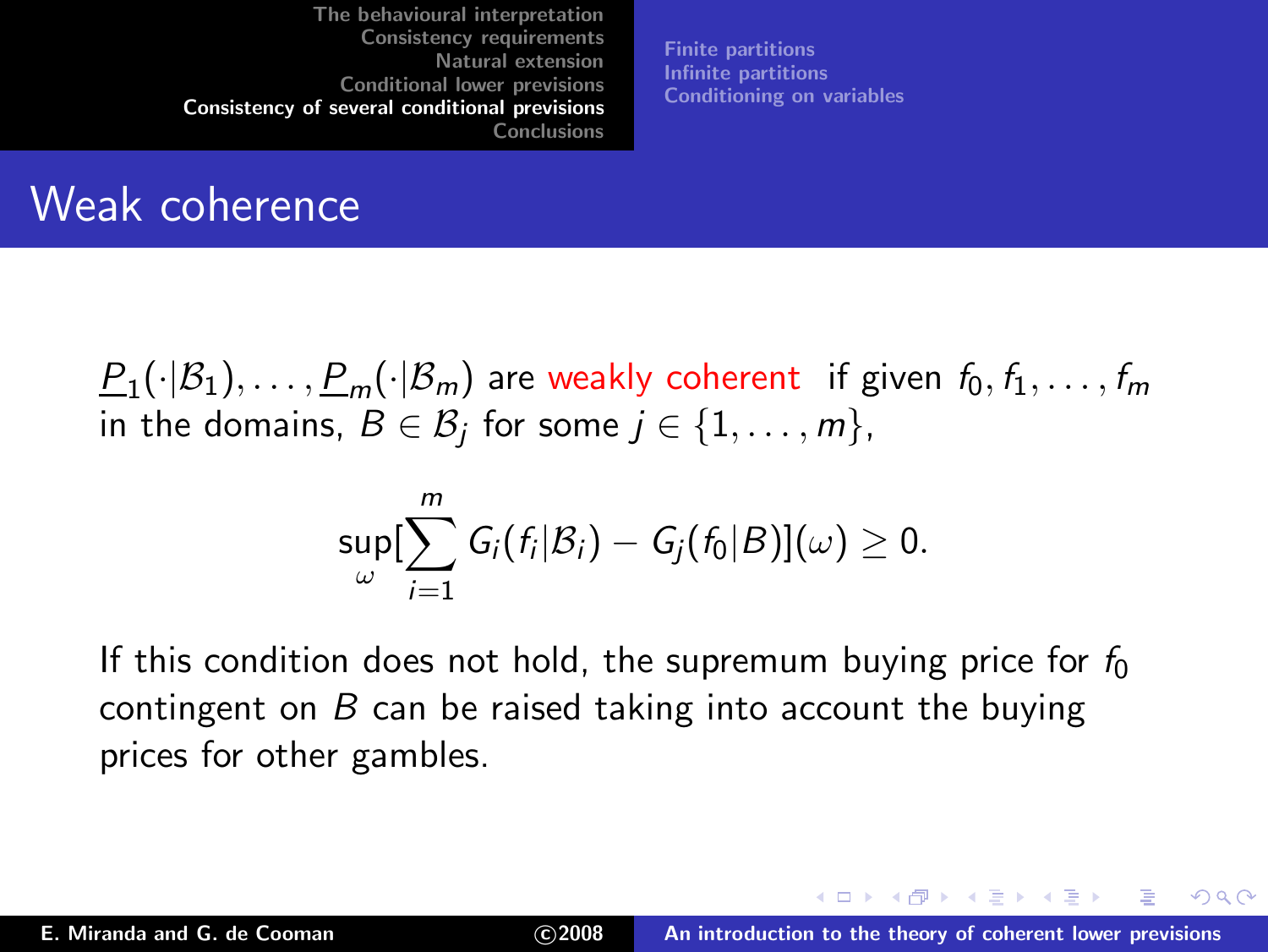# Weak coherence

$\underline{P}_1(\cdot|\mathcal{B}_1), \ldots, \underline{P}_m(\cdot|\mathcal{B}_m)$ are weakly coherent if given $f_0, f_1, \ldots, f_m$ in the domains, $B \in \mathcal{B}_j$ for some $j \in \{1, \ldots, m\}$,

$$\sup_{\omega}[\sum_{i=1}^{m} G_i(f_i|\mathcal{B}_i) - G_j(f_0|B)](\omega) \geq 0.$$

If this condition does not hold, the supremum buying price for $f_0$ contingent on $B$ can be raised taking into account the buying prices for other gambles.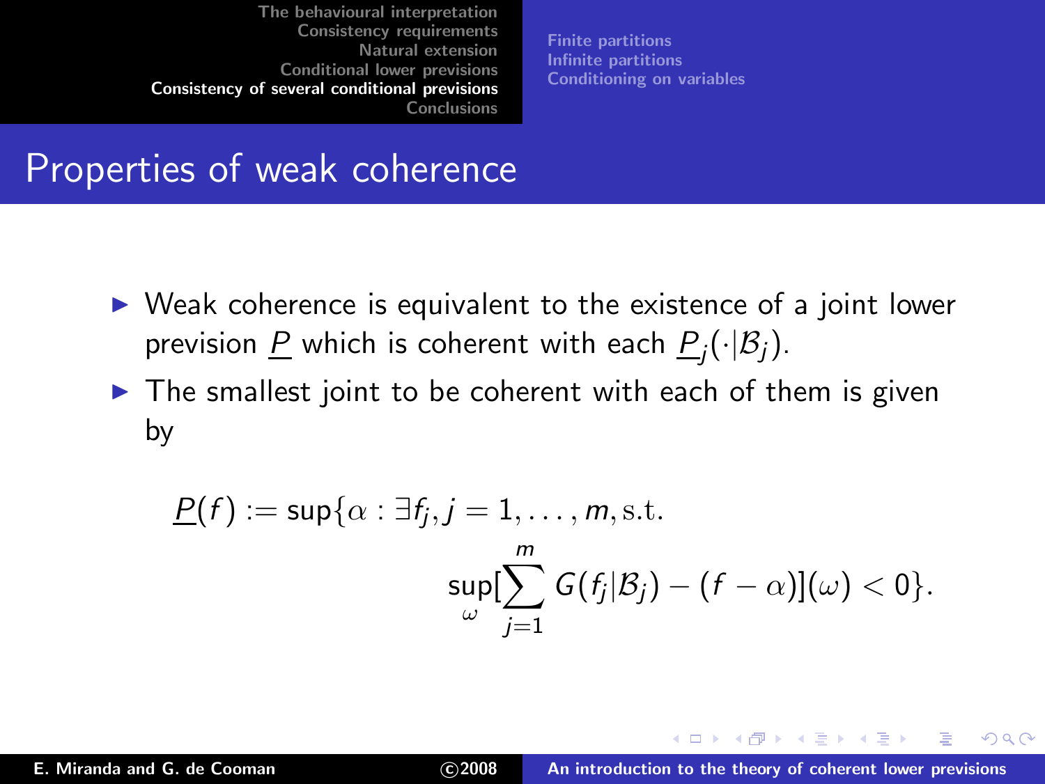# Properties of weak coherence

- Weak coherence is equivalent to the existence of a joint lower prevision $\underline{P}$ which is coherent with each $\underline{P}_j(\cdot|\mathcal{B}_j)$.
- The smallest joint to be coherent with each of them is given by

$$\underline{P}(f) := \sup\{\alpha : \exists f_j, j = 1, \dots, m, \text{s.t.} \sup_{\omega}[\sum_{j=1}^{m} G(f_j|\mathcal{B}_j) - (f - \alpha)](\omega) < 0\}.$$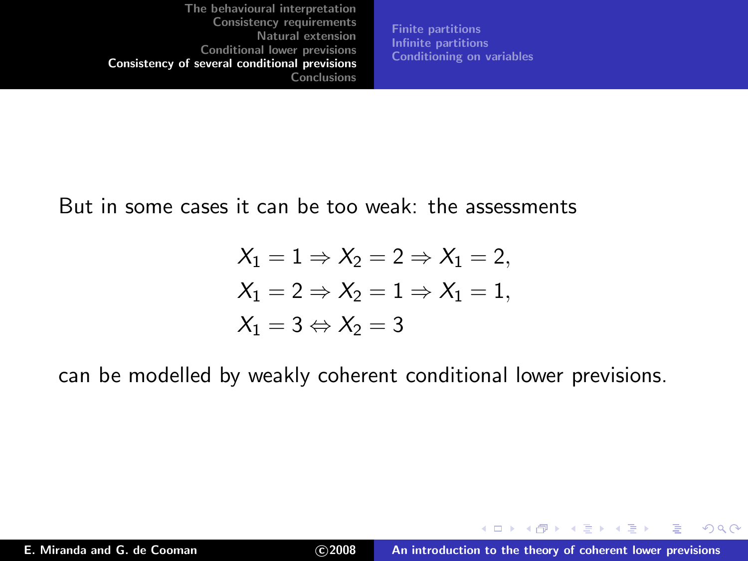But in some cases it can be too weak: the assessments

$$
\begin{aligned}
X_1 = 1 &\Rightarrow X_2 = 2 \Rightarrow X_1 = 2, \\
X_1 = 2 &\Rightarrow X_2 = 1 \Rightarrow X_1 = 1, \\
X_1 = 3 &\Leftrightarrow X_2 = 3
\end{aligned}
$$

can be modelled by weakly coherent conditional lower previsions.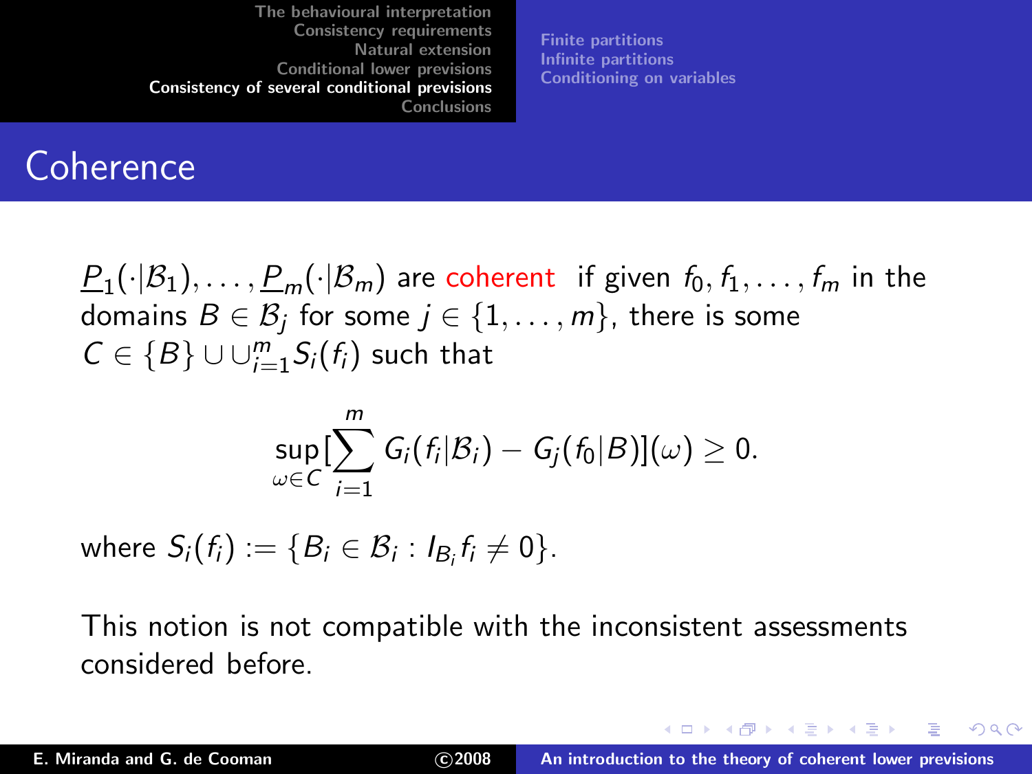# Coherence

$\underline{P}_1(\cdot|\mathcal{B}_1), \ldots, \underline{P}_m(\cdot|\mathcal{B}_m)$ are coherent if given $f_0, f_1, \ldots, f_m$ in the domains $B \in \mathcal{B}_j$ for some $j \in \{1, \ldots, m\}$, there is some $C \in \{B\} \cup \cup_{i=1}^m S_i(f_i)$ such that

$$\sup_{\omega \in C} [\sum_{i=1}^{m} G_i(f_i|\mathcal{B}_i) - G_j(f_0|B)](\omega) \geq 0.$$

where $S_i(f_i) := \{B_i \in \mathcal{B}_i : I_{B_i} f_i \neq 0\}$.

This notion is not compatible with the inconsistent assessments considered before.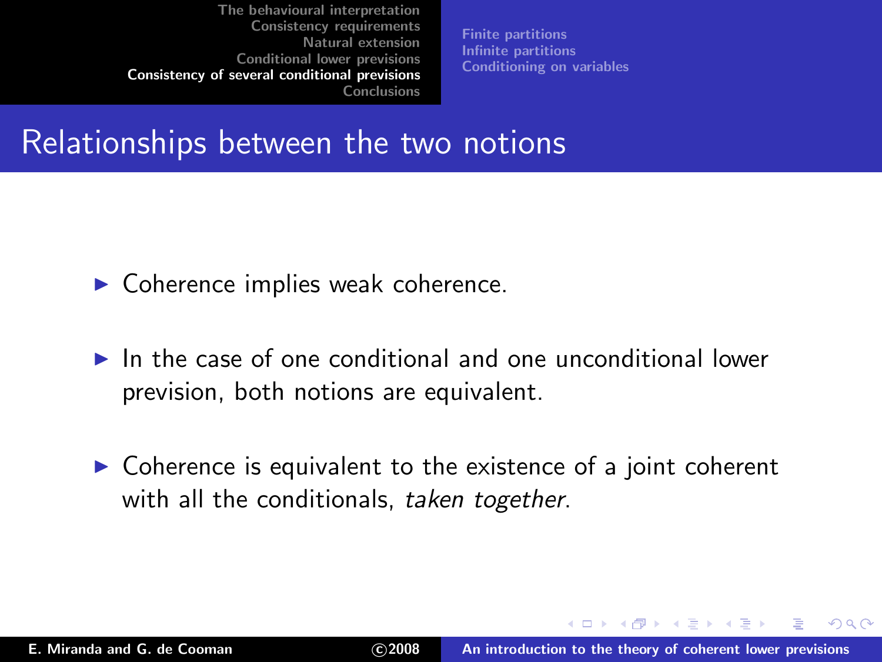## Relationships between the two notions

- Coherence implies weak coherence.
- In the case of one conditional and one unconditional lower prevision, both notions are equivalent.
- Coherence is equivalent to the existence of a joint coherent with all the conditionals, *taken together*.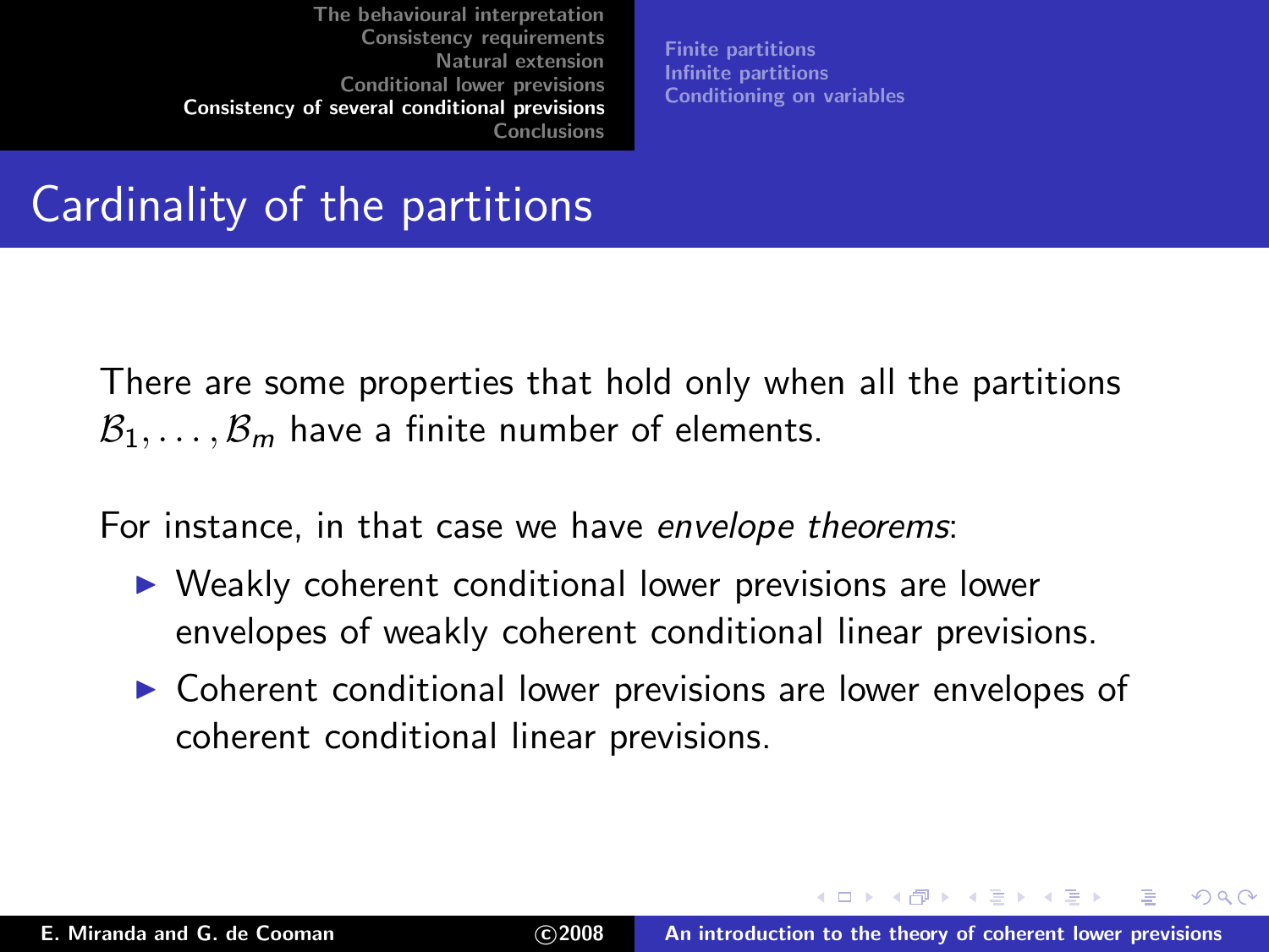# Cardinality of the partitions

There are some properties that hold only when all the partitions $\mathcal{B}_1, \ldots, \mathcal{B}_m$ have a finite number of elements.

For instance, in that case we have *envelope theorems*:

- Weakly coherent conditional lower previsions are lower envelopes of weakly coherent conditional linear previsions.
- Coherent conditional lower previsions are lower envelopes of coherent conditional linear previsions.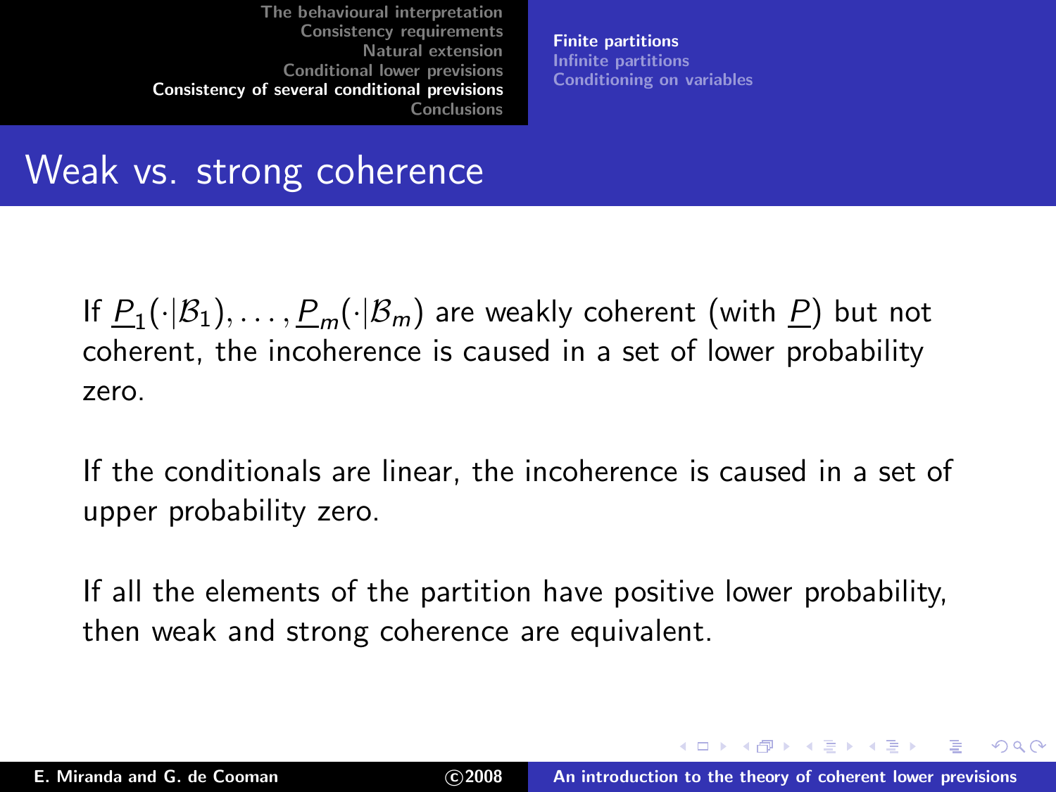# Weak vs. strong coherence

If $\underline{P}_1(\cdot|\mathcal{B}_1), \ldots, \underline{P}_m(\cdot|\mathcal{B}_m)$ are weakly coherent (with $\underline{P}$) but not coherent, the incoherence is caused in a set of lower probability zero.

If the conditionals are linear, the incoherence is caused in a set of upper probability zero.

If all the elements of the partition have positive lower probability, then weak and strong coherence are equivalent.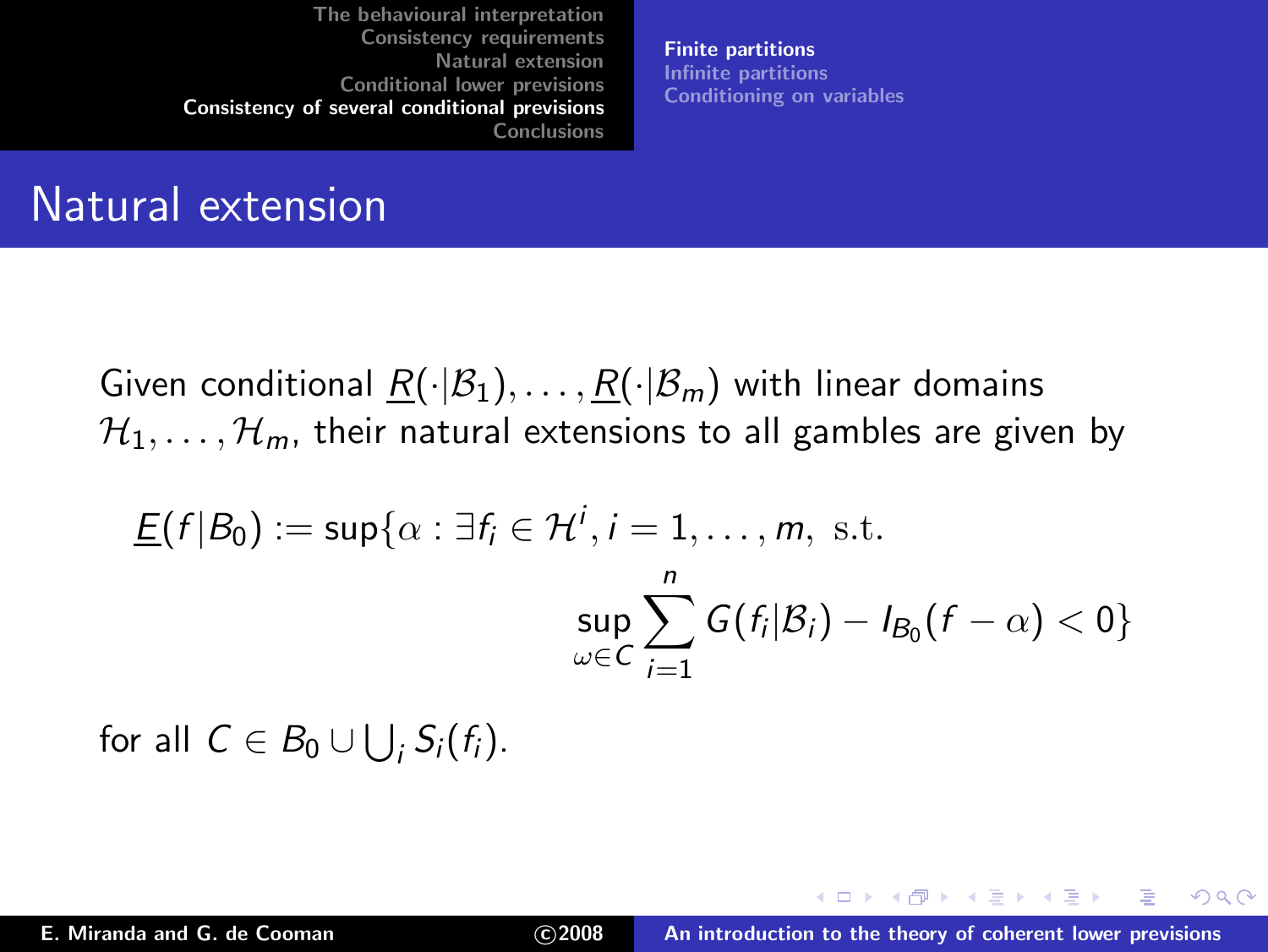# Natural extension

Given conditional $\underline{R}(\cdot|\mathcal{B}_1), \ldots, \underline{R}(\cdot|\mathcal{B}_m)$ with linear domains $\mathcal{H}_1, \ldots, \mathcal{H}_m$, their natural extensions to all gambles are given by

$$\underline{E}(f|B_0) := \sup\{\alpha : \exists f_i \in \mathcal{H}^i, i = 1, \ldots, m, \text{ s.t.} \\ \sup_{\omega \in C} \sum_{i=1}^{n} G(f_i|\mathcal{B}_i) - I_{B_0}(f - \alpha) < 0\}$$

for all $C \in B_0 \cup \bigcup_i S_i(f_i)$.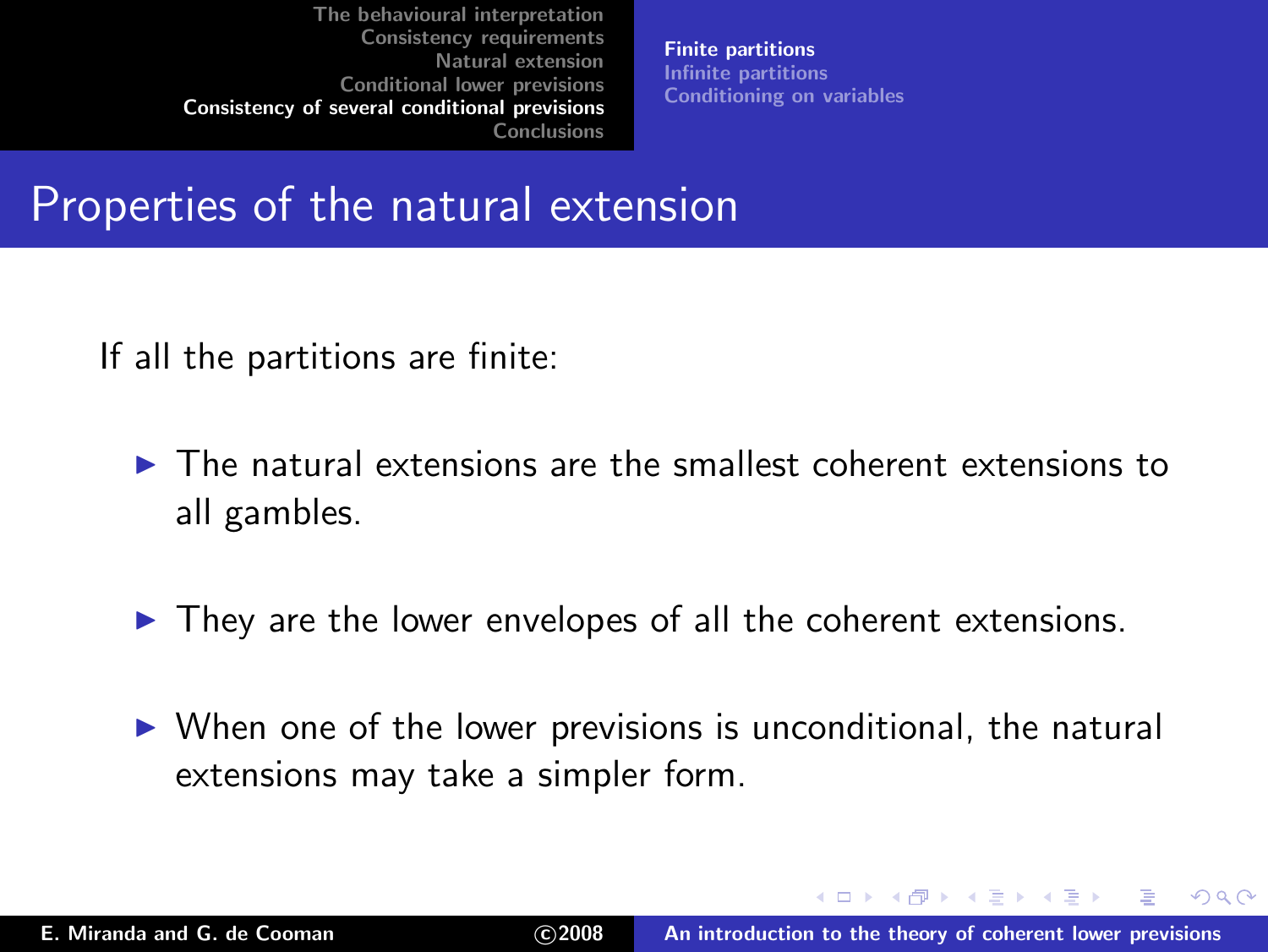# Properties of the natural extension

If all the partitions are finite:

- The natural extensions are the smallest coherent extensions to all gambles.
- They are the lower envelopes of all the coherent extensions.
- When one of the lower previsions is unconditional, the natural extensions may take a simpler form.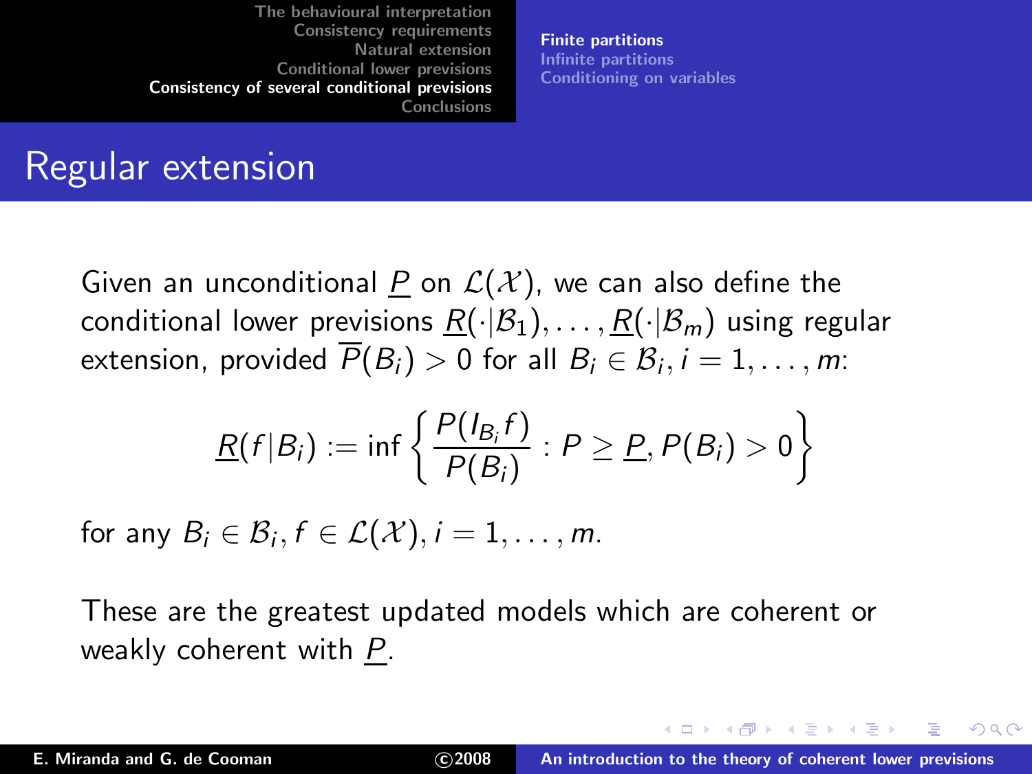# Regular extension

Given an unconditional $\underline{P}$ on $\mathcal{L}(\mathcal{X})$, we can also define the conditional lower previsions $\underline{R}(\cdot|\mathcal{B}_1), \ldots, \underline{R}(\cdot|\mathcal{B}_m)$ using regular extension, provided $\overline{P}(B_i) > 0$ for all $B_i \in \mathcal{B}_i, i = 1, \ldots, m$:

$$\underline{R}(f|B_i) := \inf \left\{ \frac{P(I_{B_i} f)}{P(B_i)} : P \geq \underline{P}, P(B_i) > 0 \right\}$$

for any $B_i \in \mathcal{B}_i, f \in \mathcal{L}(\mathcal{X}), i = 1, \ldots, m$.

These are the greatest updated models which are coherent or weakly coherent with $\underline{P}$.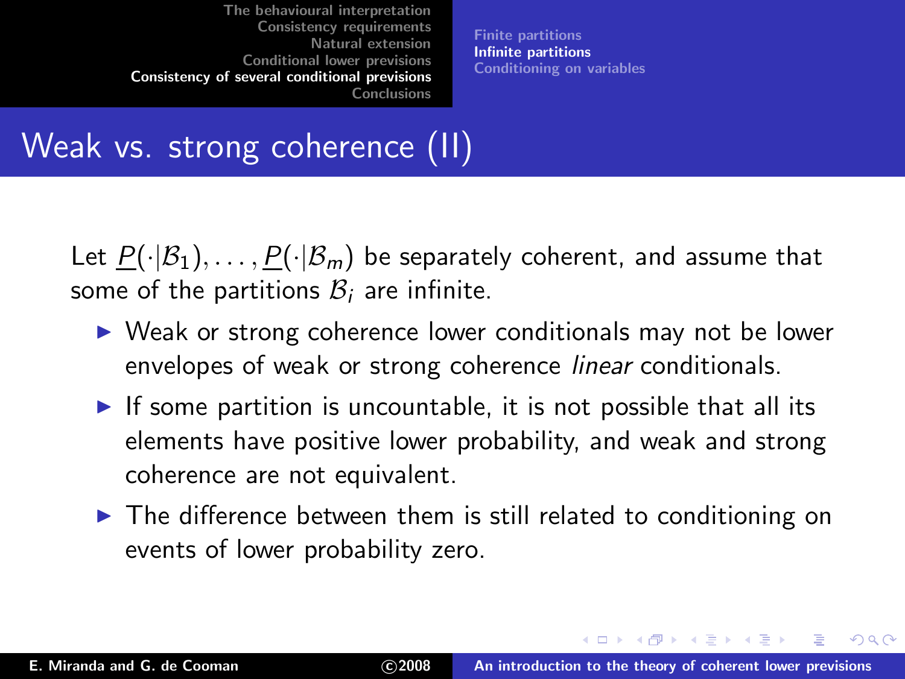# Weak vs. strong coherence (II)

Let $\underline{P}(\cdot|\mathcal{B}_1), \ldots, \underline{P}(\cdot|\mathcal{B}_m)$ be separately coherent, and assume that some of the partitions $\mathcal{B}_i$ are infinite.

- Weak or strong coherence lower conditionals may not be lower envelopes of weak or strong coherence *linear* conditionals.
- If some partition is uncountable, it is not possible that all its elements have positive lower probability, and weak and strong coherence are not equivalent.
- The difference between them is still related to conditioning on events of lower probability zero.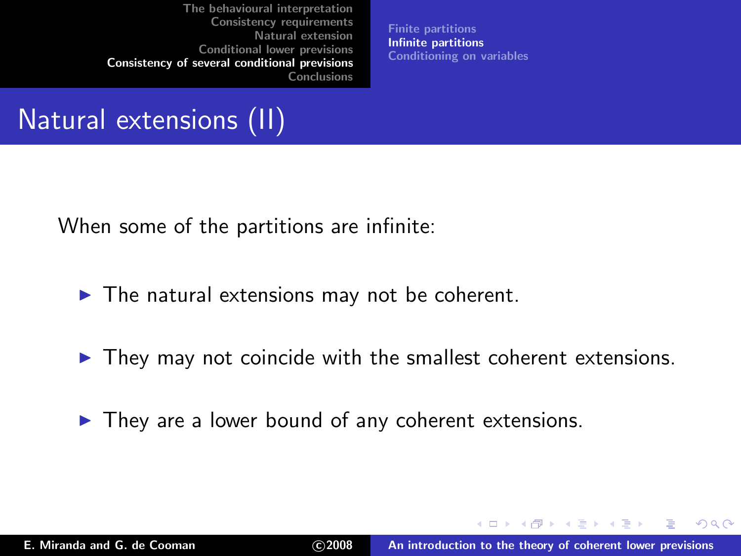# Natural extensions (II)

When some of the partitions are infinite:

- The natural extensions may not be coherent.
- They may not coincide with the smallest coherent extensions.
- They are a lower bound of any coherent extensions.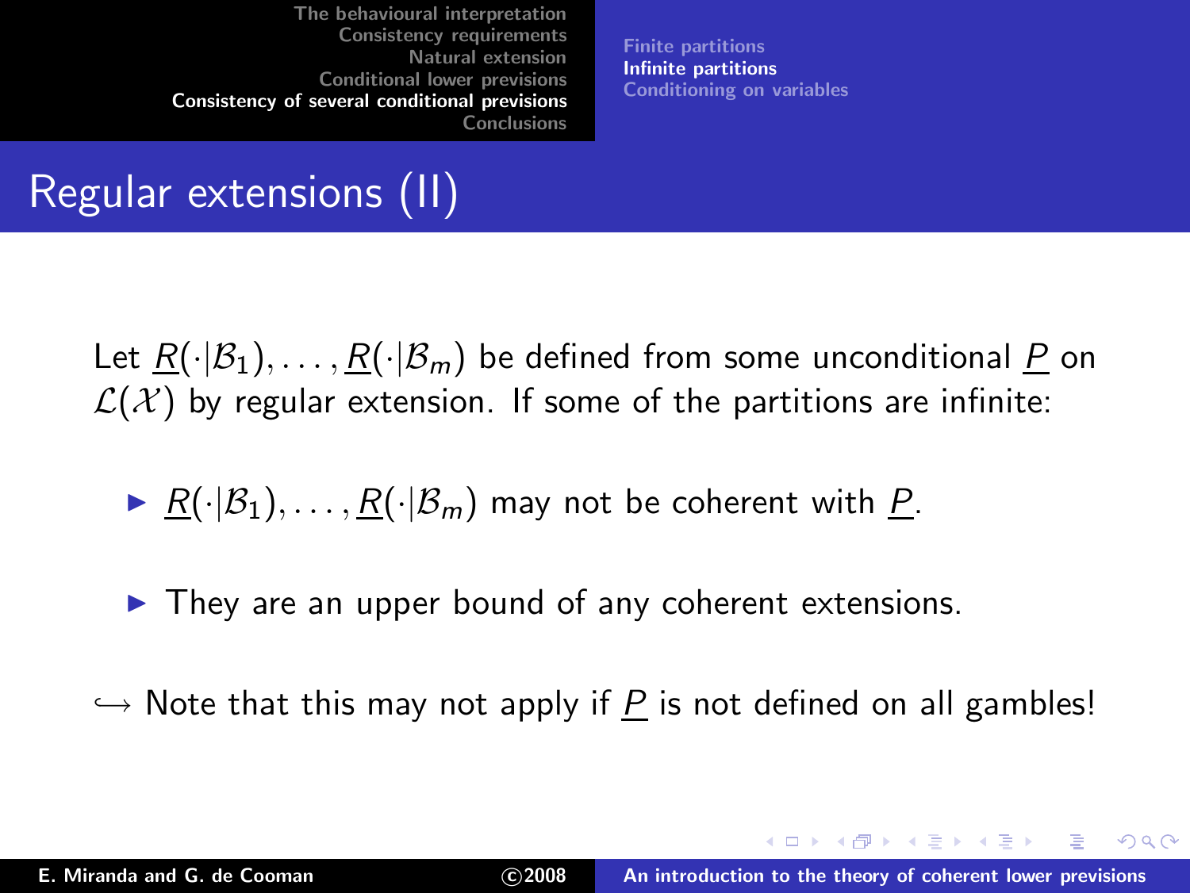# Regular extensions (II)

Let $\underline{R}(\cdot|\mathcal{B}_1), \dots, \underline{R}(\cdot|\mathcal{B}_m)$ be defined from some unconditional $\underline{P}$ on $\mathcal{L}(\mathcal{X})$ by regular extension. If some of the partitions are infinite:

- $\underline{R}(\cdot|\mathcal{B}_1), \dots, \underline{R}(\cdot|\mathcal{B}_m)$ may not be coherent with $\underline{P}$.
- They are an upper bound of any coherent extensions.

$\hookrightarrow$ Note that this may not apply if $\underline{P}$ is not defined on all gambles!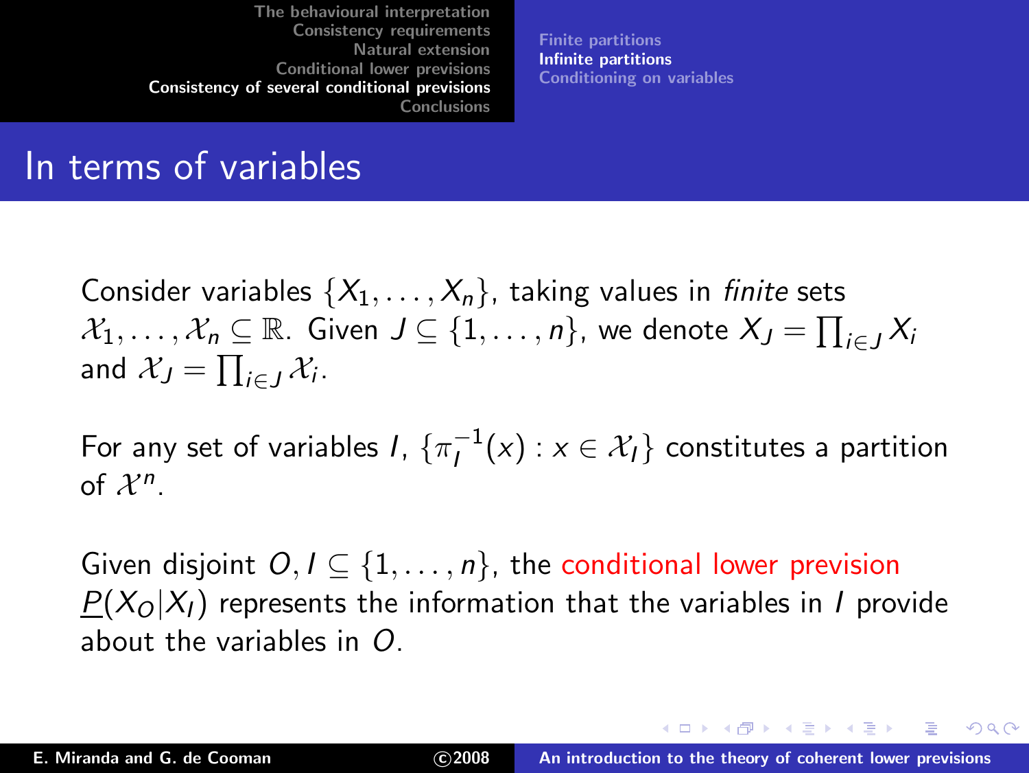## In terms of variables

Consider variables $\{X_1, \ldots, X_n\}$, taking values in *finite* sets $\mathcal{X}_1, \ldots, \mathcal{X}_n \subseteq \mathbb{R}$. Given $J \subseteq \{1, \ldots, n\}$, we denote $X_J = \prod_{i \in J} X_i$ and $\mathcal{X}_J = \prod_{i \in J} \mathcal{X}_i$.

For any set of variables $I$, $\{\pi_I^{-1}(x) : x \in \mathcal{X}_I\}$ constitutes a partition of $\mathcal{X}^n$.

Given disjoint $O, I \subseteq \{1, \ldots, n\}$, the conditional lower prevision $\underline{P}(X_O|X_I)$ represents the information that the variables in $I$ provide about the variables in $O$.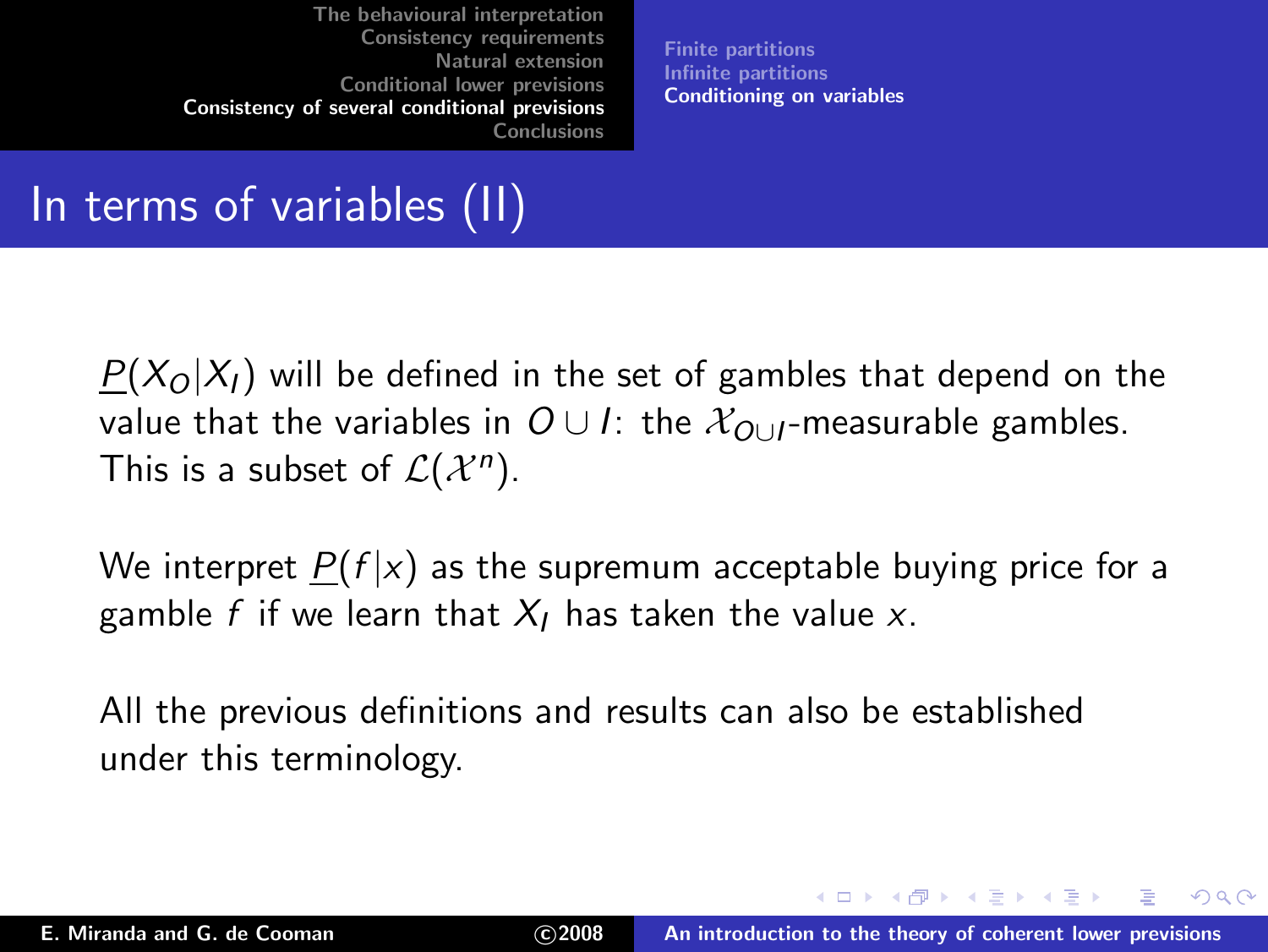## In terms of variables (II)

$\underline{P}(X_O|X_I)$ will be defined in the set of gambles that depend on the value that the variables in $O \cup I$: the $\mathcal{X}_{O\cup I}$-measurable gambles. This is a subset of $\mathcal{L}(\mathcal{X}^n)$.

We interpret $\underline{P}(f|x)$ as the supremum acceptable buying price for a gamble $f$ if we learn that $X_I$ has taken the value $x$.

All the previous definitions and results can also be established under this terminology.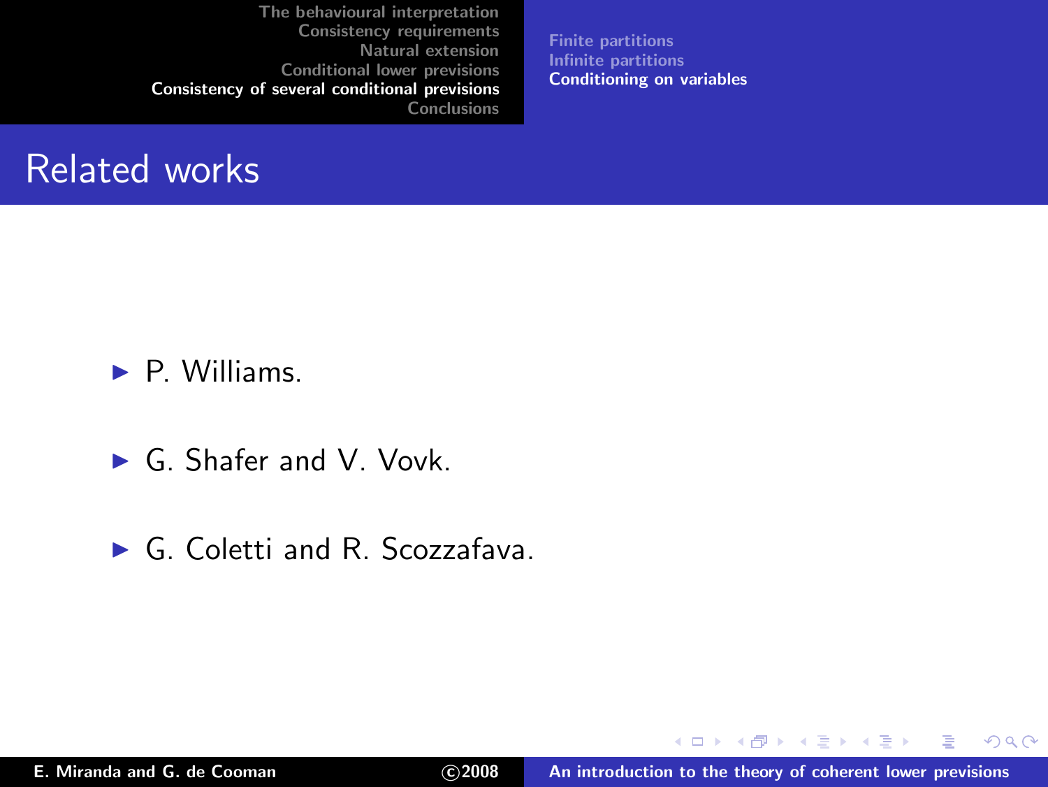## Related works

- P. Williams.
- G. Shafer and V. Vovk.
- G. Coletti and R. Scozzafava.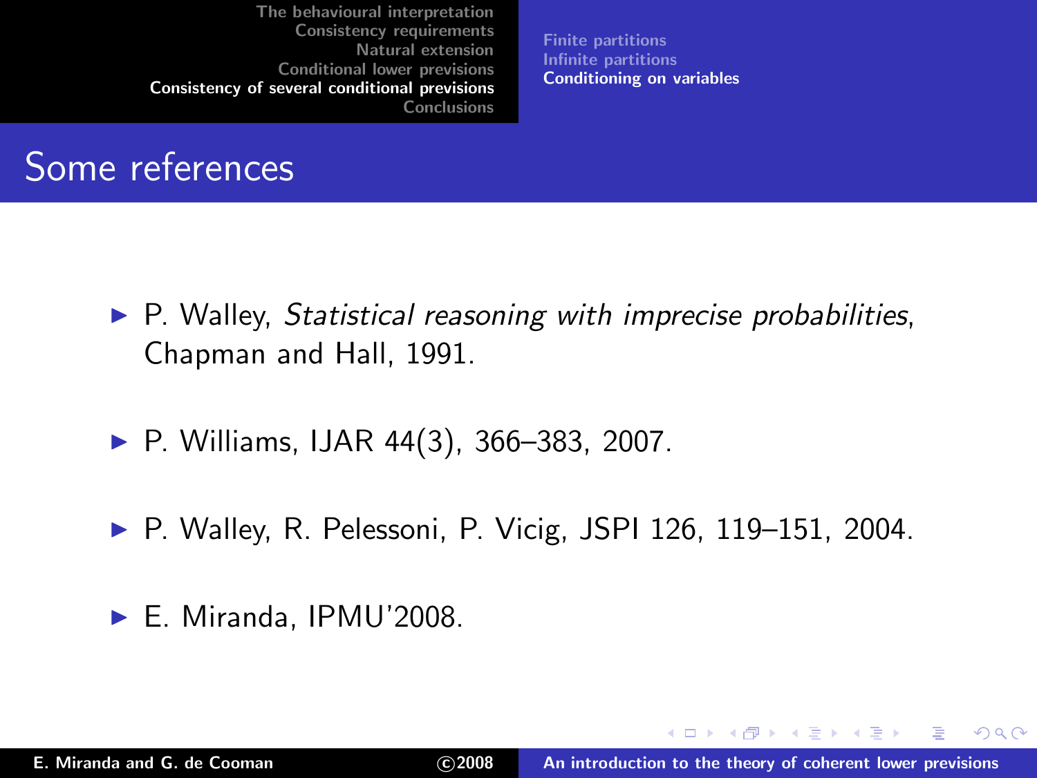## Some references

- P. Walley, *Statistical reasoning with imprecise probabilities*, Chapman and Hall, 1991.
- P. Williams, IJAR 44(3), 366–383, 2007.
- P. Walley, R. Pelessoni, P. Vicig, JSPI 126, 119–151, 2004.
- E. Miranda, IPMU'2008.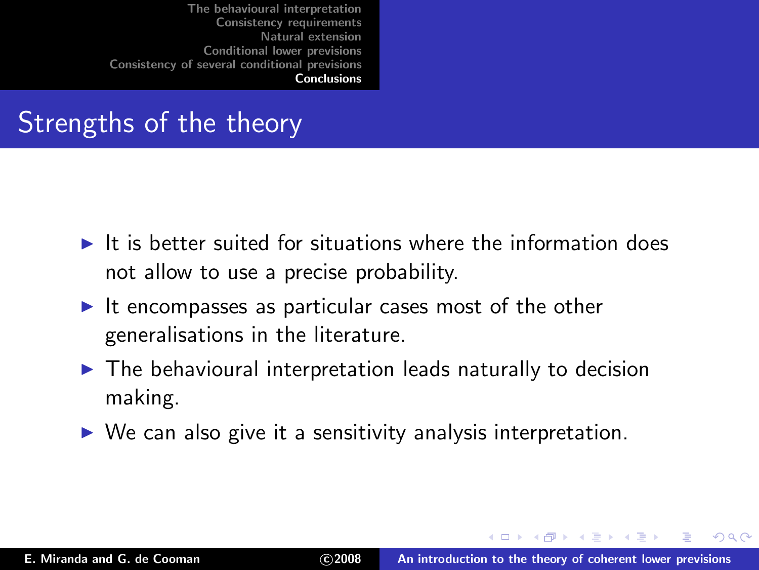## Strengths of the theory

- It is better suited for situations where the information does not allow to use a precise probability.
- It encompasses as particular cases most of the other generalisations in the literature.
- The behavioural interpretation leads naturally to decision making.
- We can also give it a sensitivity analysis interpretation.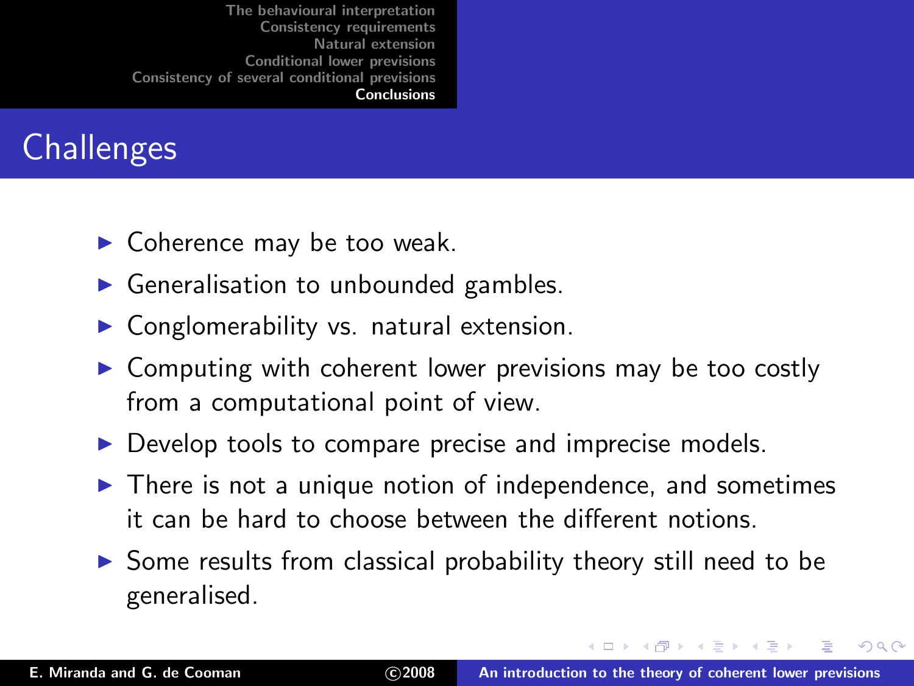## Challenges

- Coherence may be too weak.
- Generalisation to unbounded gambles.
- Conglomerability vs. natural extension.
- Computing with coherent lower previsions may be too costly from a computational point of view.
- Develop tools to compare precise and imprecise models.
- There is not a unique notion of independence, and sometimes it can be hard to choose between the different notions.
- Some results from classical probability theory still need to be generalised.